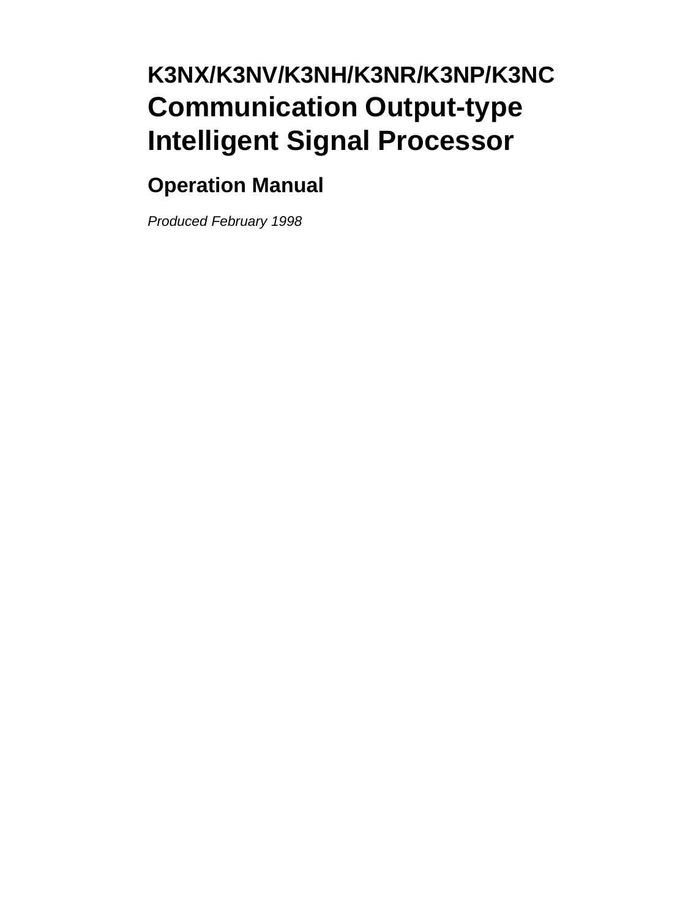# K3NX/K3NV/K3NH/K3NR/K3NP/K3NC Communication Output-type Intelligent Signal Processor

## Operation Manual

*Produced February 1998*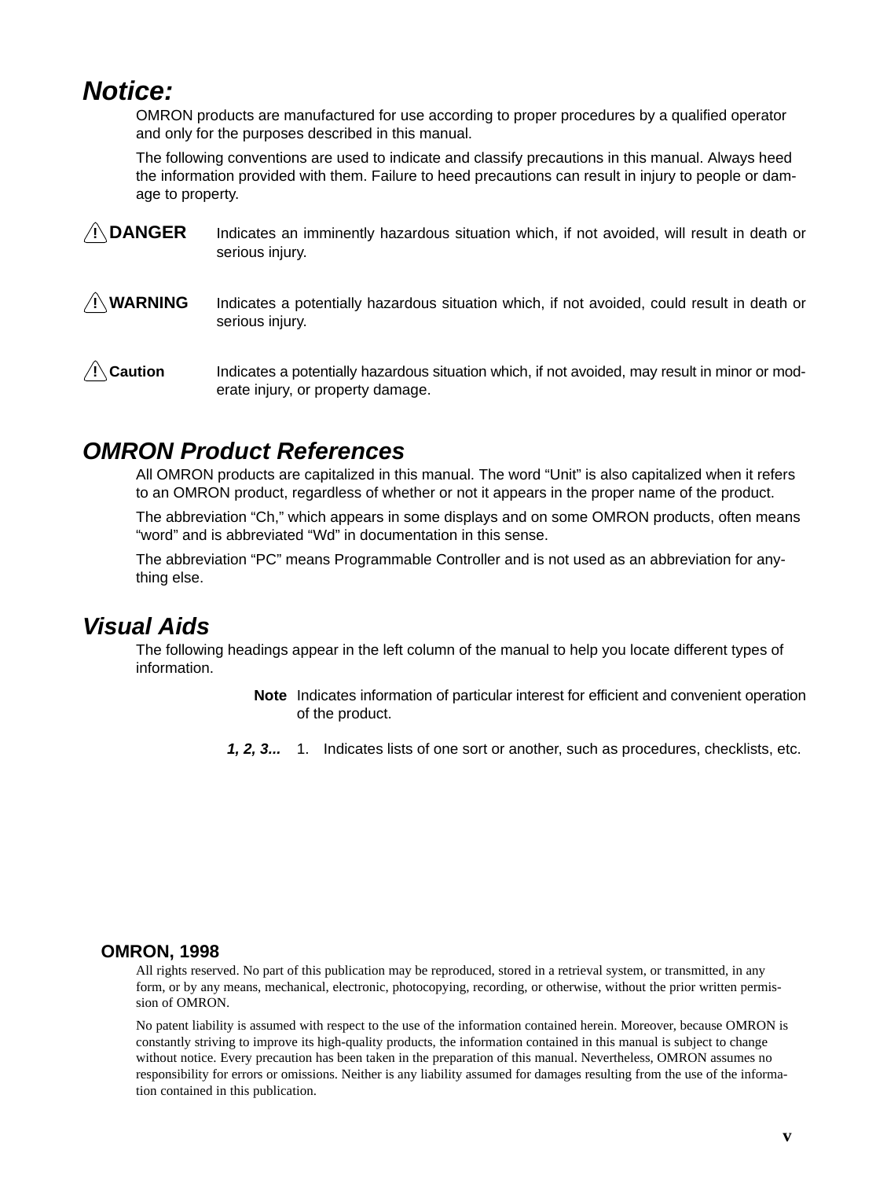## *Notice:*

OMRON products are manufactured for use according to proper procedures by a qualified operator and only for the purposes described in this manual.

The following conventions are used to indicate and classify precautions in this manual. Always heed the information provided with them. Failure to heed precautions can result in injury to people or damage to property.

**⚠ DANGER** Indicates an imminently hazardous situation which, if not avoided, will result in death or serious injury.

**⚠ WARNING** Indicates a potentially hazardous situation which, if not avoided, could result in death or serious injury.

**⚠ Caution** Indicates a potentially hazardous situation which, if not avoided, may result in minor or moderate injury, or property damage.

## *OMRON Product References*

All OMRON products are capitalized in this manual. The word “Unit” is also capitalized when it refers to an OMRON product, regardless of whether or not it appears in the proper name of the product.

The abbreviation “Ch,” which appears in some displays and on some OMRON products, often means “word” and is abbreviated “Wd” in documentation in this sense.

The abbreviation “PC” means Programmable Controller and is not used as an abbreviation for anything else.

## *Visual Aids*

The following headings appear in the left column of the manual to help you locate different types of information.

**Note** Indicates information of particular interest for efficient and convenient operation of the product.

***1, 2, 3...*** 1. Indicates lists of one sort or another, such as procedures, checklists, etc.

**OMRON, 1998**

All rights reserved. No part of this publication may be reproduced, stored in a retrieval system, or transmitted, in any form, or by any means, mechanical, electronic, photocopying, recording, or otherwise, without the prior written permission of OMRON.

No patent liability is assumed with respect to the use of the information contained herein. Moreover, because OMRON is constantly striving to improve its high-quality products, the information contained in this manual is subject to change without notice. Every precaution has been taken in the preparation of this manual. Nevertheless, OMRON assumes no responsibility for errors or omissions. Neither is any liability assumed for damages resulting from the use of the information contained in this publication.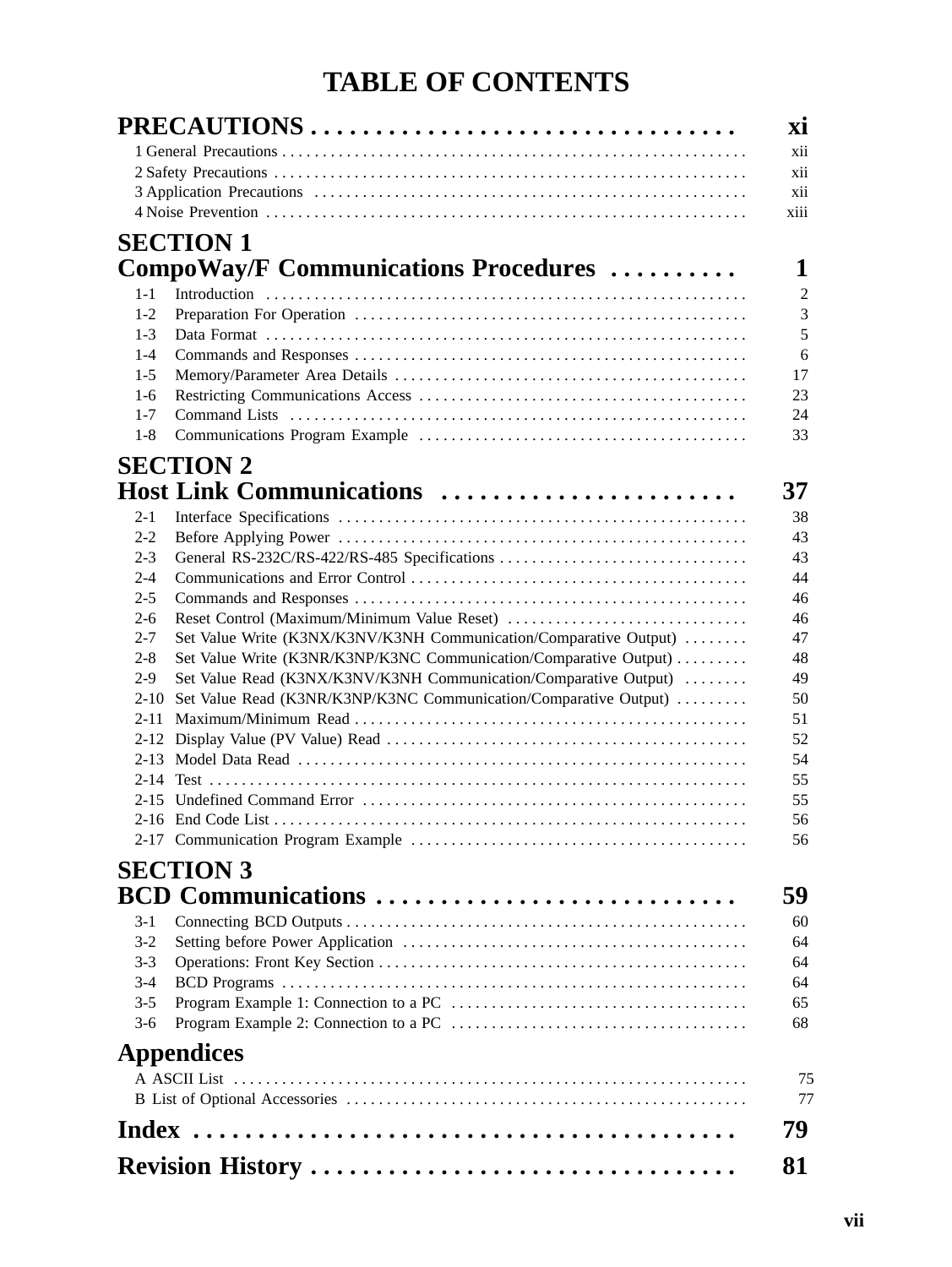# TABLE OF CONTENTS

**PRECAUTIONS** . . . . . . . . . . . . . . . . . . . . . . . . . . . . . . . . **xi**

1 General Precautions . . . . . . . . . . . . . . . . . . . . . . . . . . . . . . . . xii
2 Safety Precautions . . . . . . . . . . . . . . . . . . . . . . . . . . . . . . . . xii
3 Application Precautions . . . . . . . . . . . . . . . . . . . . . . . . . . . . . . . . xii
4 Noise Prevention . . . . . . . . . . . . . . . . . . . . . . . . . . . . . . . . xiii

**SECTION 1**
**CompoWay/F Communications Procedures** . . . . . . . . . . **1**

1-1 Introduction . . . . . . . . . . . . . . . . . . . . . . . . . . . . . . . . 2
1-2 Preparation For Operation . . . . . . . . . . . . . . . . . . . . . . . . . . . . . . . . 3
1-3 Data Format . . . . . . . . . . . . . . . . . . . . . . . . . . . . . . . . 5
1-4 Commands and Responses . . . . . . . . . . . . . . . . . . . . . . . . . . . . . . . . 6
1-5 Memory/Parameter Area Details . . . . . . . . . . . . . . . . . . . . . . . . . . . . . . . . 17
1-6 Restricting Communications Access . . . . . . . . . . . . . . . . . . . . . . . . . . . . . . . . 23
1-7 Command Lists . . . . . . . . . . . . . . . . . . . . . . . . . . . . . . . . 24
1-8 Communications Program Example . . . . . . . . . . . . . . . . . . . . . . . . . . . . . . . . 33

**SECTION 2**
**Host Link Communications** . . . . . . . . . . . . . . . . . . . . . . **37**

2-1 Interface Specifications . . . . . . . . . . . . . . . . . . . . . . . . . . . . . . . . 38
2-2 Before Applying Power . . . . . . . . . . . . . . . . . . . . . . . . . . . . . . . . 43
2-3 General RS-232C/RS-422/RS-485 Specifications . . . . . . . . . . . . . . . . . . . . . . . . . . . . . . . . 43
2-4 Communications and Error Control . . . . . . . . . . . . . . . . . . . . . . . . . . . . . . . . 44
2-5 Commands and Responses . . . . . . . . . . . . . . . . . . . . . . . . . . . . . . . . 46
2-6 Reset Control (Maximum/Minimum Value Reset) . . . . . . . . . . . . . . . . . . . . . . . . . . . . . . . . 46
2-7 Set Value Write (K3NX/K3NV/K3NH Communication/Comparative Output) . . . . . . . . 47
2-8 Set Value Write (K3NR/K3NP/K3NC Communication/Comparative Output) . . . . . . . . . 48
2-9 Set Value Read (K3NX/K3NV/K3NH Communication/Comparative Output) . . . . . . . . 49
2-10 Set Value Read (K3NR/K3NP/K3NC Communication/Comparative Output) . . . . . . . . . 50
2-11 Maximum/Minimum Read . . . . . . . . . . . . . . . . . . . . . . . . . . . . . . . . 51
2-12 Display Value (PV Value) Read . . . . . . . . . . . . . . . . . . . . . . . . . . . . . . . . 52
2-13 Model Data Read . . . . . . . . . . . . . . . . . . . . . . . . . . . . . . . . 54
2-14 Test . . . . . . . . . . . . . . . . . . . . . . . . . . . . . . . . 55
2-15 Undefined Command Error . . . . . . . . . . . . . . . . . . . . . . . . . . . . . . . . 55
2-16 End Code List . . . . . . . . . . . . . . . . . . . . . . . . . . . . . . . . 56
2-17 Communication Program Example . . . . . . . . . . . . . . . . . . . . . . . . . . . . . . . . 56

**SECTION 3**
**BCD Communications** . . . . . . . . . . . . . . . . . . . . . . . . . . . **59**

3-1 Connecting BCD Outputs . . . . . . . . . . . . . . . . . . . . . . . . . . . . . . . . 60
3-2 Setting before Power Application . . . . . . . . . . . . . . . . . . . . . . . . . . . . . . . . 64
3-3 Operations: Front Key Section . . . . . . . . . . . . . . . . . . . . . . . . . . . . . . . . 64
3-4 BCD Programs . . . . . . . . . . . . . . . . . . . . . . . . . . . . . . . . 64
3-5 Program Example 1: Connection to a PC . . . . . . . . . . . . . . . . . . . . . . . . . . . . . . . . 65
3-6 Program Example 2: Connection to a PC . . . . . . . . . . . . . . . . . . . . . . . . . . . . . . . . 68

**Appendices**

A ASCII List . . . . . . . . . . . . . . . . . . . . . . . . . . . . . . . . 75
B List of Optional Accessories . . . . . . . . . . . . . . . . . . . . . . . . . . . . . . . . 77

**Index** . . . . . . . . . . . . . . . . . . . . . . . . . . . . . . . . . . . . . . . . **79**

**Revision History** . . . . . . . . . . . . . . . . . . . . . . . . . . . . . . . . **81**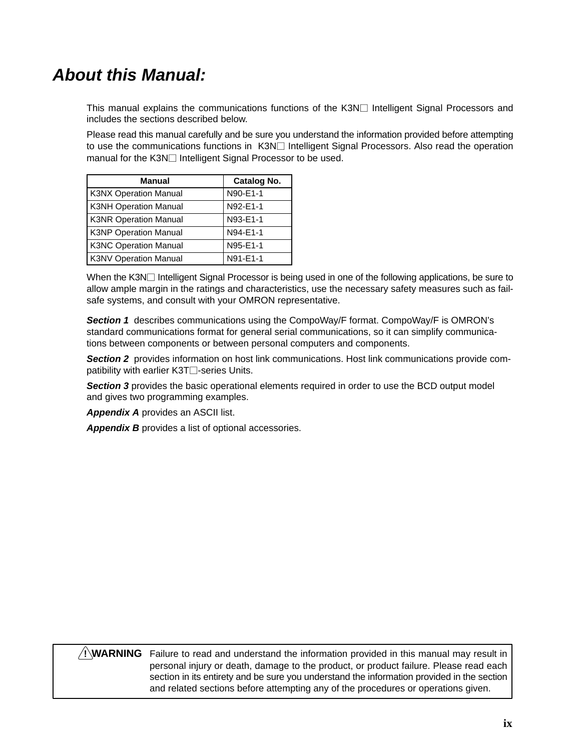# About this Manual:

This manual explains the communications functions of the K3N□ Intelligent Signal Processors and includes the sections described below.

Please read this manual carefully and be sure you understand the information provided before attempting to use the communications functions in K3N□ Intelligent Signal Processors. Also read the operation manual for the K3N□ Intelligent Signal Processor to be used.

| Manual | Catalog No. |
|---|---|
| K3NX Operation Manual | N90-E1-1 |
| K3NH Operation Manual | N92-E1-1 |
| K3NR Operation Manual | N93-E1-1 |
| K3NP Operation Manual | N94-E1-1 |
| K3NC Operation Manual | N95-E1-1 |
| K3NV Operation Manual | N91-E1-1 |

When the K3N□ Intelligent Signal Processor is being used in one of the following applications, be sure to allow ample margin in the ratings and characteristics, use the necessary safety measures such as fail-safe systems, and consult with your OMRON representative.

***Section 1*** describes communications using the CompoWay/F format. CompoWay/F is OMRON's standard communications format for general serial communications, so it can simplify communications between components or between personal computers and components.

***Section 2*** provides information on host link communications. Host link communications provide compatibility with earlier K3T□-series Units.

***Section 3*** provides the basic operational elements required in order to use the BCD output model and gives two programming examples.

***Appendix A*** provides an ASCII list.

***Appendix B*** provides a list of optional accessories.

**! WARNING** Failure to read and understand the information provided in this manual may result in personal injury or death, damage to the product, or product failure. Please read each section in its entirety and be sure you understand the information provided in the section and related sections before attempting any of the procedures or operations given.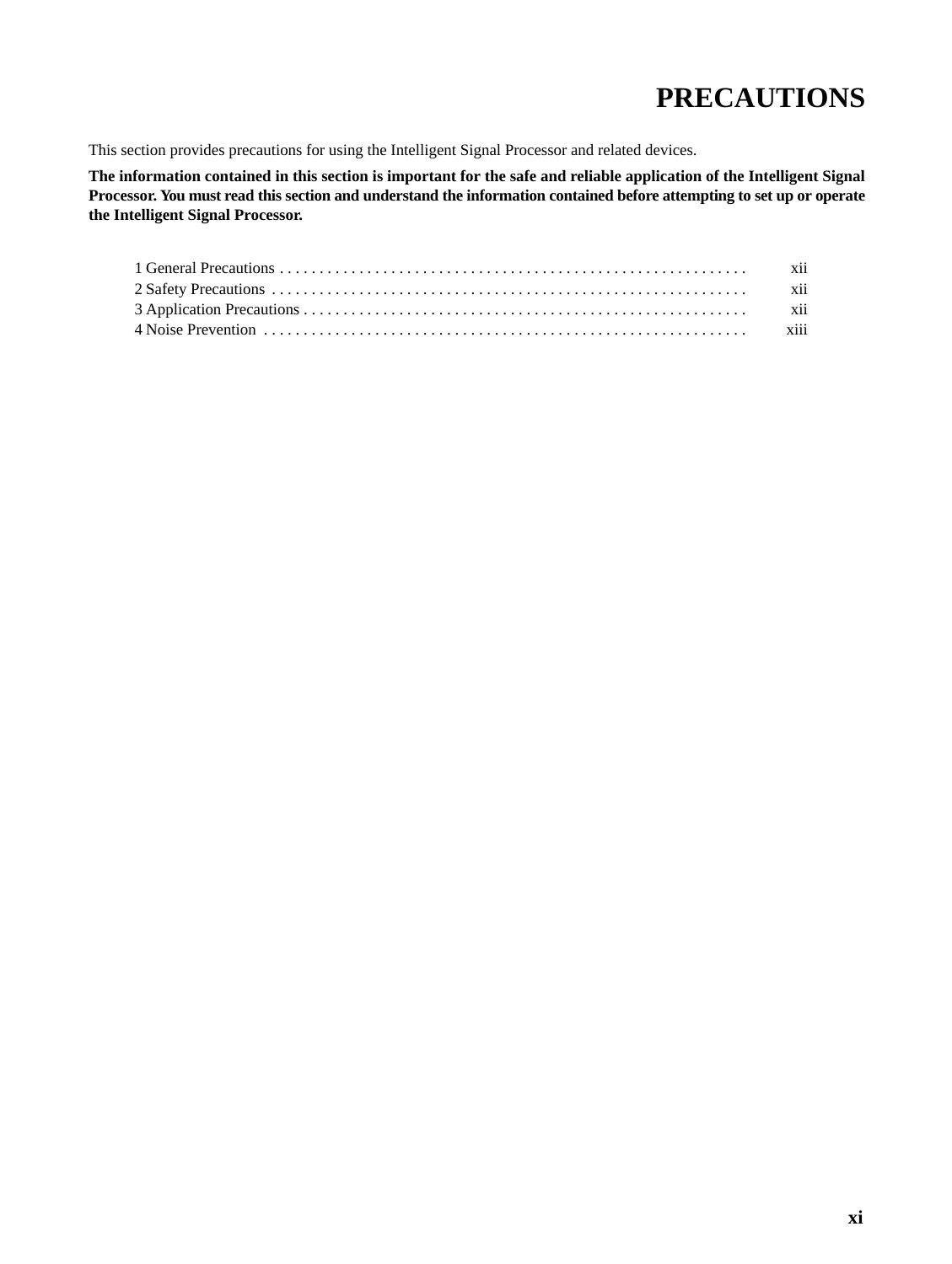# PRECAUTIONS

This section provides precautions for using the Intelligent Signal Processor and related devices.

**The information contained in this section is important for the safe and reliable application of the Intelligent Signal Processor. You must read this section and understand the information contained before attempting to set up or operate the Intelligent Signal Processor.**

1 General Precautions . . . . . . . . . . . . . . . . . . . . . . . . . . . . . . . . . . . . . . . . . . . . . . . . . . . . . . . . . . . xii
2 Safety Precautions . . . . . . . . . . . . . . . . . . . . . . . . . . . . . . . . . . . . . . . . . . . . . . . . . . . . . . . . . . . . xii
3 Application Precautions . . . . . . . . . . . . . . . . . . . . . . . . . . . . . . . . . . . . . . . . . . . . . . . . . . . . . . . . xii
4 Noise Prevention . . . . . . . . . . . . . . . . . . . . . . . . . . . . . . . . . . . . . . . . . . . . . . . . . . . . . . . . . . . . . xiii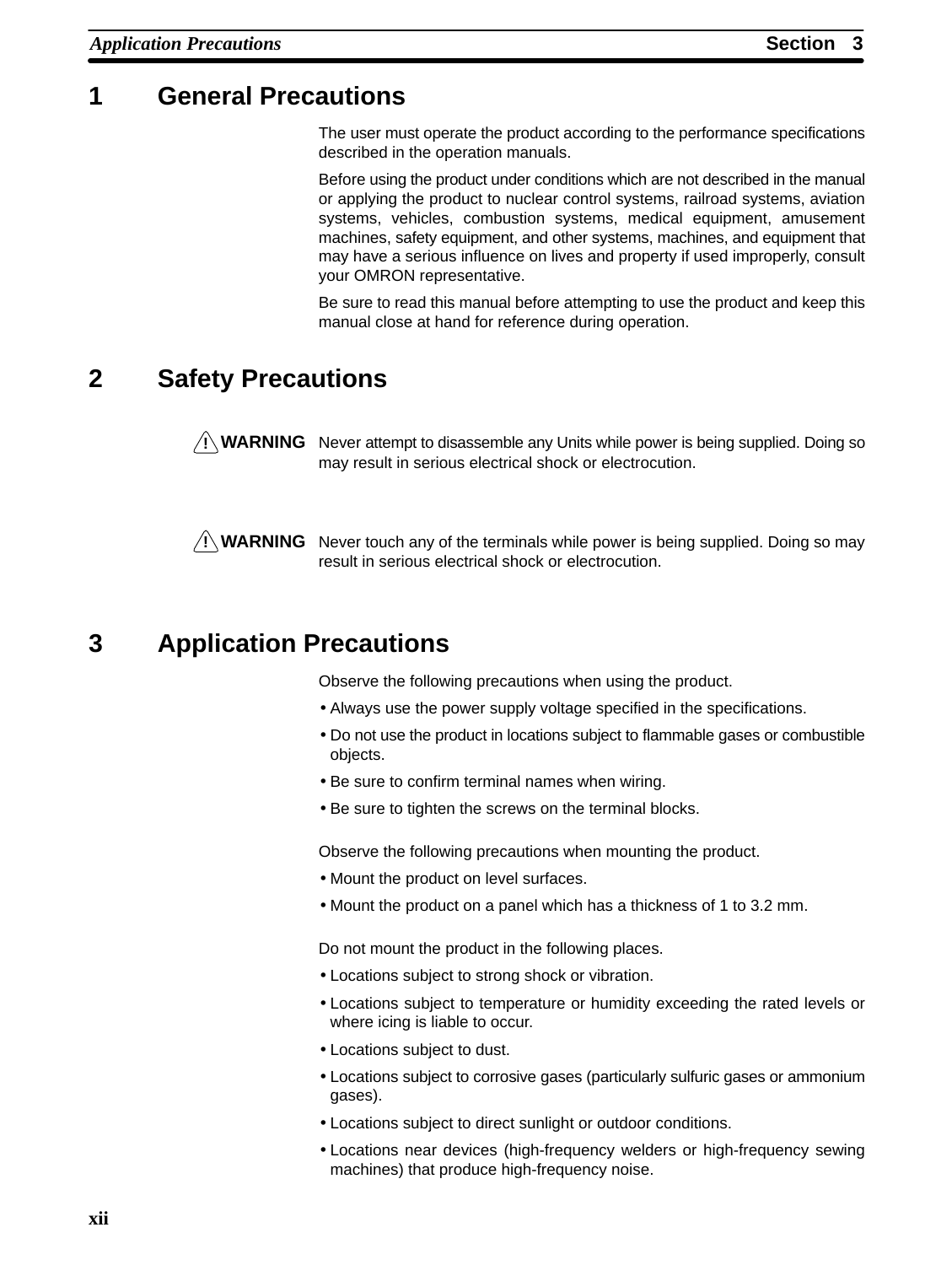## 1 General Precautions

The user must operate the product according to the performance specifications described in the operation manuals.

Before using the product under conditions which are not described in the manual or applying the product to nuclear control systems, railroad systems, aviation systems, vehicles, combustion systems, medical equipment, amusement machines, safety equipment, and other systems, machines, and equipment that may have a serious influence on lives and property if used improperly, consult your OMRON representative.

Be sure to read this manual before attempting to use the product and keep this manual close at hand for reference during operation.

## 2 Safety Precautions

**⚠ WARNING** Never attempt to disassemble any Units while power is being supplied. Doing so may result in serious electrical shock or electrocution.

**⚠ WARNING** Never touch any of the terminals while power is being supplied. Doing so may result in serious electrical shock or electrocution.

## 3 Application Precautions

Observe the following precautions when using the product.

- Always use the power supply voltage specified in the specifications.
- Do not use the product in locations subject to flammable gases or combustible objects.
- Be sure to confirm terminal names when wiring.
- Be sure to tighten the screws on the terminal blocks.

Observe the following precautions when mounting the product.

- Mount the product on level surfaces.
- Mount the product on a panel which has a thickness of 1 to 3.2 mm.

Do not mount the product in the following places.

- Locations subject to strong shock or vibration.
- Locations subject to temperature or humidity exceeding the rated levels or where icing is liable to occur.
- Locations subject to dust.
- Locations subject to corrosive gases (particularly sulfuric gases or ammonium gases).
- Locations subject to direct sunlight or outdoor conditions.
- Locations near devices (high-frequency welders or high-frequency sewing machines) that produce high-frequency noise.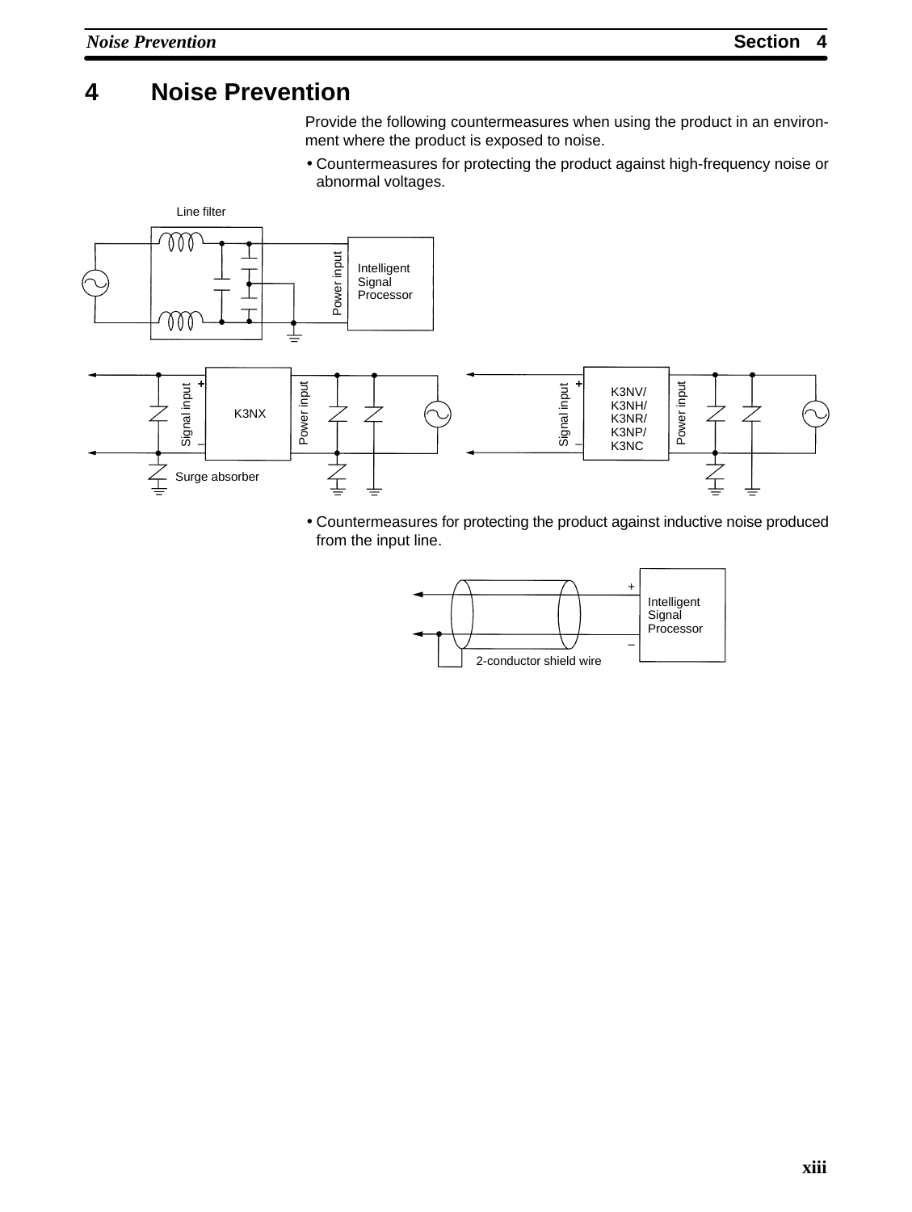# 4 Noise Prevention

Provide the following countermeasures when using the product in an environment where the product is exposed to noise.

- Countermeasures for protecting the product against high-frequency noise or abnormal voltages.

- Countermeasures for protecting the product against inductive noise produced from the input line.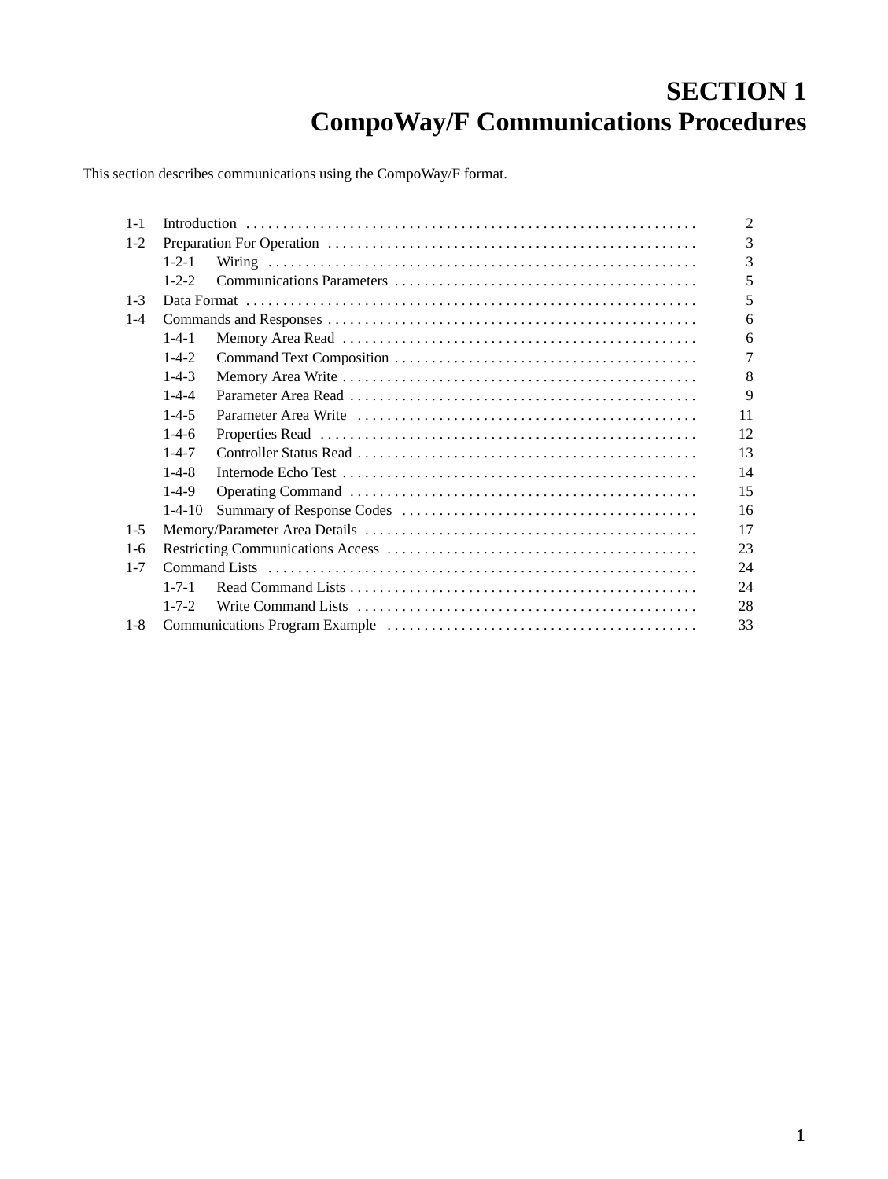# SECTION 1
# CompoWay/F Communications Procedures

This section describes communications using the CompoWay/F format.

| | | | |
|---|---|---|---|
| 1-1 | Introduction | | 2 |
| 1-2 | Preparation For Operation | | 3 |
| | 1-2-1 | Wiring | 3 |
| | 1-2-2 | Communications Parameters | 5 |
| 1-3 | Data Format | | 5 |
| 1-4 | Commands and Responses | | 6 |
| | 1-4-1 | Memory Area Read | 6 |
| | 1-4-2 | Command Text Composition | 7 |
| | 1-4-3 | Memory Area Write | 8 |
| | 1-4-4 | Parameter Area Read | 9 |
| | 1-4-5 | Parameter Area Write | 11 |
| | 1-4-6 | Properties Read | 12 |
| | 1-4-7 | Controller Status Read | 13 |
| | 1-4-8 | Internode Echo Test | 14 |
| | 1-4-9 | Operating Command | 15 |
| | 1-4-10 | Summary of Response Codes | 16 |
| 1-5 | Memory/Parameter Area Details | | 17 |
| 1-6 | Restricting Communications Access | | 23 |
| 1-7 | Command Lists | | 24 |
| | 1-7-1 | Read Command Lists | 24 |
| | 1-7-2 | Write Command Lists | 28 |
| 1-8 | Communications Program Example | | 33 |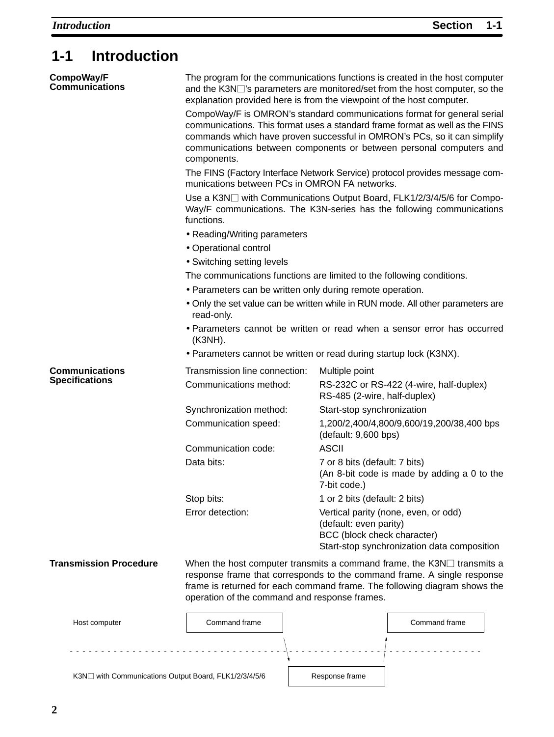# 1-1 Introduction

**CompoWay/F Communications**

The program for the communications functions is created in the host computer and the K3N□'s parameters are monitored/set from the host computer, so the explanation provided here is from the viewpoint of the host computer.

CompoWay/F is OMRON's standard communications format for general serial communications. This format uses a standard frame format as well as the FINS commands which have proven successful in OMRON's PCs, so it can simplify communications between components or between personal computers and components.

The FINS (Factory Interface Network Service) protocol provides message communications between PCs in OMRON FA networks.

Use a K3N□ with Communications Output Board, FLK1/2/3/4/5/6 for CompoWay/F communications. The K3N-series has the following communications functions.

- Reading/Writing parameters
- Operational control
- Switching setting levels

The communications functions are limited to the following conditions.

- Parameters can be written only during remote operation.
- Only the set value can be written while in RUN mode. All other parameters are read-only.
- Parameters cannot be written or read when a sensor error has occurred (K3NH).
- Parameters cannot be written or read during startup lock (K3NX).

**Communications Specifications**

| | |
|---|---|
| Transmission line connection: | Multiple point |
| Communications method: | RS-232C or RS-422 (4-wire, half-duplex)<br>RS-485 (2-wire, half-duplex) |
| Synchronization method: | Start-stop synchronization |
| Communication speed: | 1,200/2,400/4,800/9,600/19,200/38,400 bps (default: 9,600 bps) |
| Communication code: | ASCII |
| Data bits: | 7 or 8 bits (default: 7 bits)<br>(An 8-bit code is made by adding a 0 to the 7-bit code.) |
| Stop bits: | 1 or 2 bits (default: 2 bits) |
| Error detection: | Vertical parity (none, even, or odd)<br>(default: even parity)<br>BCC (block check character)<br>Start-stop synchronization data composition |

**Transmission Procedure**

When the host computer transmits a command frame, the K3N□ transmits a response frame that corresponds to the command frame. A single response frame is returned for each command frame. The following diagram shows the operation of the command and response frames.

Host computer: Command frame → Command frame

K3N□ with Communications Output Board, FLK1/2/3/4/5/6: Response frame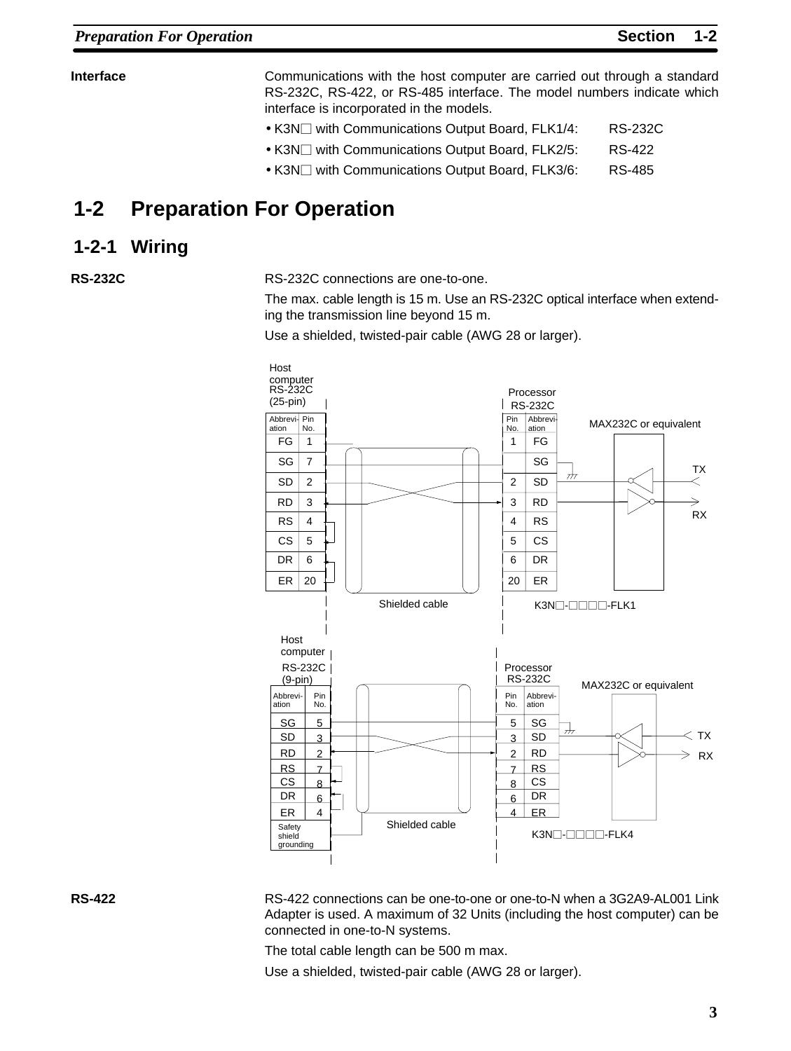**Interface**

Communications with the host computer are carried out through a standard RS-232C, RS-422, or RS-485 interface. The model numbers indicate which interface is incorporated in the models.

- K3N□ with Communications Output Board, FLK1/4: RS-232C
- K3N□ with Communications Output Board, FLK2/5: RS-422
- K3N□ with Communications Output Board, FLK3/6: RS-485

# 1-2 Preparation For Operation

## 1-2-1 Wiring

**RS-232C**

RS-232C connections are one-to-one.

The max. cable length is 15 m. Use an RS-232C optical interface when extending the transmission line beyond 15 m.

Use a shielded, twisted-pair cable (AWG 28 or larger).

Host computer RS-232C (25-pin)

| Abbreviation | Pin No. |
|---|---|
| FG | 1 |
| SG | 7 |
| SD | 2 |
| RD | 3 |
| RS | 4 |
| CS | 5 |
| DR | 6 |
| ER | 20 |

Processor RS-232C

| Pin No. | Abbreviation |
|---|---|
| 1 | FG |
| | SG |
| 2 | SD |
| 3 | RD |
| 4 | RS |
| 5 | CS |
| 6 | DR |
| 20 | ER |

MAX232C or equivalent — TX, RX

Shielded cable

K3N□-□□□□-FLK1

Host computer RS-232C (9-pin)

| Abbreviation | Pin No. |
|---|---|
| SG | 5 |
| SD | 3 |
| RD | 2 |
| RS | 7 |
| CS | 8 |
| DR | 6 |
| ER | 4 |

Safety shield grounding

Processor RS-232C

| Pin No. | Abbreviation |
|---|---|
| 5 | SG |
| 3 | SD |
| 2 | RD |
| 7 | RS |
| 8 | CS |
| 6 | DR |
| 4 | ER |

MAX232C or equivalent — TX, RX

Shielded cable

K3N□-□□□□-FLK4

**RS-422**

RS-422 connections can be one-to-one or one-to-N when a 3G2A9-AL001 Link Adapter is used. A maximum of 32 Units (including the host computer) can be connected in one-to-N systems.

The total cable length can be 500 m max.

Use a shielded, twisted-pair cable (AWG 28 or larger).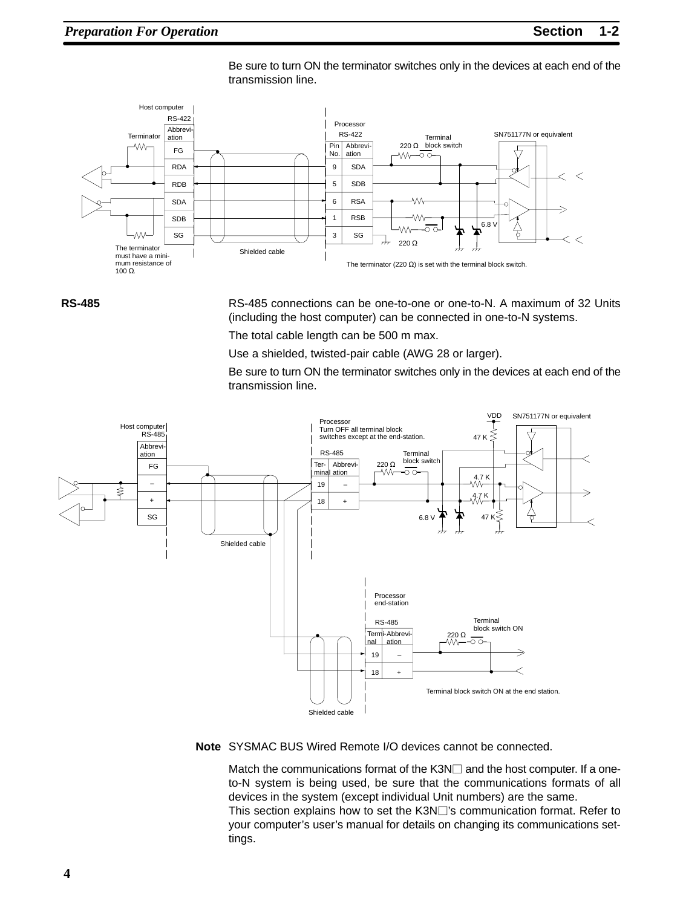Be sure to turn ON the terminator switches only in the devices at each end of the transmission line.

**RS-485**

RS-485 connections can be one-to-one or one-to-N. A maximum of 32 Units (including the host computer) can be connected in one-to-N systems.

The total cable length can be 500 m max.

Use a shielded, twisted-pair cable (AWG 28 or larger).

Be sure to turn ON the terminator switches only in the devices at each end of the transmission line.

**Note** SYSMAC BUS Wired Remote I/O devices cannot be connected.

Match the communications format of the K3N□ and the host computer. If a one-to-N system is being used, be sure that the communications formats of all devices in the system (except individual Unit numbers) are the same.

This section explains how to set the K3N□'s communication format. Refer to your computer's user's manual for details on changing its communications settings.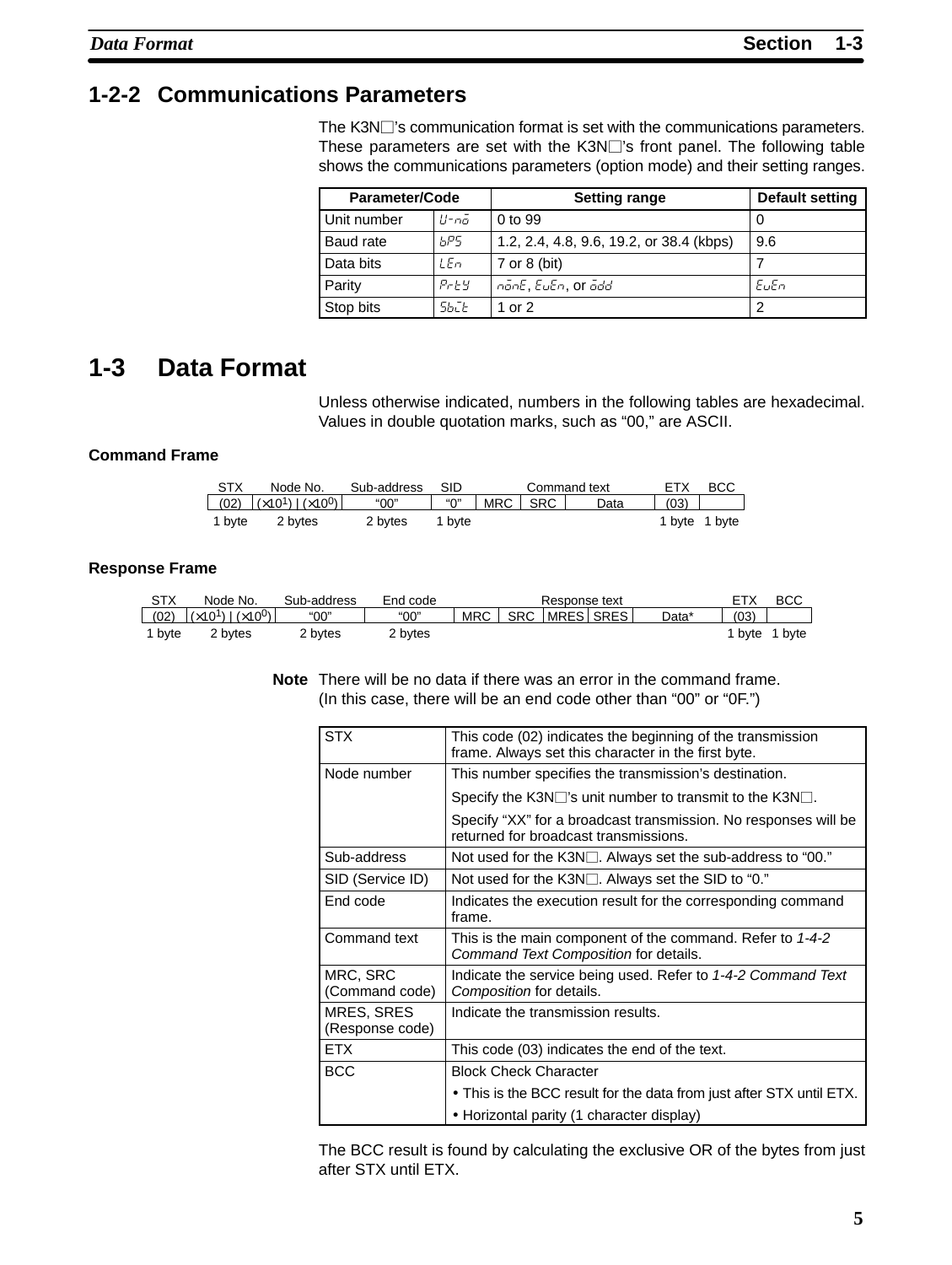## 1-2-2 Communications Parameters

The K3N□'s communication format is set with the communications parameters. These parameters are set with the K3N□'s front panel. The following table shows the communications parameters (option mode) and their setting ranges.

| Parameter/Code | | Setting range | Default setting |
|---|---|---|---|
| Unit number | U-no | 0 to 99 | 0 |
| Baud rate | bPS | 1.2, 2.4, 4.8, 9.6, 19.2, or 38.4 (kbps) | 9.6 |
| Data bits | LEn | 7 or 8 (bit) | 7 |
| Parity | PrtY | nonE, EvEn, or odd | EvEn |
| Stop bits | Sbit | 1 or 2 | 2 |

# 1-3 Data Format

Unless otherwise indicated, numbers in the following tables are hexadecimal. Values in double quotation marks, such as "00," are ASCII.

### Command Frame

| STX | Node No. | Sub-address | SID | Command text | | | ETX | BCC |
|---|---|---|---|---|---|---|---|---|
| (02) | ($\times 10^1$) \| ($\times 10^0$) | "00" | "0" | MRC | SRC | Data | (03) | |
| 1 byte | 2 bytes | 2 bytes | 1 byte | | | | 1 byte | 1 byte |

### Response Frame

| STX | Node No. | Sub-address | End code | Response text | | | | | ETX | BCC |
|---|---|---|---|---|---|---|---|---|---|---|
| (02) | ($\times 10^1$) \| ($\times 10^0$) | "00" | "00" | MRC | SRC | MRES | SRES | Data* | (03) | |
| 1 byte | 2 bytes | 2 bytes | 2 bytes | | | | | | 1 byte | 1 byte |

**Note** There will be no data if there was an error in the command frame. (In this case, there will be an end code other than "00" or "0F.")

| | |
|---|---|
| STX | This code (02) indicates the beginning of the transmission frame. Always set this character in the first byte. |
| Node number | This number specifies the transmission's destination.<br>Specify the K3N□'s unit number to transmit to the K3N□.<br>Specify "XX" for a broadcast transmission. No responses will be returned for broadcast transmissions. |
| Sub-address | Not used for the K3N□. Always set the sub-address to "00." |
| SID (Service ID) | Not used for the K3N□. Always set the SID to "0." |
| End code | Indicates the execution result for the corresponding command frame. |
| Command text | This is the main component of the command. Refer to *1-4-2 Command Text Composition* for details. |
| MRC, SRC (Command code) | Indicate the service being used. Refer to *1-4-2 Command Text Composition* for details. |
| MRES, SRES (Response code) | Indicate the transmission results. |
| ETX | This code (03) indicates the end of the text. |
| BCC | Block Check Character<br>• This is the BCC result for the data from just after STX until ETX.<br>• Horizontal parity (1 character display) |

The BCC result is found by calculating the exclusive OR of the bytes from just after STX until ETX.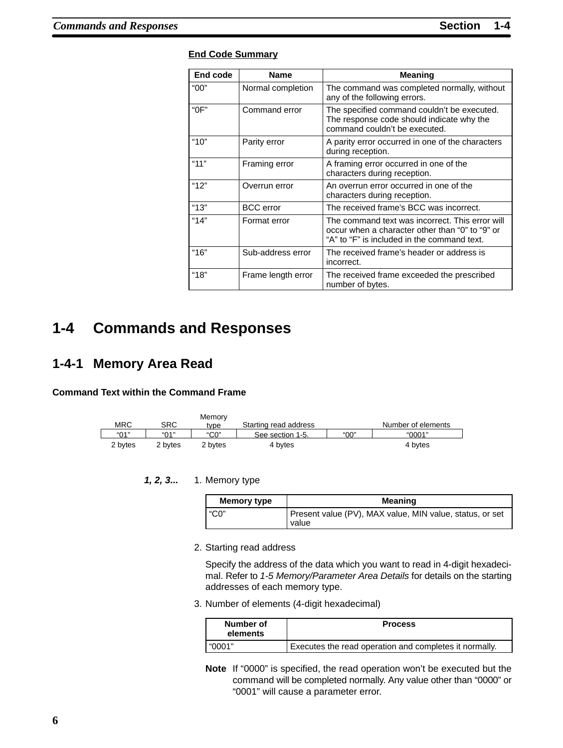**End Code Summary**

| End code | Name | Meaning |
|---|---|---|
| “00” | Normal completion | The command was completed normally, without any of the following errors. |
| “0F” | Command error | The specified command couldn’t be executed. The response code should indicate why the command couldn’t be executed. |
| “10” | Parity error | A parity error occurred in one of the characters during reception. |
| “11” | Framing error | A framing error occurred in one of the characters during reception. |
| “12” | Overrun error | An overrun error occurred in one of the characters during reception. |
| “13” | BCC error | The received frame’s BCC was incorrect. |
| “14” | Format error | The command text was incorrect. This error will occur when a character other than “0” to “9” or “A” to “F” is included in the command text. |
| “16” | Sub-address error | The received frame’s header or address is incorrect. |
| “18” | Frame length error | The received frame exceeded the prescribed number of bytes. |

# 1-4 Commands and Responses

## 1-4-1 Memory Area Read

### Command Text within the Command Frame

| MRC | SRC | Memory type | Starting read address | | Number of elements |
|---|---|---|---|---|---|
| “01” | “01” | “C0” | See section 1-5. | “00” | “0001” |
| 2 bytes | 2 bytes | 2 bytes | 4 bytes | | 4 bytes |

***1, 2, 3...***

1. Memory type

| Memory type | Meaning |
|---|---|
| “C0” | Present value (PV), MAX value, MIN value, status, or set value |

2. Starting read address

   Specify the address of the data which you want to read in 4-digit hexadecimal. Refer to *1-5 Memory/Parameter Area Details* for details on the starting addresses of each memory type.

3. Number of elements (4-digit hexadecimal)

| Number of elements | Process |
|---|---|
| “0001” | Executes the read operation and completes it normally. |

**Note** If “0000” is specified, the read operation won’t be executed but the command will be completed normally. Any value other than “0000” or “0001” will cause a parameter error.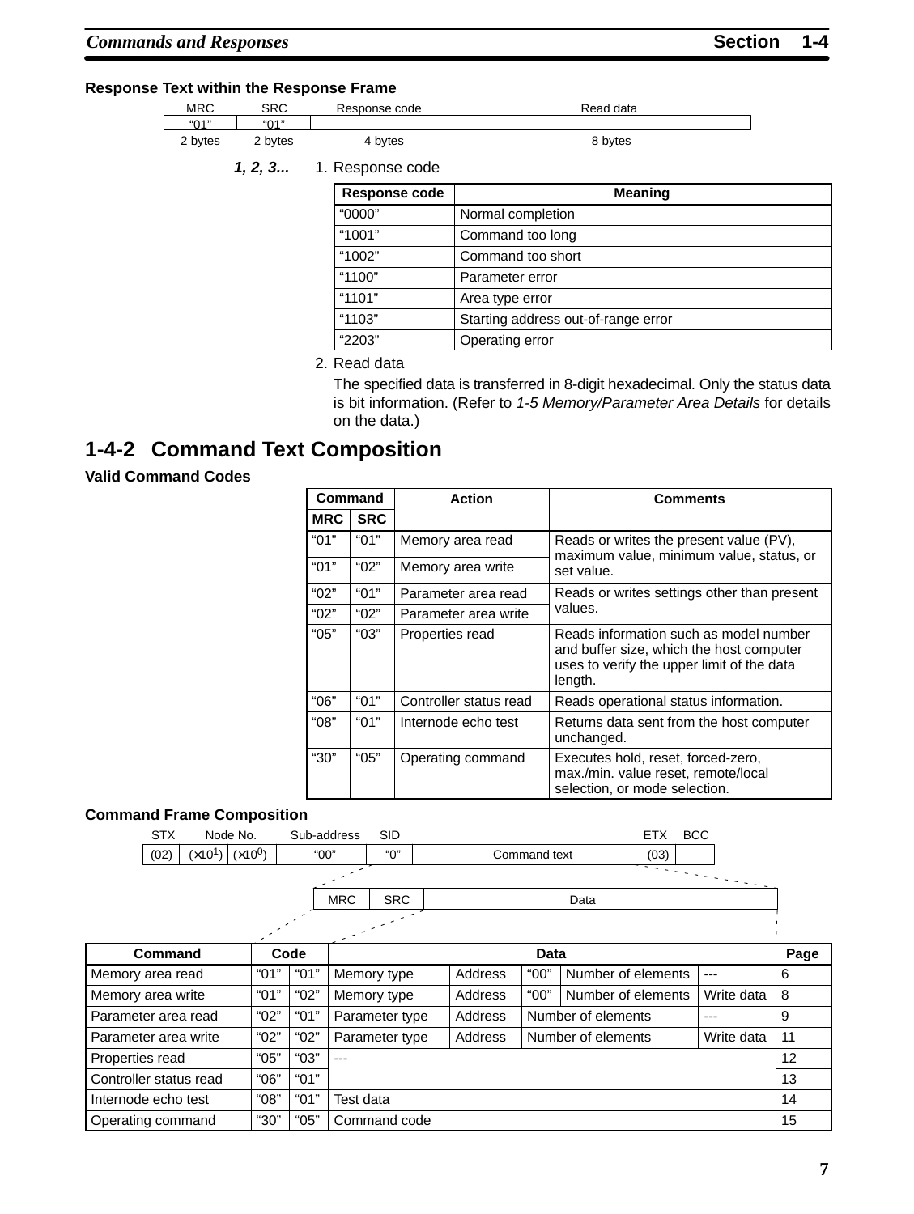**Response Text within the Response Frame**

| MRC | SRC | Response code | Read data |
|---|---|---|---|
| "01" | "01" | | |
| 2 bytes | 2 bytes | 4 bytes | 8 bytes |

*1, 2, 3...* 1. Response code

| Response code | Meaning |
|---|---|
| "0000" | Normal completion |
| "1001" | Command too long |
| "1002" | Command too short |
| "1100" | Parameter error |
| "1101" | Area type error |
| "1103" | Starting address out-of-range error |
| "2203" | Operating error |

2. Read data

   The specified data is transferred in 8-digit hexadecimal. Only the status data is bit information. (Refer to *1-5 Memory/Parameter Area Details* for details on the data.)

## 1-4-2 Command Text Composition

**Valid Command Codes**

| Command | | Action | Comments |
|---|---|---|---|
| MRC | SRC | | |
| "01" | "01" | Memory area read | Reads or writes the present value (PV), maximum value, minimum value, status, or set value. |
| "01" | "02" | Memory area write | |
| "02" | "01" | Parameter area read | Reads or writes settings other than present values. |
| "02" | "02" | Parameter area write | |
| "05" | "03" | Properties read | Reads information such as model number and buffer size, which the host computer uses to verify the upper limit of the data length. |
| "06" | "01" | Controller status read | Reads operational status information. |
| "08" | "01" | Internode echo test | Returns data sent from the host computer unchanged. |
| "30" | "05" | Operating command | Executes hold, reset, forced-zero, max./min. value reset, remote/local selection, or mode selection. |

**Command Frame Composition**

| STX | Node No. | | Sub-address | SID | | ETX | BCC |
|---|---|---|---|---|---|---|---|
| (02) | ($\times10^1$) | ($\times10^0$) | "00" | "0" | Command text | (03) | |

Command text:

| MRC | SRC | Data |
|---|---|---|

| Command | Code | | Data | | | | | Page |
|---|---|---|---|---|---|---|---|---|
| Memory area read | "01" | "01" | Memory type | Address | "00" | Number of elements | --- | 6 |
| Memory area write | "01" | "02" | Memory type | Address | "00" | Number of elements | Write data | 8 |
| Parameter area read | "02" | "01" | Parameter type | Address | Number of elements | | --- | 9 |
| Parameter area write | "02" | "02" | Parameter type | Address | Number of elements | | Write data | 11 |
| Properties read | "05" | "03" | --- | | | | | 12 |
| Controller status read | "06" | "01" | | | | | | 13 |
| Internode echo test | "08" | "01" | Test data | | | | | 14 |
| Operating command | "30" | "05" | Command code | | | | | 15 |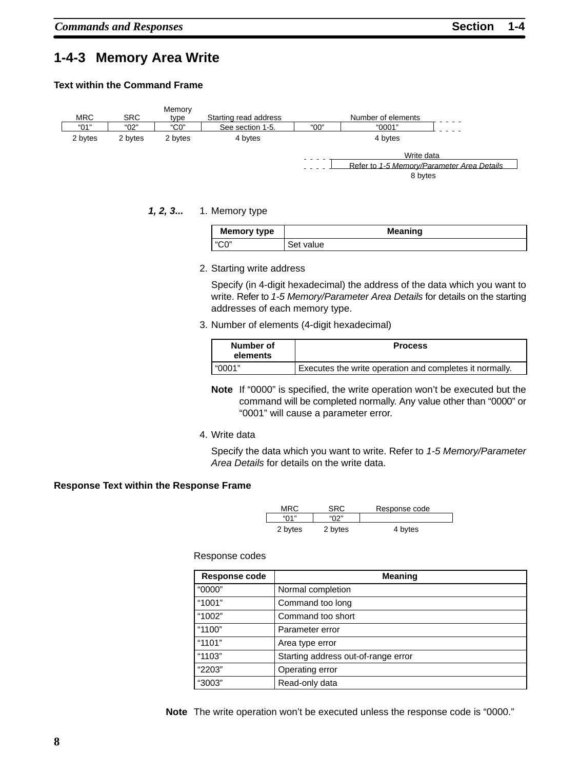## 1-4-3 Memory Area Write

### Text within the Command Frame

| MRC | SRC | Memory type | Starting read address | | Number of elements |
|---|---|---|---|---|---|
| "01" | "02" | "C0" | See section 1-5. | "00" | "0001" |
| 2 bytes | 2 bytes | 2 bytes | 4 bytes | | 4 bytes |

| Write data |
|---|
| Refer to *1-5 Memory/Parameter Area Details* |
| 8 bytes |

***1, 2, 3...***

1. Memory type

| Memory type | Meaning |
|---|---|
| "C0" | Set value |

2. Starting write address

   Specify (in 4-digit hexadecimal) the address of the data which you want to write. Refer to *1-5 Memory/Parameter Area Details* for details on the starting addresses of each memory type.

3. Number of elements (4-digit hexadecimal)

| Number of elements | Process |
|---|---|
| "0001" | Executes the write operation and completes it normally. |

**Note** If "0000" is specified, the write operation won't be executed but the command will be completed normally. Any value other than "0000" or "0001" will cause a parameter error.

4. Write data

   Specify the data which you want to write. Refer to *1-5 Memory/Parameter Area Details* for details on the write data.

### Response Text within the Response Frame

| MRC | SRC | Response code |
|---|---|---|
| "01" | "02" | |
| 2 bytes | 2 bytes | 4 bytes |

Response codes

| Response code | Meaning |
|---|---|
| "0000" | Normal completion |
| "1001" | Command too long |
| "1002" | Command too short |
| "1100" | Parameter error |
| "1101" | Area type error |
| "1103" | Starting address out-of-range error |
| "2203" | Operating error |
| "3003" | Read-only data |

**Note** The write operation won't be executed unless the response code is "0000."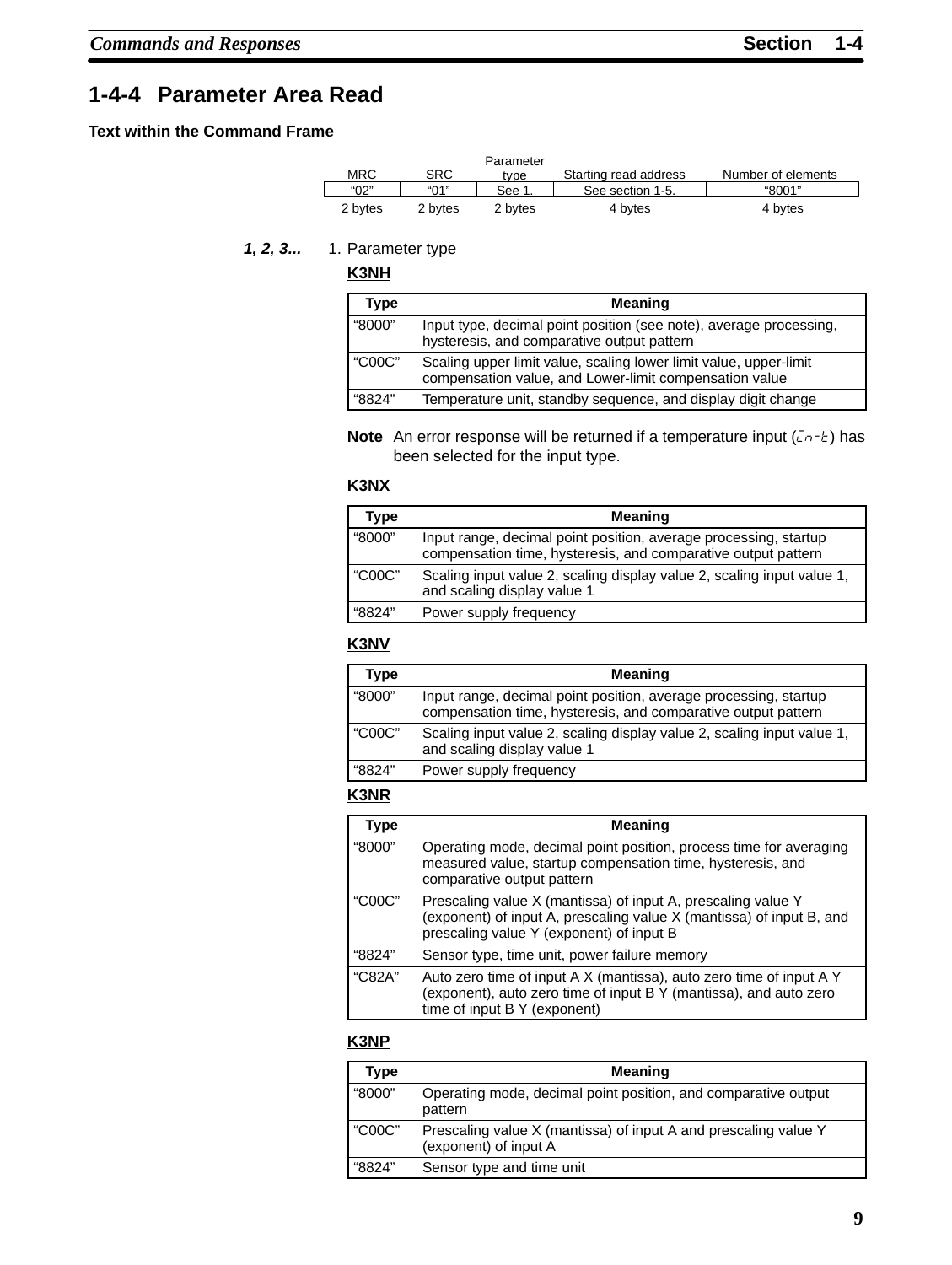## 1-4-4 Parameter Area Read

**Text within the Command Frame**

| MRC | SRC | Parameter type | Starting read address | Number of elements |
|---|---|---|---|---|
| "02" | "01" | See 1. | See section 1-5. | "8001" |
| 2 bytes | 2 bytes | 2 bytes | 4 bytes | 4 bytes |

***1, 2, 3...*** 1. Parameter type

**K3NH**

| Type | Meaning |
|---|---|
| "8000" | Input type, decimal point position (see note), average processing, hysteresis, and comparative output pattern |
| "C00C" | Scaling upper limit value, scaling lower limit value, upper-limit compensation value, and Lower-limit compensation value |
| "8824" | Temperature unit, standby sequence, and display digit change |

**Note** An error response will be returned if a temperature input (Ln-t) has been selected for the input type.

**K3NX**

| Type | Meaning |
|---|---|
| "8000" | Input range, decimal point position, average processing, startup compensation time, hysteresis, and comparative output pattern |
| "C00C" | Scaling input value 2, scaling display value 2, scaling input value 1, and scaling display value 1 |
| "8824" | Power supply frequency |

**K3NV**

| Type | Meaning |
|---|---|
| "8000" | Input range, decimal point position, average processing, startup compensation time, hysteresis, and comparative output pattern |
| "C00C" | Scaling input value 2, scaling display value 2, scaling input value 1, and scaling display value 1 |
| "8824" | Power supply frequency |

**K3NR**

| Type | Meaning |
|---|---|
| "8000" | Operating mode, decimal point position, process time for averaging measured value, startup compensation time, hysteresis, and comparative output pattern |
| "C00C" | Prescaling value X (mantissa) of input A, prescaling value Y (exponent) of input A, prescaling value X (mantissa) of input B, and prescaling value Y (exponent) of input B |
| "8824" | Sensor type, time unit, power failure memory |
| "C82A" | Auto zero time of input A X (mantissa), auto zero time of input A Y (exponent), auto zero time of input B Y (mantissa), and auto zero time of input B Y (exponent) |

**K3NP**

| Type | Meaning |
|---|---|
| "8000" | Operating mode, decimal point position, and comparative output pattern |
| "C00C" | Prescaling value X (mantissa) of input A and prescaling value Y (exponent) of input A |
| "8824" | Sensor type and time unit |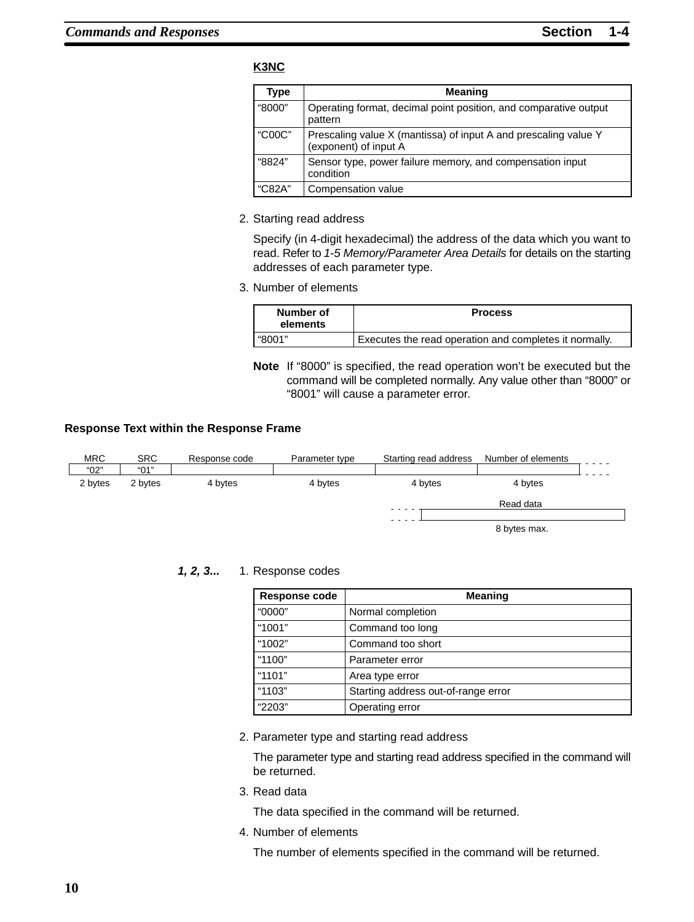**K3NC**

| Type | Meaning |
|---|---|
| “8000” | Operating format, decimal point position, and comparative output pattern |
| “C00C” | Prescaling value X (mantissa) of input A and prescaling value Y (exponent) of input A |
| “8824” | Sensor type, power failure memory, and compensation input condition |
| “C82A” | Compensation value |

2. Starting read address

   Specify (in 4-digit hexadecimal) the address of the data which you want to read. Refer to *1-5 Memory/Parameter Area Details* for details on the starting addresses of each parameter type.

3. Number of elements

| Number of elements | Process |
|---|---|
| “8001” | Executes the read operation and completes it normally. |

**Note** If “8000” is specified, the read operation won’t be executed but the command will be completed normally. Any value other than “8000” or “8001” will cause a parameter error.

### Response Text within the Response Frame

| MRC | SRC | Response code | Parameter type | Starting read address | Number of elements | Read data |
|---|---|---|---|---|---|---|
| “02” | “01” | | | | | |
| 2 bytes | 2 bytes | 4 bytes | 4 bytes | 4 bytes | 4 bytes | 8 bytes max. |

***1, 2, 3...*** 1. Response codes

| Response code | Meaning |
|---|---|
| “0000” | Normal completion |
| “1001” | Command too long |
| “1002” | Command too short |
| “1100” | Parameter error |
| “1101” | Area type error |
| “1103” | Starting address out-of-range error |
| “2203” | Operating error |

2. Parameter type and starting read address

   The parameter type and starting read address specified in the command will be returned.

3. Read data

   The data specified in the command will be returned.

4. Number of elements

   The number of elements specified in the command will be returned.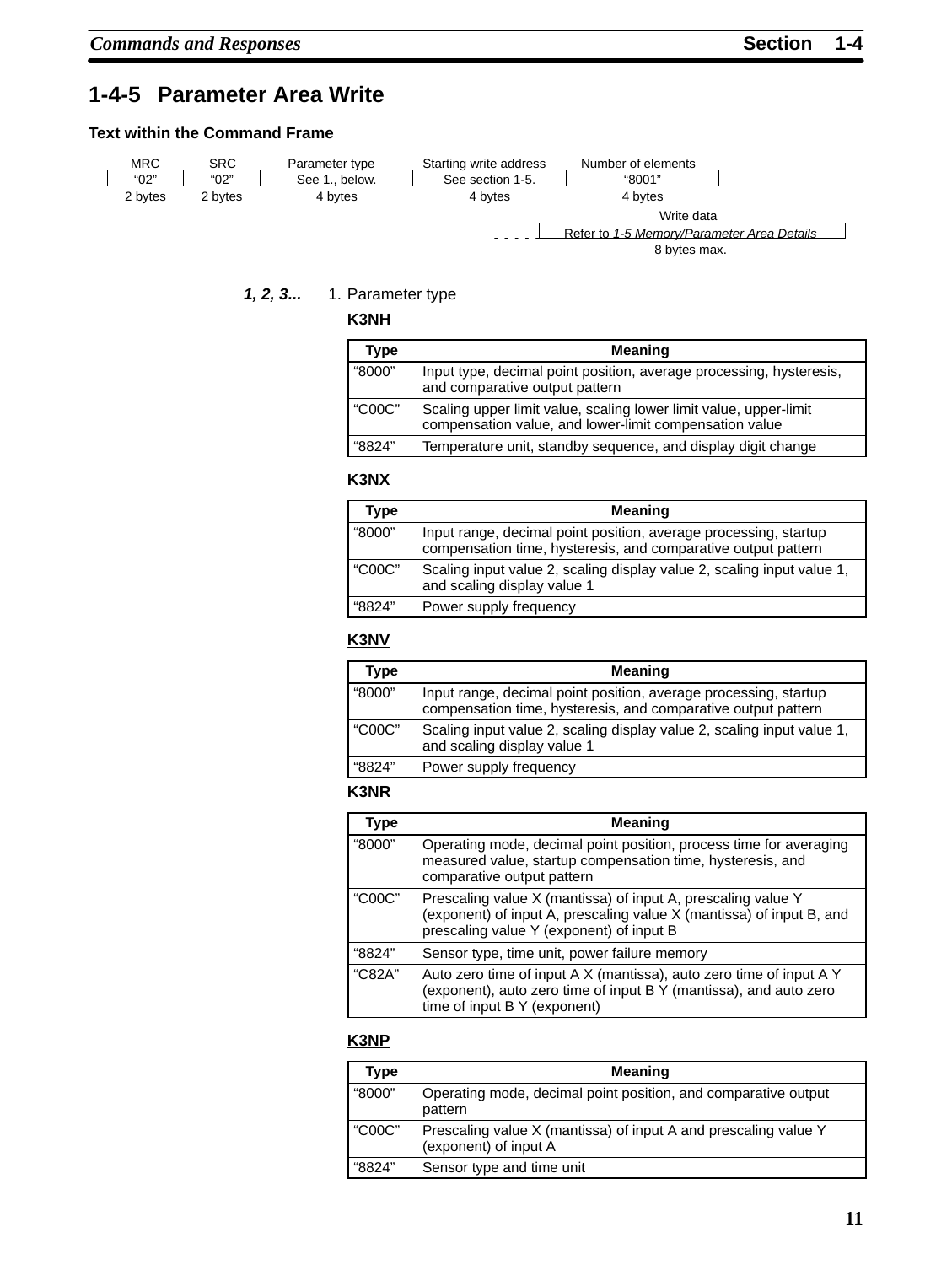## 1-4-5 Parameter Area Write

### Text within the Command Frame

| MRC | SRC | Parameter type | Starting write address | Number of elements | Write data |
|---|---|---|---|---|---|
| "02" | "02" | See 1., below. | See section 1-5. | "8001" | Refer to *1-5 Memory/Parameter Area Details* |
| 2 bytes | 2 bytes | 4 bytes | 4 bytes | 4 bytes | 8 bytes max. |

***1, 2, 3...*** 1. Parameter type

**K3NH**

| Type | Meaning |
|---|---|
| "8000" | Input type, decimal point position, average processing, hysteresis, and comparative output pattern |
| "C00C" | Scaling upper limit value, scaling lower limit value, upper-limit compensation value, and lower-limit compensation value |
| "8824" | Temperature unit, standby sequence, and display digit change |

**K3NX**

| Type | Meaning |
|---|---|
| "8000" | Input range, decimal point position, average processing, startup compensation time, hysteresis, and comparative output pattern |
| "C00C" | Scaling input value 2, scaling display value 2, scaling input value 1, and scaling display value 1 |
| "8824" | Power supply frequency |

**K3NV**

| Type | Meaning |
|---|---|
| "8000" | Input range, decimal point position, average processing, startup compensation time, hysteresis, and comparative output pattern |
| "C00C" | Scaling input value 2, scaling display value 2, scaling input value 1, and scaling display value 1 |
| "8824" | Power supply frequency |

**K3NR**

| Type | Meaning |
|---|---|
| "8000" | Operating mode, decimal point position, process time for averaging measured value, startup compensation time, hysteresis, and comparative output pattern |
| "C00C" | Prescaling value X (mantissa) of input A, prescaling value Y (exponent) of input A, prescaling value X (mantissa) of input B, and prescaling value Y (exponent) of input B |
| "8824" | Sensor type, time unit, power failure memory |
| "C82A" | Auto zero time of input A X (mantissa), auto zero time of input A Y (exponent), auto zero time of input B Y (mantissa), and auto zero time of input B Y (exponent) |

**K3NP**

| Type | Meaning |
|---|---|
| "8000" | Operating mode, decimal point position, and comparative output pattern |
| "C00C" | Prescaling value X (mantissa) of input A and prescaling value Y (exponent) of input A |
| "8824" | Sensor type and time unit |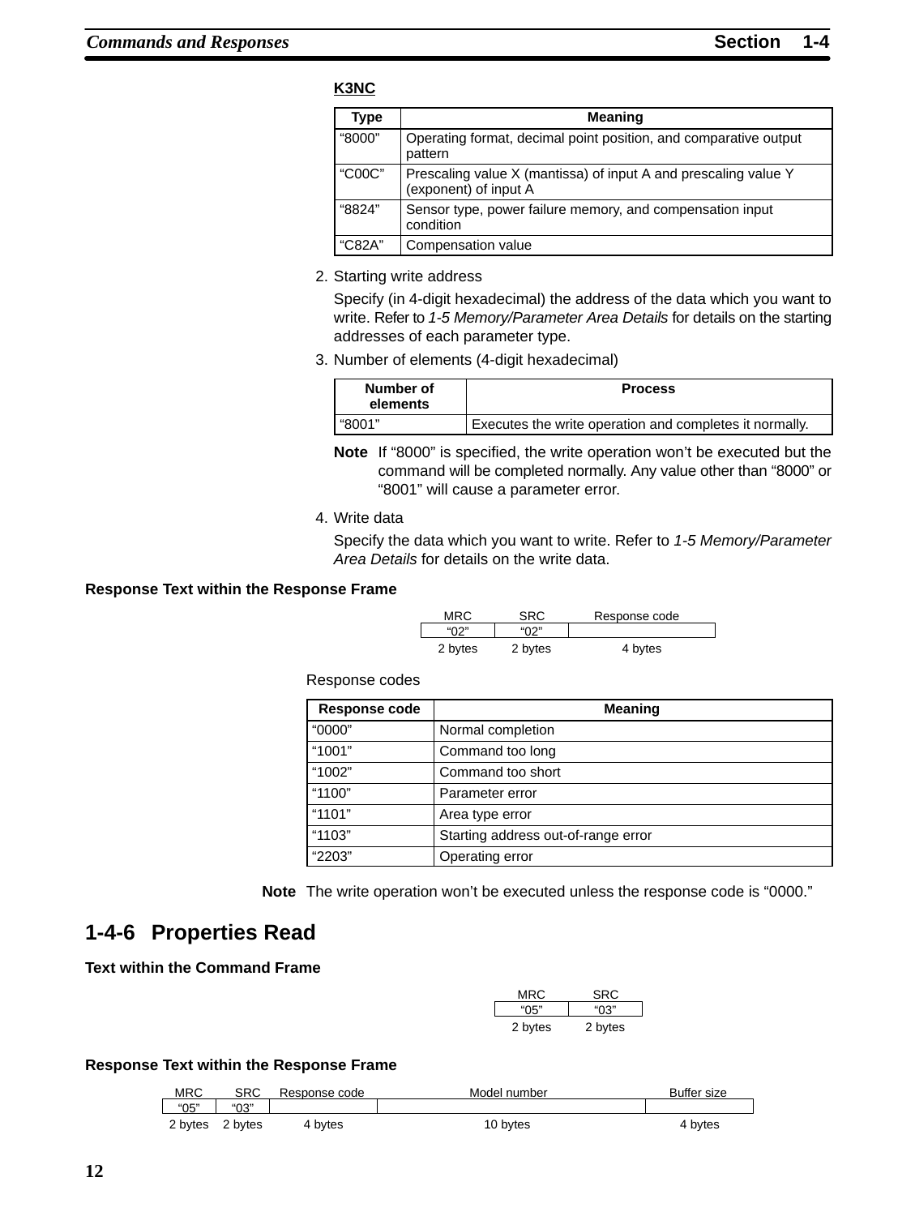**K3NC**

| Type | Meaning |
|---|---|
| “8000” | Operating format, decimal point position, and comparative output pattern |
| “C00C” | Prescaling value X (mantissa) of input A and prescaling value Y (exponent) of input A |
| “8824” | Sensor type, power failure memory, and compensation input condition |
| “C82A” | Compensation value |

2. Starting write address

   Specify (in 4-digit hexadecimal) the address of the data which you want to write. Refer to *1-5 Memory/Parameter Area Details* for details on the starting addresses of each parameter type.

3. Number of elements (4-digit hexadecimal)

| Number of elements | Process |
|---|---|
| “8001” | Executes the write operation and completes it normally. |

**Note** If “8000” is specified, the write operation won’t be executed but the command will be completed normally. Any value other than “8000” or “8001” will cause a parameter error.

4. Write data

   Specify the data which you want to write. Refer to *1-5 Memory/Parameter Area Details* for details on the write data.

**Response Text within the Response Frame**

| MRC | SRC | Response code |
|---|---|---|
| “02” | “02” | |
| 2 bytes | 2 bytes | 4 bytes |

Response codes

| Response code | Meaning |
|---|---|
| “0000” | Normal completion |
| “1001” | Command too long |
| “1002” | Command too short |
| “1100” | Parameter error |
| “1101” | Area type error |
| “1103” | Starting address out-of-range error |
| “2203” | Operating error |

**Note** The write operation won’t be executed unless the response code is “0000.”

## 1-4-6 Properties Read

**Text within the Command Frame**

| MRC | SRC |
|---|---|
| “05” | “03” |
| 2 bytes | 2 bytes |

**Response Text within the Response Frame**

| MRC | SRC | Response code | Model number | Buffer size |
|---|---|---|---|---|
| “05” | “03” | | | |
| 2 bytes | 2 bytes | 4 bytes | 10 bytes | 4 bytes |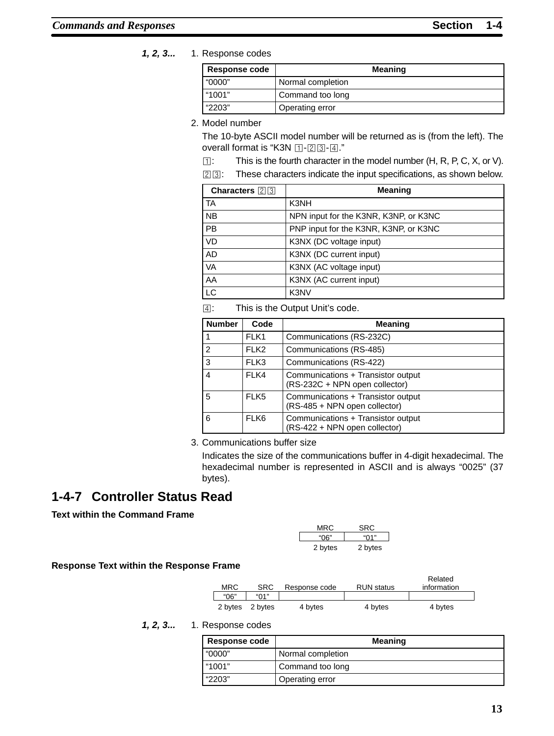*1, 2, 3...*

1. Response codes

| Response code | Meaning |
|---|---|
| "0000" | Normal completion |
| "1001" | Command too long |
| "2203" | Operating error |

2. Model number

   The 10-byte ASCII model number will be returned as is (from the left). The overall format is "K3N ①-②③-④."

   ①: This is the fourth character in the model number (H, R, P, C, X, or V).

   ②③: These characters indicate the input specifications, as shown below.

| Characters ②③ | Meaning |
|---|---|
| TA | K3NH |
| NB | NPN input for the K3NR, K3NP, or K3NC |
| PB | PNP input for the K3NR, K3NP, or K3NC |
| VD | K3NX (DC voltage input) |
| AD | K3NX (DC current input) |
| VA | K3NX (AC voltage input) |
| AA | K3NX (AC current input) |
| LC | K3NV |

   ④: This is the Output Unit's code.

| Number | Code | Meaning |
|---|---|---|
| 1 | FLK1 | Communications (RS-232C) |
| 2 | FLK2 | Communications (RS-485) |
| 3 | FLK3 | Communications (RS-422) |
| 4 | FLK4 | Communications + Transistor output (RS-232C + NPN open collector) |
| 5 | FLK5 | Communications + Transistor output (RS-485 + NPN open collector) |
| 6 | FLK6 | Communications + Transistor output (RS-422 + NPN open collector) |

3. Communications buffer size

   Indicates the size of the communications buffer in 4-digit hexadecimal. The hexadecimal number is represented in ASCII and is always "0025" (37 bytes).

## 1-4-7 Controller Status Read

**Text within the Command Frame**

| MRC | SRC |
|---|---|
| "06" | "01" |
| 2 bytes | 2 bytes |

**Response Text within the Response Frame**

| MRC | SRC | Response code | RUN status | Related information |
|---|---|---|---|---|
| "06" | "01" | | | |
| 2 bytes | 2 bytes | 4 bytes | 4 bytes | 4 bytes |

*1, 2, 3...*

1. Response codes

| Response code | Meaning |
|---|---|
| "0000" | Normal completion |
| "1001" | Command too long |
| "2203" | Operating error |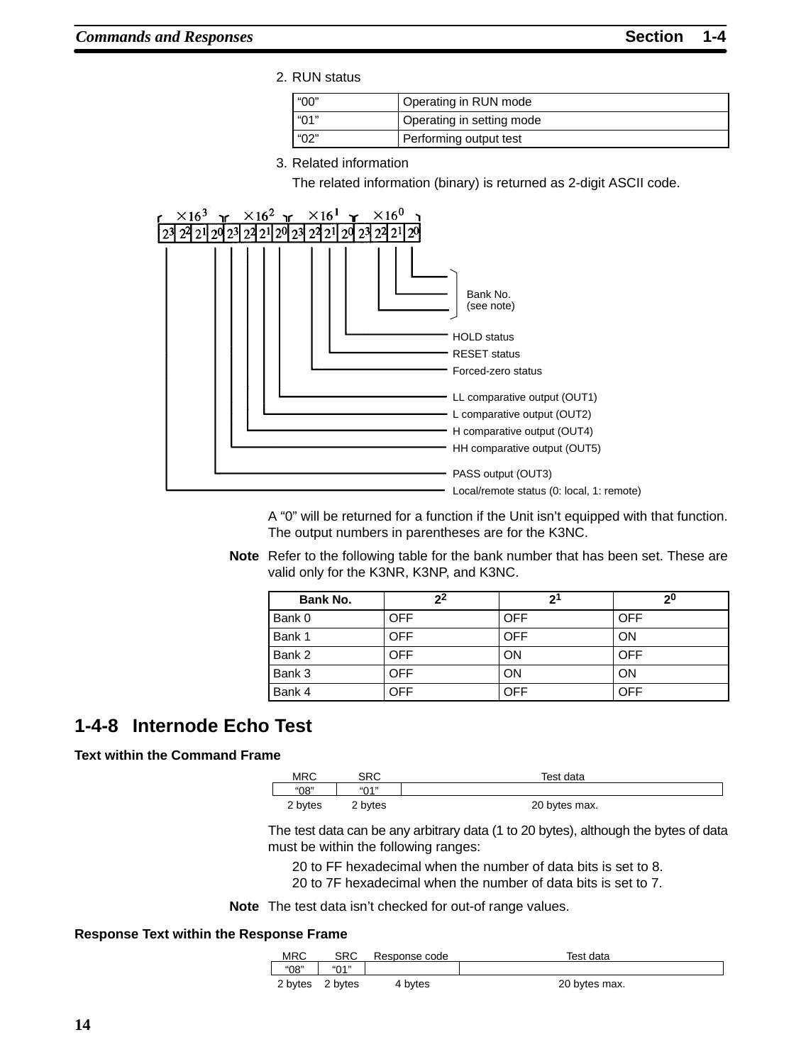2. RUN status

| "00" | Operating in RUN mode |
|---|---|
| "01" | Operating in setting mode |
| "02" | Performing output test |

3. Related information

   The related information (binary) is returned as 2-digit ASCII code.

| Digit | Bit | Information |
|---|---|---|
| $\times16^3$ | $2^3$ | Local/remote status (0: local, 1: remote) |
| $\times16^3$ | $2^2$ | |
| $\times16^3$ | $2^1$ | |
| $\times16^3$ | $2^0$ | PASS output (OUT3) |
| $\times16^2$ | $2^3$ | HH comparative output (OUT5) |
| $\times16^2$ | $2^2$ | H comparative output (OUT4) |
| $\times16^2$ | $2^1$ | L comparative output (OUT2) |
| $\times16^2$ | $2^0$ | LL comparative output (OUT1) |
| $\times16^1$ | $2^3$ | |
| $\times16^1$ | $2^2$ | Forced-zero status |
| $\times16^1$ | $2^1$ | RESET status |
| $\times16^1$ | $2^0$ | HOLD status |
| $\times16^0$ | $2^3$ | |
| $\times16^0$ | $2^2$ | Bank No. (see note) |
| $\times16^0$ | $2^1$ | Bank No. (see note) |
| $\times16^0$ | $2^0$ | Bank No. (see note) |

A "0" will be returned for a function if the Unit isn't equipped with that function. The output numbers in parentheses are for the K3NC.

**Note** Refer to the following table for the bank number that has been set. These are valid only for the K3NR, K3NP, and K3NC.

| Bank No. | $2^2$ | $2^1$ | $2^0$ |
|---|---|---|---|
| Bank 0 | OFF | OFF | OFF |
| Bank 1 | OFF | OFF | ON |
| Bank 2 | OFF | ON | OFF |
| Bank 3 | OFF | ON | ON |
| Bank 4 | OFF | OFF | OFF |

## 1-4-8 Internode Echo Test

### Text within the Command Frame

| MRC | SRC | Test data |
|---|---|---|
| "08" | "01" | |
| 2 bytes | 2 bytes | 20 bytes max. |

The test data can be any arbitrary data (1 to 20 bytes), although the bytes of data must be within the following ranges:

20 to FF hexadecimal when the number of data bits is set to 8.
20 to 7F hexadecimal when the number of data bits is set to 7.

**Note** The test data isn't checked for out-of range values.

### Response Text within the Response Frame

| MRC | SRC | Response code | Test data |
|---|---|---|---|
| "08" | "01" | | |
| 2 bytes | 2 bytes | 4 bytes | 20 bytes max. |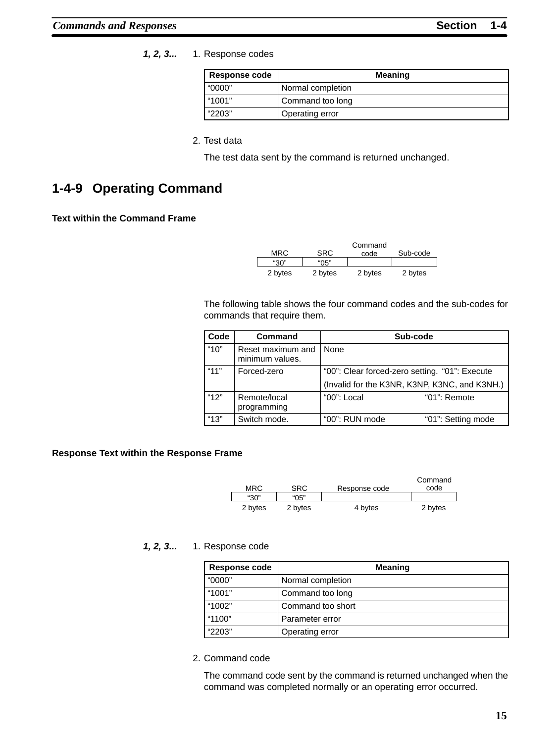*1, 2, 3...* 1. Response codes

| Response code | Meaning |
|---|---|
| “0000” | Normal completion |
| “1001” | Command too long |
| “2203” | Operating error |

2. Test data

The test data sent by the command is returned unchanged.

## 1-4-9 Operating Command

### Text within the Command Frame

| MRC | SRC | Command code | Sub-code |
|---|---|---|---|
| “30” | “05” | | |
| 2 bytes | 2 bytes | 2 bytes | 2 bytes |

The following table shows the four command codes and the sub-codes for commands that require them.

| Code | Command | Sub-code |
|---|---|---|
| “10” | Reset maximum and minimum values. | None |
| “11” | Forced-zero | “00”: Clear forced-zero setting. “01”: Execute (Invalid for the K3NR, K3NP, K3NC, and K3NH.) |
| “12” | Remote/local programming | “00”: Local “01”: Remote |
| “13” | Switch mode. | “00”: RUN mode “01”: Setting mode |

### Response Text within the Response Frame

| MRC | SRC | Response code | Command code |
|---|---|---|---|
| “30” | “05” | | |
| 2 bytes | 2 bytes | 4 bytes | 2 bytes |

*1, 2, 3...* 1. Response code

| Response code | Meaning |
|---|---|
| “0000” | Normal completion |
| “1001” | Command too long |
| “1002” | Command too short |
| “1100” | Parameter error |
| “2203” | Operating error |

2. Command code

The command code sent by the command is returned unchanged when the command was completed normally or an operating error occurred.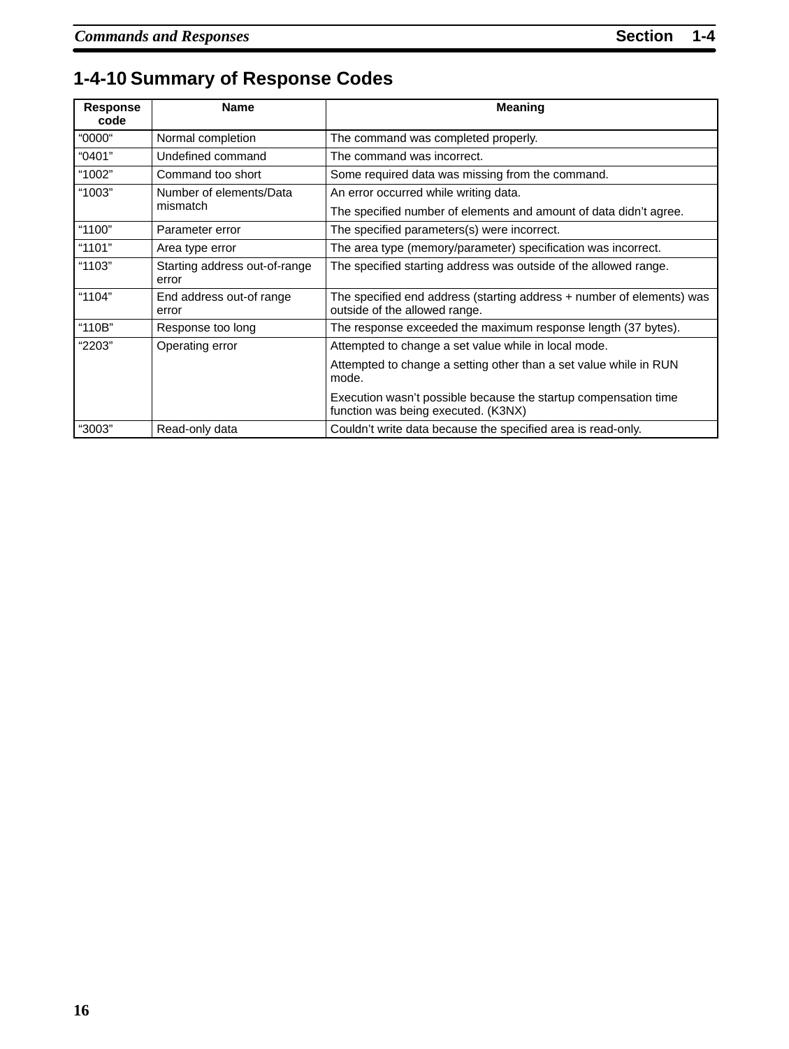## 1-4-10 Summary of Response Codes

| Response code | Name | Meaning |
|---|---|---|
| “0000“ | Normal completion | The command was completed properly. |
| “0401” | Undefined command | The command was incorrect. |
| “1002” | Command too short | Some required data was missing from the command. |
| “1003” | Number of elements/Data mismatch | An error occurred while writing data.<br>The specified number of elements and amount of data didn’t agree. |
| “1100” | Parameter error | The specified parameters(s) were incorrect. |
| “1101” | Area type error | The area type (memory/parameter) specification was incorrect. |
| “1103” | Starting address out-of-range error | The specified starting address was outside of the allowed range. |
| “1104” | End address out-of range error | The specified end address (starting address + number of elements) was outside of the allowed range. |
| “110B” | Response too long | The response exceeded the maximum response length (37 bytes). |
| “2203” | Operating error | Attempted to change a set value while in local mode.<br>Attempted to change a setting other than a set value while in RUN mode.<br>Execution wasn’t possible because the startup compensation time function was being executed. (K3NX) |
| “3003” | Read-only data | Couldn’t write data because the specified area is read-only. |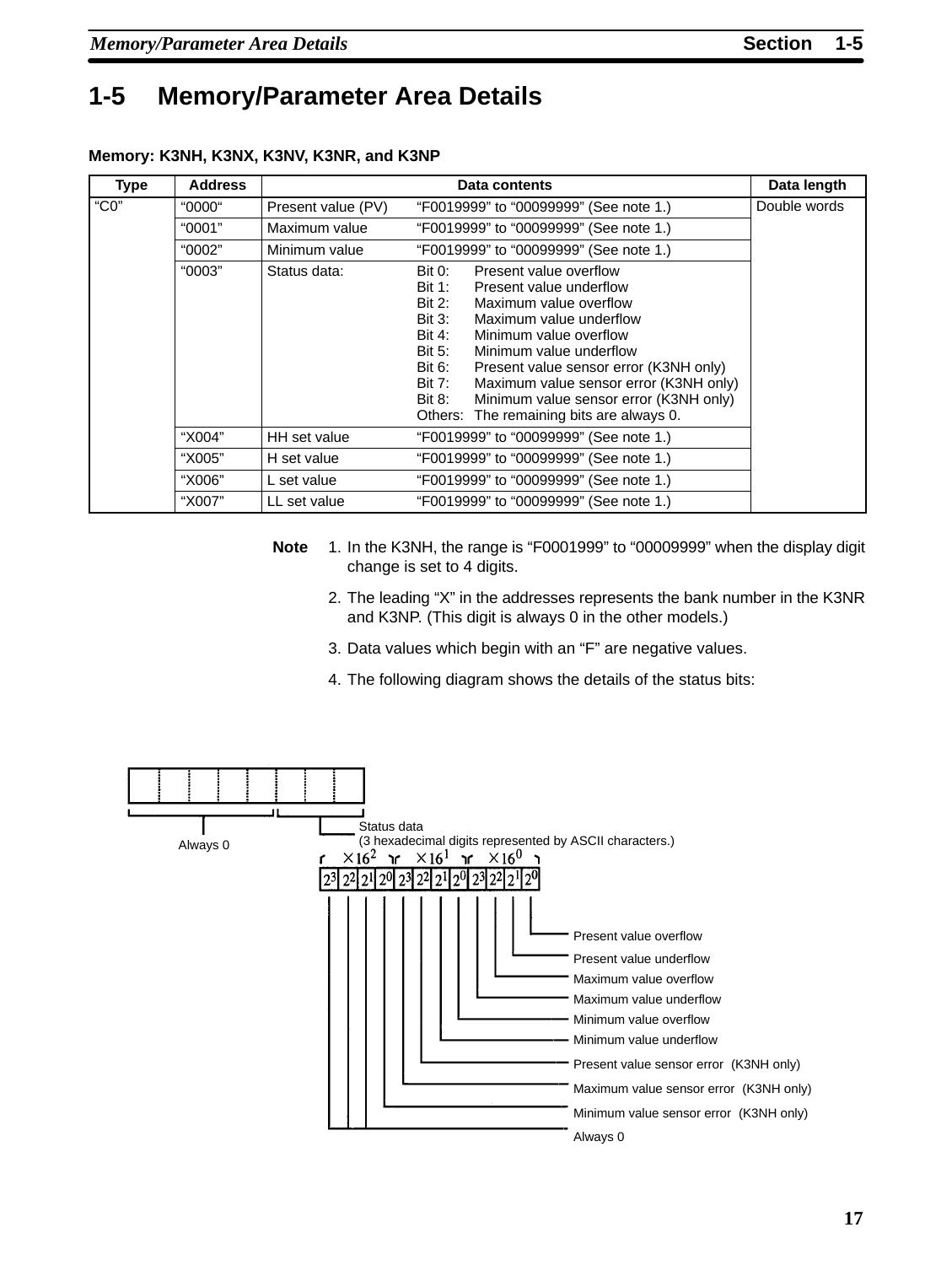# 1-5 Memory/Parameter Area Details

**Memory: K3NH, K3NX, K3NV, K3NR, and K3NP**

| Type | Address | Data contents | | Data length |
|---|---|---|---|---|
| "C0" | "0000" | Present value (PV) | "F0019999" to "00099999" (See note 1.) | Double words |
| | "0001" | Maximum value | "F0019999" to "00099999" (See note 1.) | |
| | "0002" | Minimum value | "F0019999" to "00099999" (See note 1.) | |
| | "0003" | Status data: | Bit 0: Present value overflow<br>Bit 1: Present value underflow<br>Bit 2: Maximum value overflow<br>Bit 3: Maximum value underflow<br>Bit 4: Minimum value overflow<br>Bit 5: Minimum value underflow<br>Bit 6: Present value sensor error (K3NH only)<br>Bit 7: Maximum value sensor error (K3NH only)<br>Bit 8: Minimum value sensor error (K3NH only)<br>Others: The remaining bits are always 0. | |
| | "X004" | HH set value | "F0019999" to "00099999" (See note 1.) | |
| | "X005" | H set value | "F0019999" to "00099999" (See note 1.) | |
| | "X006" | L set value | "F0019999" to "00099999" (See note 1.) | |
| | "X007" | LL set value | "F0019999" to "00099999" (See note 1.) | |

**Note**

1. In the K3NH, the range is "F0001999" to "00009999" when the display digit change is set to 4 digits.
2. The leading "X" in the addresses represents the bank number in the K3NR and K3NP. (This digit is always 0 in the other models.)
3. Data values which begin with an "F" are negative values.
4. The following diagram shows the details of the status bits:

Always 0

Status data
(3 hexadecimal digits represented by ASCII characters.)

$\times 16^2$ | $\times 16^1$ | $\times 16^0$

$2^3$ $2^2$ $2^1$ $2^0$ | $2^3$ $2^2$ $2^1$ $2^0$ | $2^3$ $2^2$ $2^1$ $2^0$

- Present value overflow
- Present value underflow
- Maximum value overflow
- Maximum value underflow
- Minimum value overflow
- Minimum value underflow
- Present value sensor error (K3NH only)
- Maximum value sensor error (K3NH only)
- Minimum value sensor error (K3NH only)
- Always 0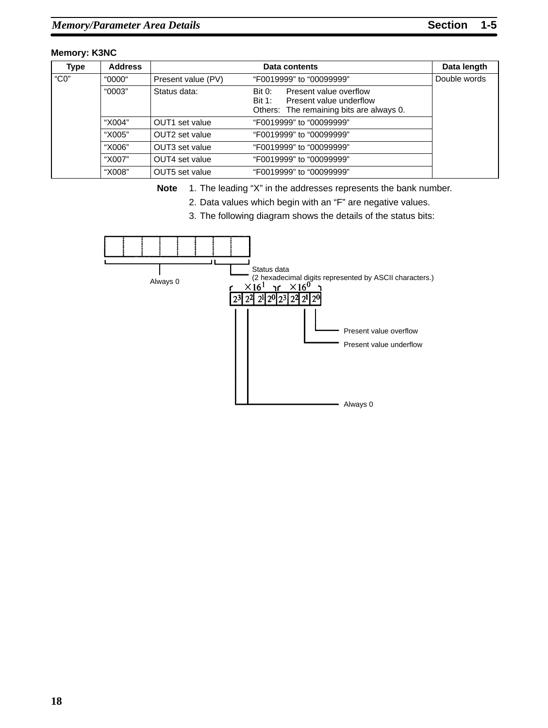**Memory: K3NC**

| Type | Address | Data contents | | Data length |
|---|---|---|---|---|
| “C0” | “0000“ | Present value (PV) | “F0019999” to “00099999” | Double words |
| | “0003” | Status data: | Bit 0: Present value overflow<br>Bit 1: Present value underflow<br>Others: The remaining bits are always 0. | |
| | “X004” | OUT1 set value | “F0019999” to “00099999” | |
| | “X005” | OUT2 set value | “F0019999” to “00099999” | |
| | “X006” | OUT3 set value | “F0019999” to “00099999” | |
| | “X007” | OUT4 set value | “F0019999” to “00099999” | |
| | “X008” | OUT5 set value | “F0019999” to “00099999” | |

**Note** 1. The leading “X” in the addresses represents the bank number.

2. Data values which begin with an “F” are negative values.

3. The following diagram shows the details of the status bits:

Always 0

Status data
(2 hexadecimal digits represented by ASCII characters.)

$\times 16^1$ $\times 16^0$

| $2^3$ | $2^2$ | $2^1$ | $2^0$ | $2^3$ | $2^2$ | $2^1$ | $2^0$ |
|---|---|---|---|---|---|---|---|

Present value overflow

Present value underflow

Always 0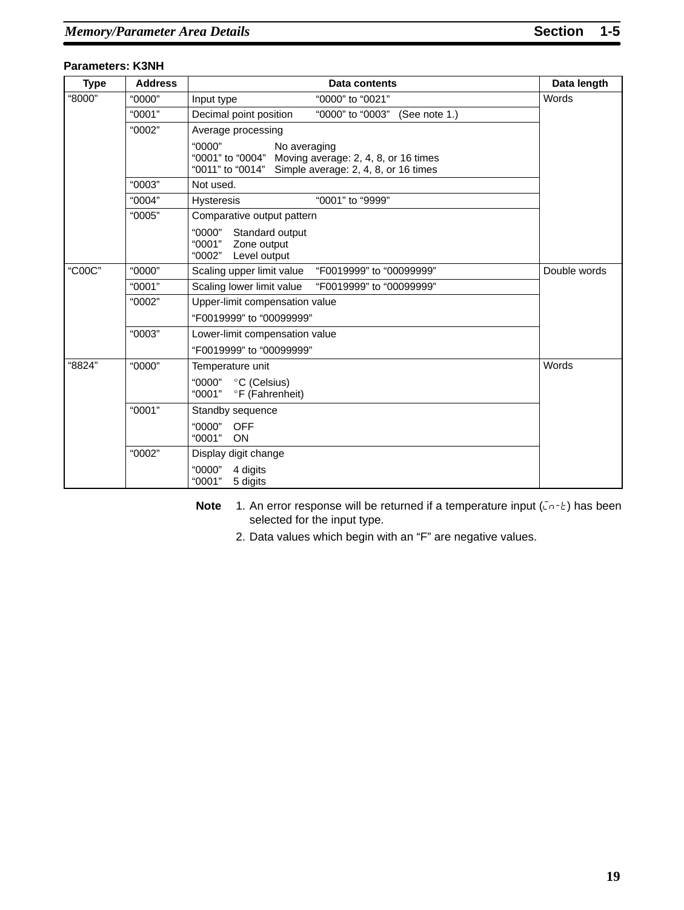**Parameters: K3NH**

| Type | Address | Data contents | Data length |
|---|---|---|---|
| "8000" | "0000" | Input type "0000" to "0021" | Words |
| | "0001" | Decimal point position "0000" to "0003" (See note 1.) | |
| | "0002" | Average processing<br>"0000" No averaging<br>"0001" to "0004" Moving average: 2, 4, 8, or 16 times<br>"0011" to "0014" Simple average: 2, 4, 8, or 16 times | |
| | "0003" | Not used. | |
| | "0004" | Hysteresis "0001" to "9999" | |
| | "0005" | Comparative output pattern<br>"0000" Standard output<br>"0001" Zone output<br>"0002" Level output | |
| "C00C" | "0000" | Scaling upper limit value "F0019999" to "00099999" | Double words |
| | "0001" | Scaling lower limit value "F0019999" to "00099999" | |
| | "0002" | Upper-limit compensation value<br>"F0019999" to "00099999" | |
| | "0003" | Lower-limit compensation value<br>"F0019999" to "00099999" | |
| "8824" | "0000" | Temperature unit<br>"0000" °C (Celsius)<br>"0001" °F (Fahrenheit) | Words |
| | "0001" | Standby sequence<br>"0000" OFF<br>"0001" ON | |
| | "0002" | Display digit change<br>"0000" 4 digits<br>"0001" 5 digits | |

**Note**
1. An error response will be returned if a temperature input (in-t) has been selected for the input type.
2. Data values which begin with an "F" are negative values.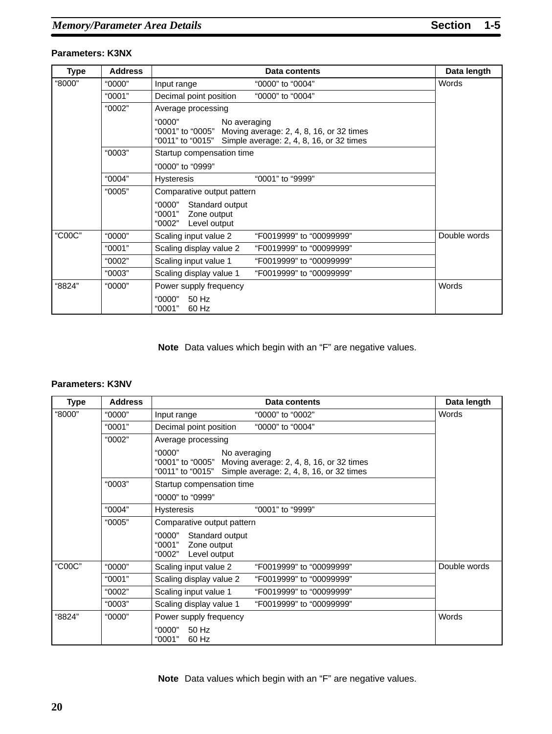### Parameters: K3NX

| Type | Address | Data contents | Data length |
|---|---|---|---|
| “8000” | “0000” | Input range “0000” to “0004” | Words |
| | “0001” | Decimal point position “0000” to “0004” | |
| | “0002” | Average processing<br>“0000” No averaging<br>“0001” to “0005” Moving average: 2, 4, 8, 16, or 32 times<br>“0011” to “0015” Simple average: 2, 4, 8, 16, or 32 times | |
| | “0003” | Startup compensation time<br>“0000” to “0999” | |
| | “0004” | Hysteresis “0001” to “9999” | |
| | “0005” | Comparative output pattern<br>“0000” Standard output<br>“0001” Zone output<br>“0002” Level output | |
| “C00C” | “0000” | Scaling input value 2 “F0019999” to “00099999” | Double words |
| | “0001” | Scaling display value 2 “F0019999” to “00099999” | |
| | “0002” | Scaling input value 1 “F0019999” to “00099999” | |
| | “0003” | Scaling display value 1 “F0019999” to “00099999” | |
| “8824” | “0000” | Power supply frequency<br>“0000” 50 Hz<br>“0001” 60 Hz | Words |

**Note** Data values which begin with an “F” are negative values.

### Parameters: K3NV

| Type | Address | Data contents | Data length |
|---|---|---|---|
| “8000” | “0000” | Input range “0000” to “0002” | Words |
| | “0001” | Decimal point position “0000” to “0004” | |
| | “0002” | Average processing<br>“0000” No averaging<br>“0001” to “0005” Moving average: 2, 4, 8, 16, or 32 times<br>“0011” to “0015” Simple average: 2, 4, 8, 16, or 32 times | |
| | “0003” | Startup compensation time<br>“0000” to “0999” | |
| | “0004” | Hysteresis “0001” to “9999” | |
| | “0005” | Comparative output pattern<br>“0000” Standard output<br>“0001” Zone output<br>“0002” Level output | |
| “C00C” | “0000” | Scaling input value 2 “F0019999” to “00099999” | Double words |
| | “0001” | Scaling display value 2 “F0019999” to “00099999” | |
| | “0002” | Scaling input value 1 “F0019999” to “00099999” | |
| | “0003” | Scaling display value 1 “F0019999” to “00099999” | |
| “8824” | “0000” | Power supply frequency<br>“0000” 50 Hz<br>“0001” 60 Hz | Words |

**Note** Data values which begin with an “F” are negative values.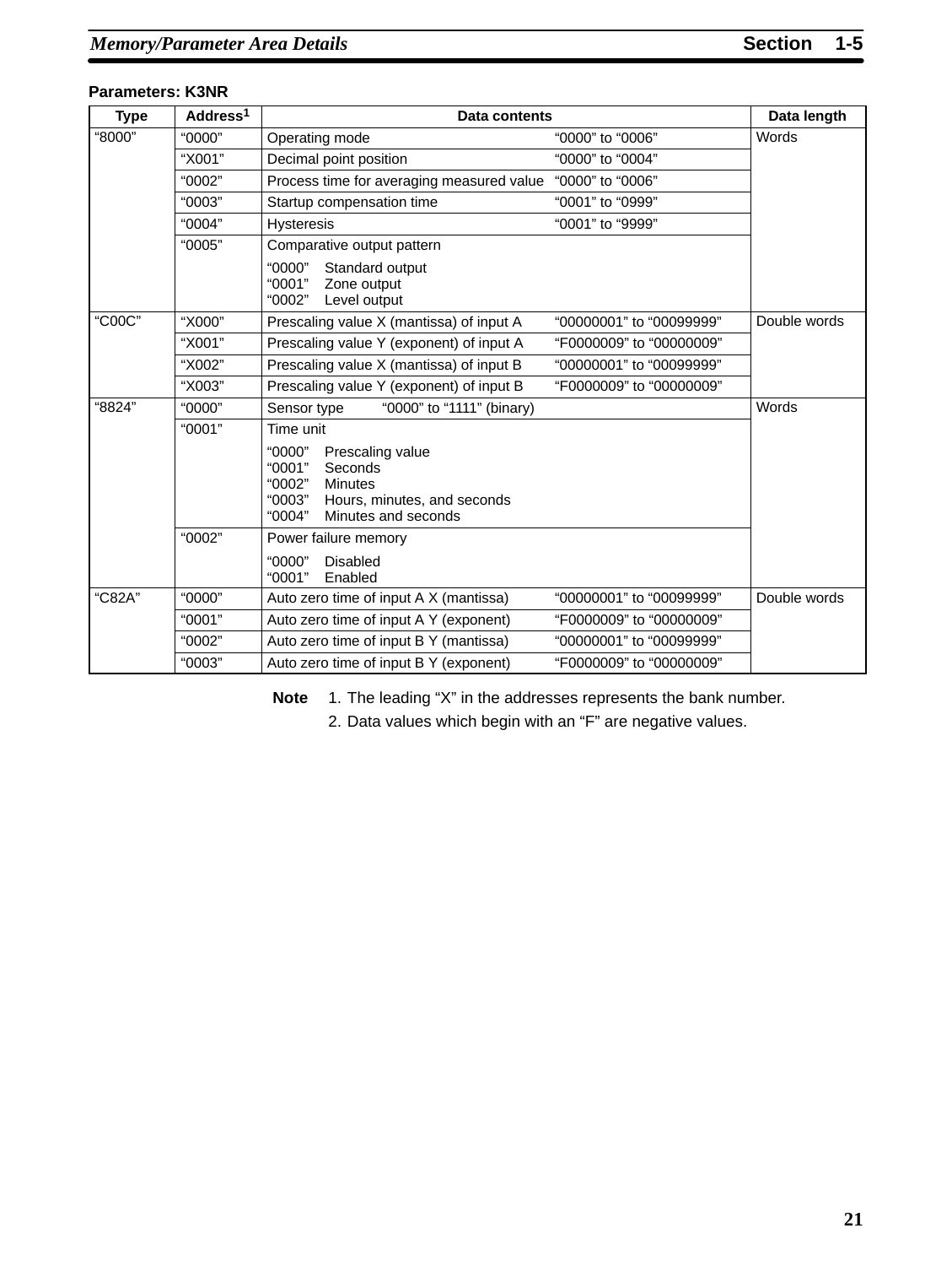**Parameters: K3NR**

| Type | Address[1] | Data contents | | Data length |
|---|---|---|---|---|
| "8000" | "0000" | Operating mode | "0000" to "0006" | Words |
| | "X001" | Decimal point position | "0000" to "0004" | |
| | "0002" | Process time for averaging measured value | "0000" to "0006" | |
| | "0003" | Startup compensation time | "0001" to "0999" | |
| | "0004" | Hysteresis | "0001" to "9999" | |
| | "0005" | Comparative output pattern<br>"0000" Standard output<br>"0001" Zone output<br>"0002" Level output | | |
| "C00C" | "X000" | Prescaling value X (mantissa) of input A | "00000001" to "00099999" | Double words |
| | "X001" | Prescaling value Y (exponent) of input A | "F0000009" to "00000009" | |
| | "X002" | Prescaling value X (mantissa) of input B | "00000001" to "00099999" | |
| | "X003" | Prescaling value Y (exponent) of input B | "F0000009" to "00000009" | |
| "8824" | "0000" | Sensor type "0000" to "1111" (binary) | | Words |
| | "0001" | Time unit<br>"0000" Prescaling value<br>"0001" Seconds<br>"0002" Minutes<br>"0003" Hours, minutes, and seconds<br>"0004" Minutes and seconds | | |
| | "0002" | Power failure memory<br>"0000" Disabled<br>"0001" Enabled | | |
| "C82A" | "0000" | Auto zero time of input A X (mantissa) | "00000001" to "00099999" | Double words |
| | "0001" | Auto zero time of input A Y (exponent) | "F0000009" to "00000009" | |
| | "0002" | Auto zero time of input B Y (mantissa) | "00000001" to "00099999" | |
| | "0003" | Auto zero time of input B Y (exponent) | "F0000009" to "00000009" | |

**Note**
1. The leading "X" in the addresses represents the bank number.
2. Data values which begin with an "F" are negative values.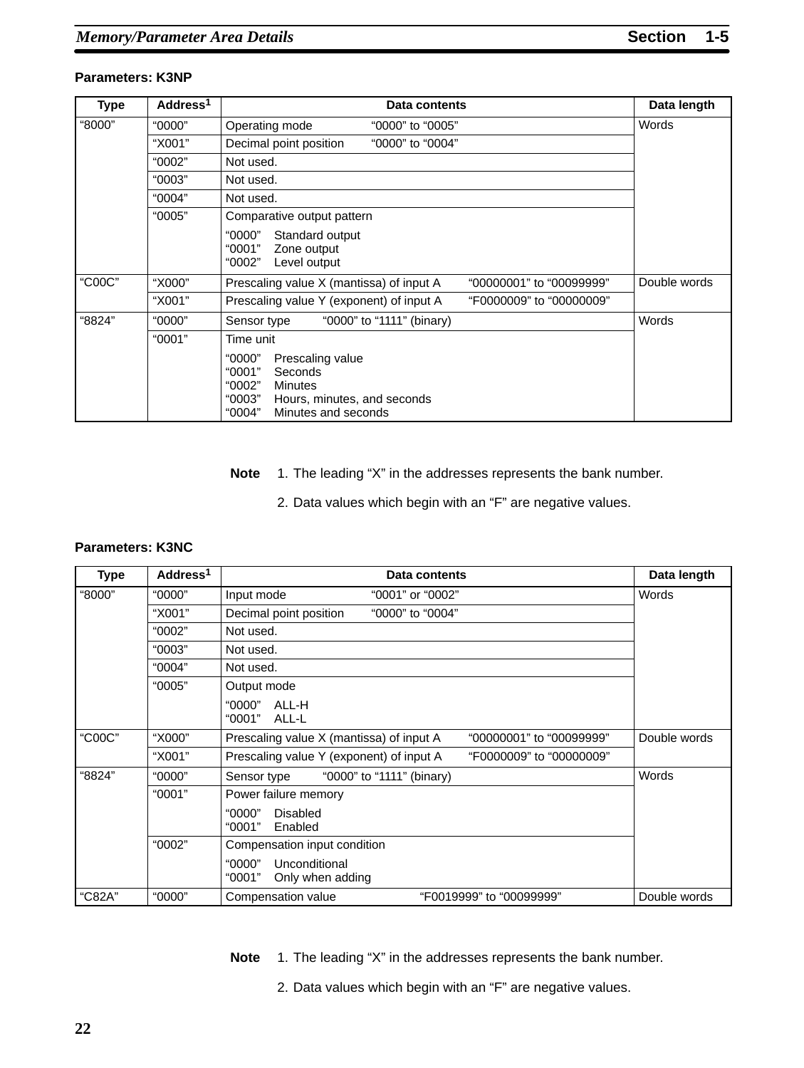**Parameters: K3NP**

| Type | Address[1] | Data contents | Data length |
|---|---|---|---|
| "8000" | "0000" | Operating mode "0000" to "0005" | Words |
| | "X001" | Decimal point position "0000" to "0004" | |
| | "0002" | Not used. | |
| | "0003" | Not used. | |
| | "0004" | Not used. | |
| | "0005" | Comparative output pattern<br>"0000" Standard output<br>"0001" Zone output<br>"0002" Level output | |
| "C00C" | "X000" | Prescaling value X (mantissa) of input A "00000001" to "00099999" | Double words |
| | "X001" | Prescaling value Y (exponent) of input A "F0000009" to "00000009" | |
| "8824" | "0000" | Sensor type "0000" to "1111" (binary) | Words |
| | "0001" | Time unit<br>"0000" Prescaling value<br>"0001" Seconds<br>"0002" Minutes<br>"0003" Hours, minutes, and seconds<br>"0004" Minutes and seconds | |

**Note** 1. The leading "X" in the addresses represents the bank number.

2. Data values which begin with an "F" are negative values.

**Parameters: K3NC**

| Type | Address[1] | Data contents | Data length |
|---|---|---|---|
| "8000" | "0000" | Input mode "0001" or "0002" | Words |
| | "X001" | Decimal point position "0000" to "0004" | |
| | "0002" | Not used. | |
| | "0003" | Not used. | |
| | "0004" | Not used. | |
| | "0005" | Output mode<br>"0000" ALL-H<br>"0001" ALL-L | |
| "C00C" | "X000" | Prescaling value X (mantissa) of input A "00000001" to "00099999" | Double words |
| | "X001" | Prescaling value Y (exponent) of input A "F0000009" to "00000009" | |
| "8824" | "0000" | Sensor type "0000" to "1111" (binary) | Words |
| | "0001" | Power failure memory<br>"0000" Disabled<br>"0001" Enabled | |
| | "0002" | Compensation input condition<br>"0000" Unconditional<br>"0001" Only when adding | |
| "C82A" | "0000" | Compensation value "F0019999" to "00099999" | Double words |

**Note** 1. The leading "X" in the addresses represents the bank number.

2. Data values which begin with an "F" are negative values.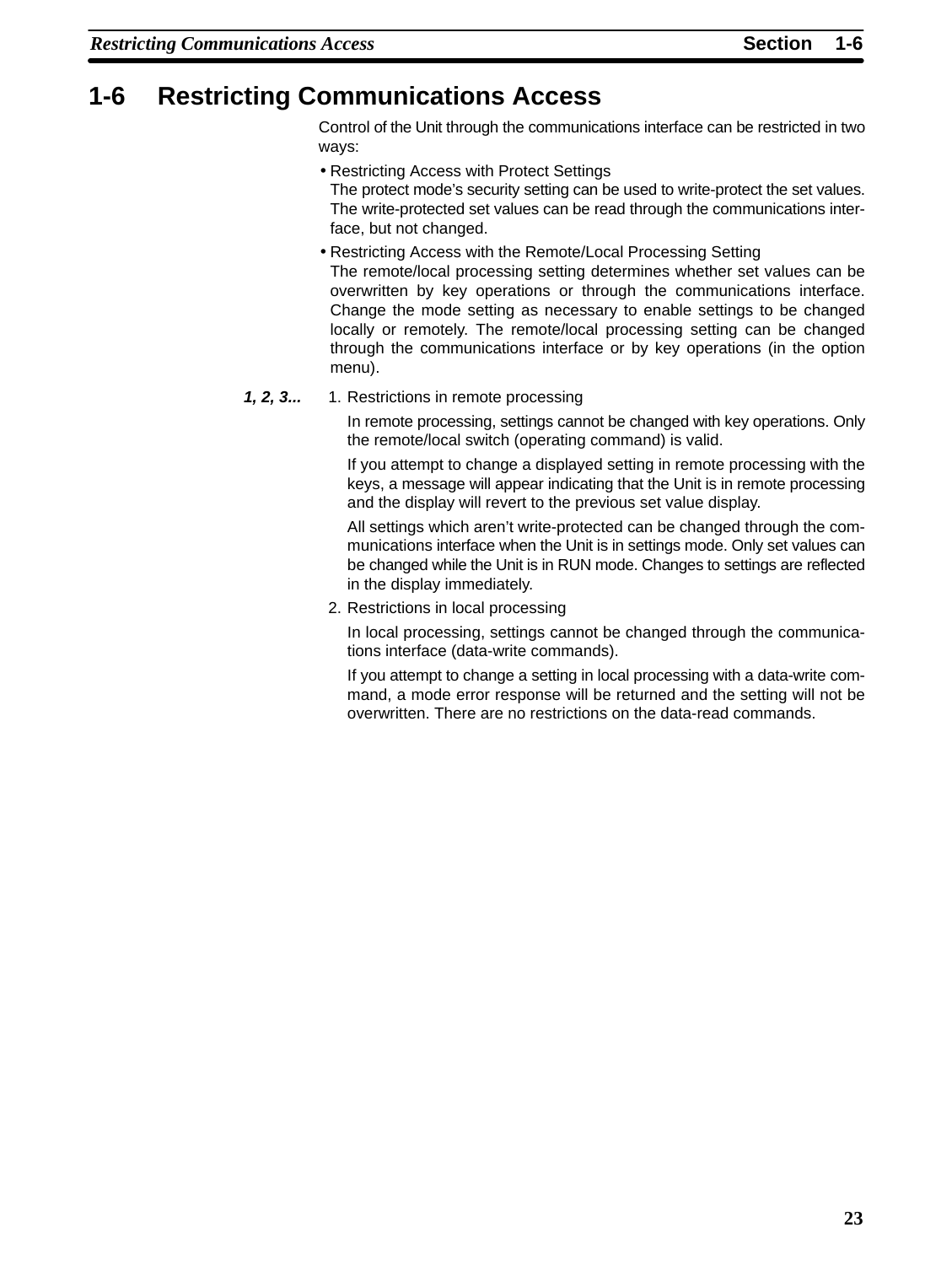## 1-6 Restricting Communications Access

Control of the Unit through the communications interface can be restricted in two ways:

- Restricting Access with Protect Settings
  The protect mode's security setting can be used to write-protect the set values. The write-protected set values can be read through the communications interface, but not changed.
- Restricting Access with the Remote/Local Processing Setting
  The remote/local processing setting determines whether set values can be overwritten by key operations or through the communications interface. Change the mode setting as necessary to enable settings to be changed locally or remotely. The remote/local processing setting can be changed through the communications interface or by key operations (in the option menu).

***1, 2, 3...***

1. Restrictions in remote processing

   In remote processing, settings cannot be changed with key operations. Only the remote/local switch (operating command) is valid.

   If you attempt to change a displayed setting in remote processing with the keys, a message will appear indicating that the Unit is in remote processing and the display will revert to the previous set value display.

   All settings which aren't write-protected can be changed through the communications interface when the Unit is in settings mode. Only set values can be changed while the Unit is in RUN mode. Changes to settings are reflected in the display immediately.

2. Restrictions in local processing

   In local processing, settings cannot be changed through the communications interface (data-write commands).

   If you attempt to change a setting in local processing with a data-write command, a mode error response will be returned and the setting will not be overwritten. There are no restrictions on the data-read commands.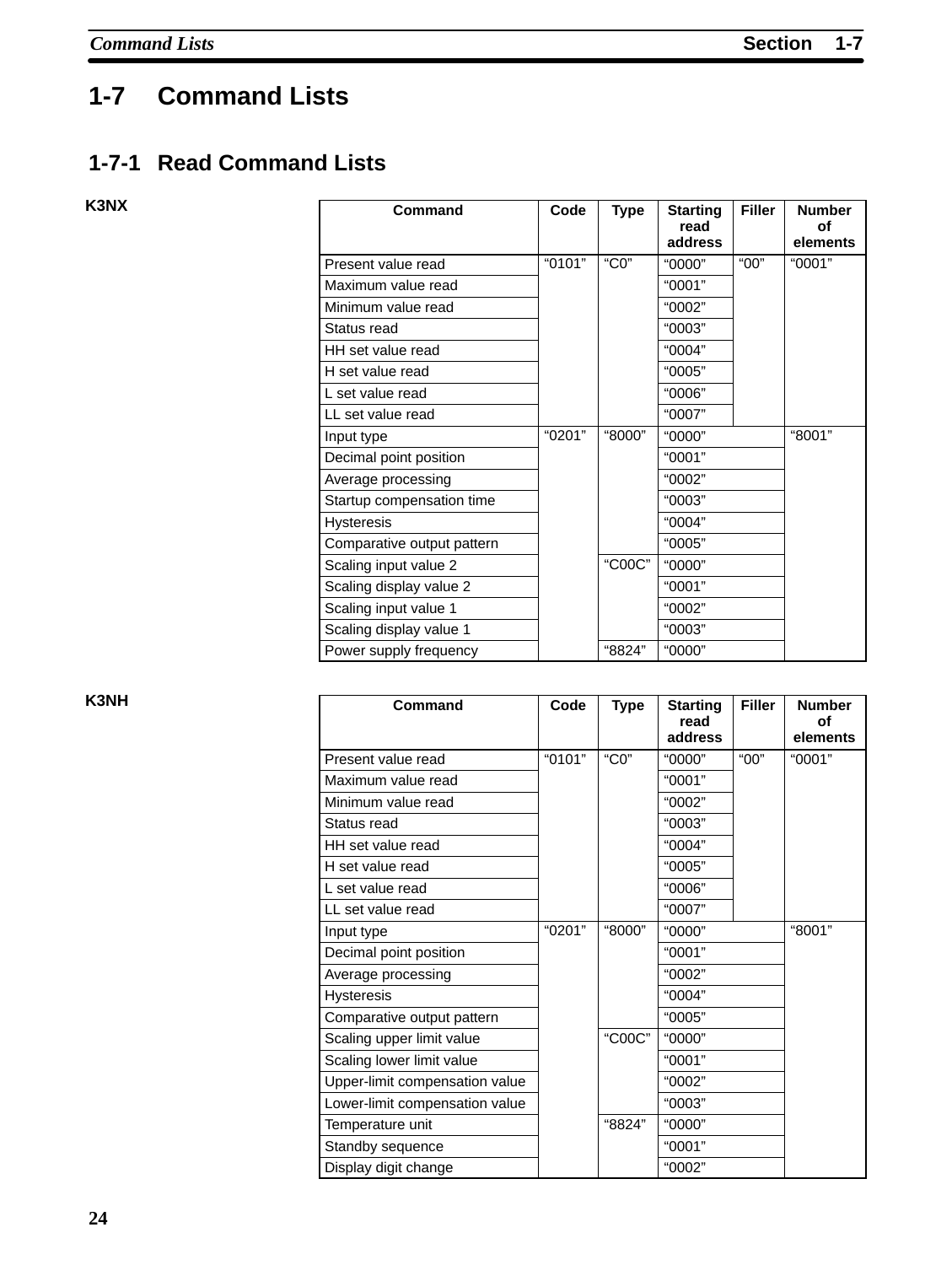# 1-7 Command Lists

## 1-7-1 Read Command Lists

### K3NX

| Command | Code | Type | Starting read address | Filler | Number of elements |
|---|---|---|---|---|---|
| Present value read | "0101" | "C0" | "0000" | "00" | "0001" |
| Maximum value read | | | "0001" | | |
| Minimum value read | | | "0002" | | |
| Status read | | | "0003" | | |
| HH set value read | | | "0004" | | |
| H set value read | | | "0005" | | |
| L set value read | | | "0006" | | |
| LL set value read | | | "0007" | | |
| Input type | "0201" | "8000" | "0000" | | "8001" |
| Decimal point position | | | "0001" | | |
| Average processing | | | "0002" | | |
| Startup compensation time | | | "0003" | | |
| Hysteresis | | | "0004" | | |
| Comparative output pattern | | | "0005" | | |
| Scaling input value 2 | | "C00C" | "0000" | | |
| Scaling display value 2 | | | "0001" | | |
| Scaling input value 1 | | | "0002" | | |
| Scaling display value 1 | | | "0003" | | |
| Power supply frequency | | "8824" | "0000" | | |

### K3NH

| Command | Code | Type | Starting read address | Filler | Number of elements |
|---|---|---|---|---|---|
| Present value read | "0101" | "C0" | "0000" | "00" | "0001" |
| Maximum value read | | | "0001" | | |
| Minimum value read | | | "0002" | | |
| Status read | | | "0003" | | |
| HH set value read | | | "0004" | | |
| H set value read | | | "0005" | | |
| L set value read | | | "0006" | | |
| LL set value read | | | "0007" | | |
| Input type | "0201" | "8000" | "0000" | | "8001" |
| Decimal point position | | | "0001" | | |
| Average processing | | | "0002" | | |
| Hysteresis | | | "0004" | | |
| Comparative output pattern | | | "0005" | | |
| Scaling upper limit value | | "C00C" | "0000" | | |
| Scaling lower limit value | | | "0001" | | |
| Upper-limit compensation value | | | "0002" | | |
| Lower-limit compensation value | | | "0003" | | |
| Temperature unit | | "8824" | "0000" | | |
| Standby sequence | | | "0001" | | |
| Display digit change | | | "0002" | | |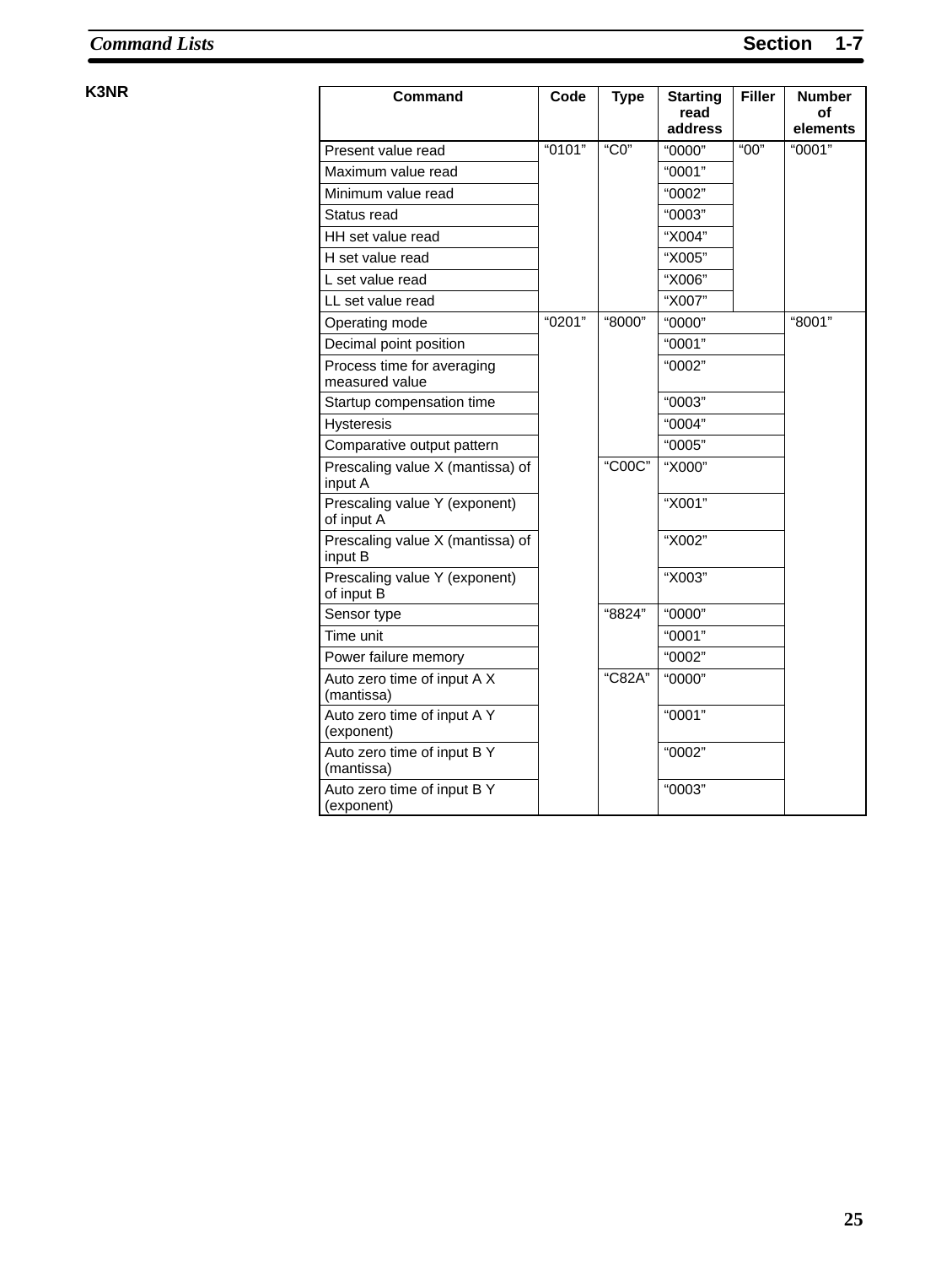**K3NR**

| Command | Code | Type | Starting read address | Filler | Number of elements |
|---|---|---|---|---|---|
| Present value read | “0101” | “C0” | “0000” | “00” | “0001” |
| Maximum value read | | | “0001” | | |
| Minimum value read | | | “0002” | | |
| Status read | | | “0003” | | |
| HH set value read | | | “X004” | | |
| H set value read | | | “X005” | | |
| L set value read | | | “X006” | | |
| LL set value read | | | “X007” | | |
| Operating mode | “0201” | “8000” | “0000” | | “8001” |
| Decimal point position | | | “0001” | | |
| Process time for averaging measured value | | | “0002” | | |
| Startup compensation time | | | “0003” | | |
| Hysteresis | | | “0004” | | |
| Comparative output pattern | | | “0005” | | |
| Prescaling value X (mantissa) of input A | | “C00C” | “X000” | | |
| Prescaling value Y (exponent) of input A | | | “X001” | | |
| Prescaling value X (mantissa) of input B | | | “X002” | | |
| Prescaling value Y (exponent) of input B | | | “X003” | | |
| Sensor type | | “8824” | “0000” | | |
| Time unit | | | “0001” | | |
| Power failure memory | | | “0002” | | |
| Auto zero time of input A X (mantissa) | | “C82A” | “0000” | | |
| Auto zero time of input A Y (exponent) | | | “0001” | | |
| Auto zero time of input B Y (mantissa) | | | “0002” | | |
| Auto zero time of input B Y (exponent) | | | “0003” | | |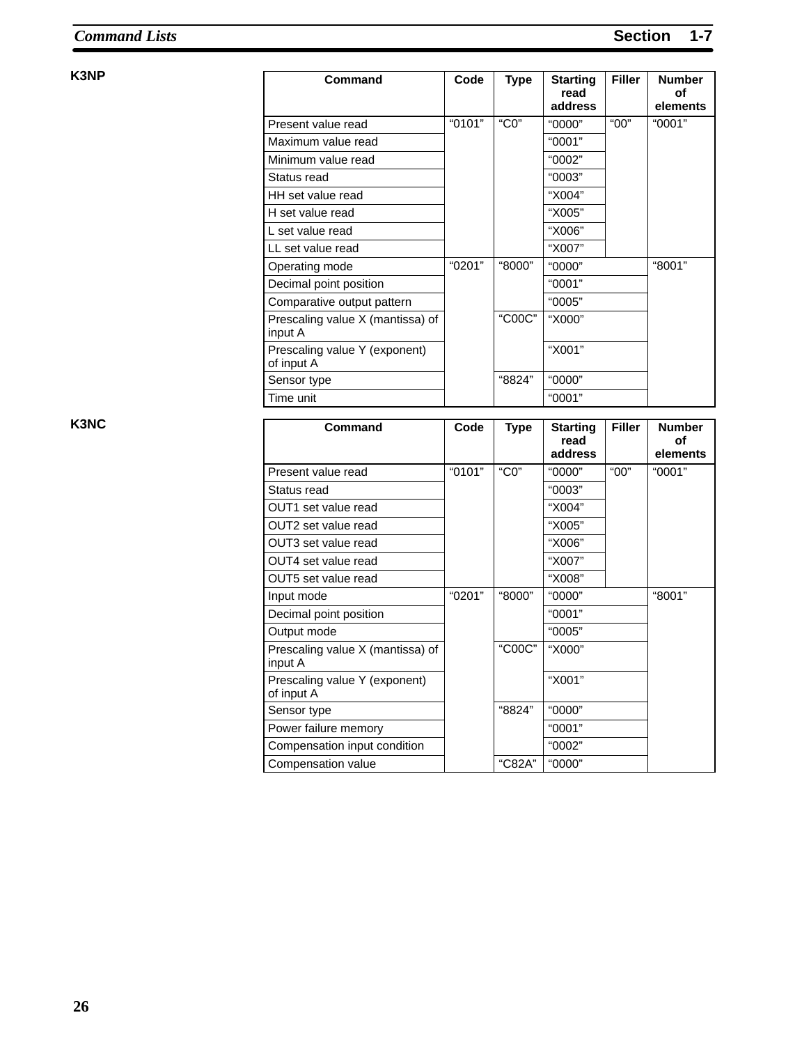## K3NP

| Command | Code | Type | Starting read address | Filler | Number of elements |
|---|---|---|---|---|---|
| Present value read | “0101” | “C0” | “0000” | “00” | “0001” |
| Maximum value read | | | “0001” | | |
| Minimum value read | | | “0002” | | |
| Status read | | | “0003” | | |
| HH set value read | | | “X004” | | |
| H set value read | | | “X005” | | |
| L set value read | | | “X006” | | |
| LL set value read | | | “X007” | | |
| Operating mode | “0201” | “8000” | “0000” | | “8001” |
| Decimal point position | | | “0001” | | |
| Comparative output pattern | | | “0005” | | |
| Prescaling value X (mantissa) of input A | | “C00C” | “X000” | | |
| Prescaling value Y (exponent) of input A | | | “X001” | | |
| Sensor type | | “8824” | “0000” | | |
| Time unit | | | “0001” | | |

## K3NC

| Command | Code | Type | Starting read address | Filler | Number of elements |
|---|---|---|---|---|---|
| Present value read | “0101” | “C0” | “0000” | “00” | “0001” |
| Status read | | | “0003” | | |
| OUT1 set value read | | | “X004” | | |
| OUT2 set value read | | | “X005” | | |
| OUT3 set value read | | | “X006” | | |
| OUT4 set value read | | | “X007” | | |
| OUT5 set value read | | | “X008” | | |
| Input mode | “0201” | “8000” | “0000” | | “8001” |
| Decimal point position | | | “0001” | | |
| Output mode | | | “0005” | | |
| Prescaling value X (mantissa) of input A | | “C00C” | “X000” | | |
| Prescaling value Y (exponent) of input A | | | “X001” | | |
| Sensor type | | “8824” | “0000” | | |
| Power failure memory | | | “0001” | | |
| Compensation input condition | | | “0002” | | |
| Compensation value | | “C82A” | “0000” | | |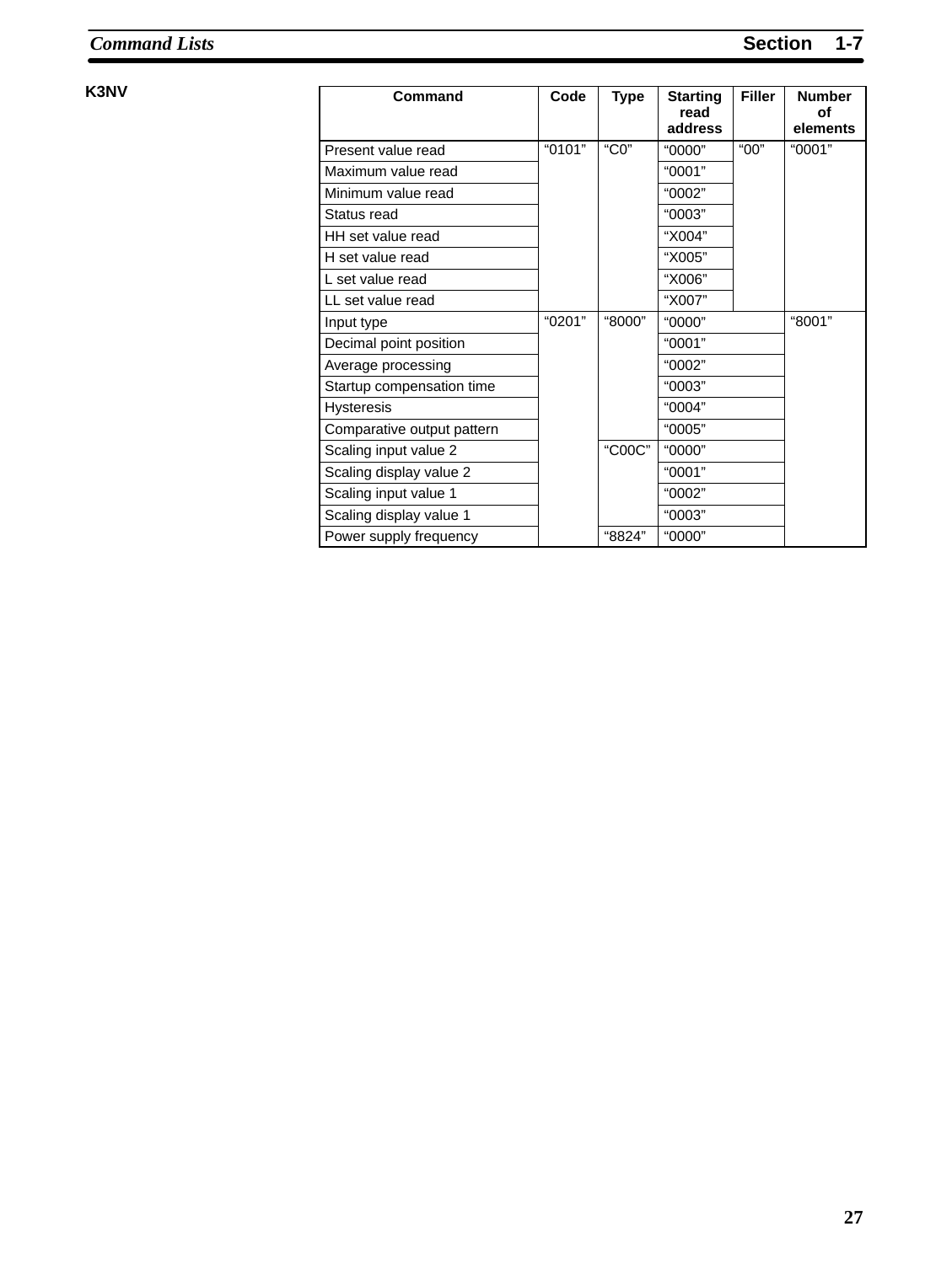## K3NV

| Command | Code | Type | Starting read address | Filler | Number of elements |
|---|---|---|---|---|---|
| Present value read | "0101" | "C0" | "0000" | "00" | "0001" |
| Maximum value read | | | "0001" | | |
| Minimum value read | | | "0002" | | |
| Status read | | | "0003" | | |
| HH set value read | | | "X004" | | |
| H set value read | | | "X005" | | |
| L set value read | | | "X006" | | |
| LL set value read | | | "X007" | | |
| Input type | "0201" | "8000" | "0000" | | "8001" |
| Decimal point position | | | "0001" | | |
| Average processing | | | "0002" | | |
| Startup compensation time | | | "0003" | | |
| Hysteresis | | | "0004" | | |
| Comparative output pattern | | | "0005" | | |
| Scaling input value 2 | | "C00C" | "0000" | | |
| Scaling display value 2 | | | "0001" | | |
| Scaling input value 1 | | | "0002" | | |
| Scaling display value 1 | | | "0003" | | |
| Power supply frequency | | "8824" | "0000" | | |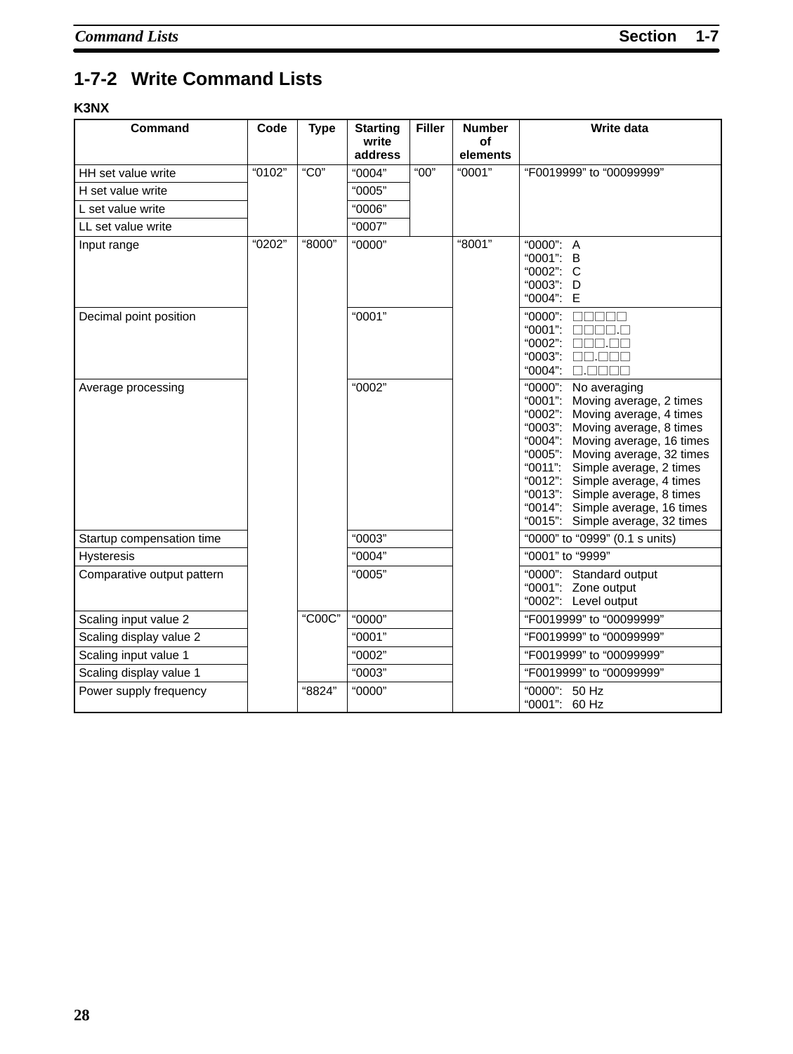## 1-7-2 Write Command Lists

**K3NX**

| Command | Code | Type | Starting write address | Filler | Number of elements | Write data |
|---|---|---|---|---|---|---|
| HH set value write | "0102" | "C0" | "0004" | "00" | "0001" | "F0019999" to "00099999" |
| H set value write | | | "0005" | | | |
| L set value write | | | "0006" | | | |
| LL set value write | | | "0007" | | | |
| Input range | "0202" | "8000" | "0000" | | "8001" | "0000": A<br>"0001": B<br>"0002": C<br>"0003": D<br>"0004": E |
| Decimal point position | | | "0001" | | | "0000": □□□□□<br>"0001": □□□□.□<br>"0002": □□□.□□<br>"0003": □□.□□□<br>"0004": □.□□□□ |
| Average processing | | | "0002" | | | "0000": No averaging<br>"0001": Moving average, 2 times<br>"0002": Moving average, 4 times<br>"0003": Moving average, 8 times<br>"0004": Moving average, 16 times<br>"0005": Moving average, 32 times<br>"0011": Simple average, 2 times<br>"0012": Simple average, 4 times<br>"0013": Simple average, 8 times<br>"0014": Simple average, 16 times<br>"0015": Simple average, 32 times |
| Startup compensation time | | | "0003" | | | "0000" to "0999" (0.1 s units) |
| Hysteresis | | | "0004" | | | "0001" to "9999" |
| Comparative output pattern | | | "0005" | | | "0000": Standard output<br>"0001": Zone output<br>"0002": Level output |
| Scaling input value 2 | | "C00C" | "0000" | | | "F0019999" to "00099999" |
| Scaling display value 2 | | | "0001" | | | "F0019999" to "00099999" |
| Scaling input value 1 | | | "0002" | | | "F0019999" to "00099999" |
| Scaling display value 1 | | | "0003" | | | "F0019999" to "00099999" |
| Power supply frequency | | "8824" | "0000" | | | "0000": 50 Hz<br>"0001": 60 Hz |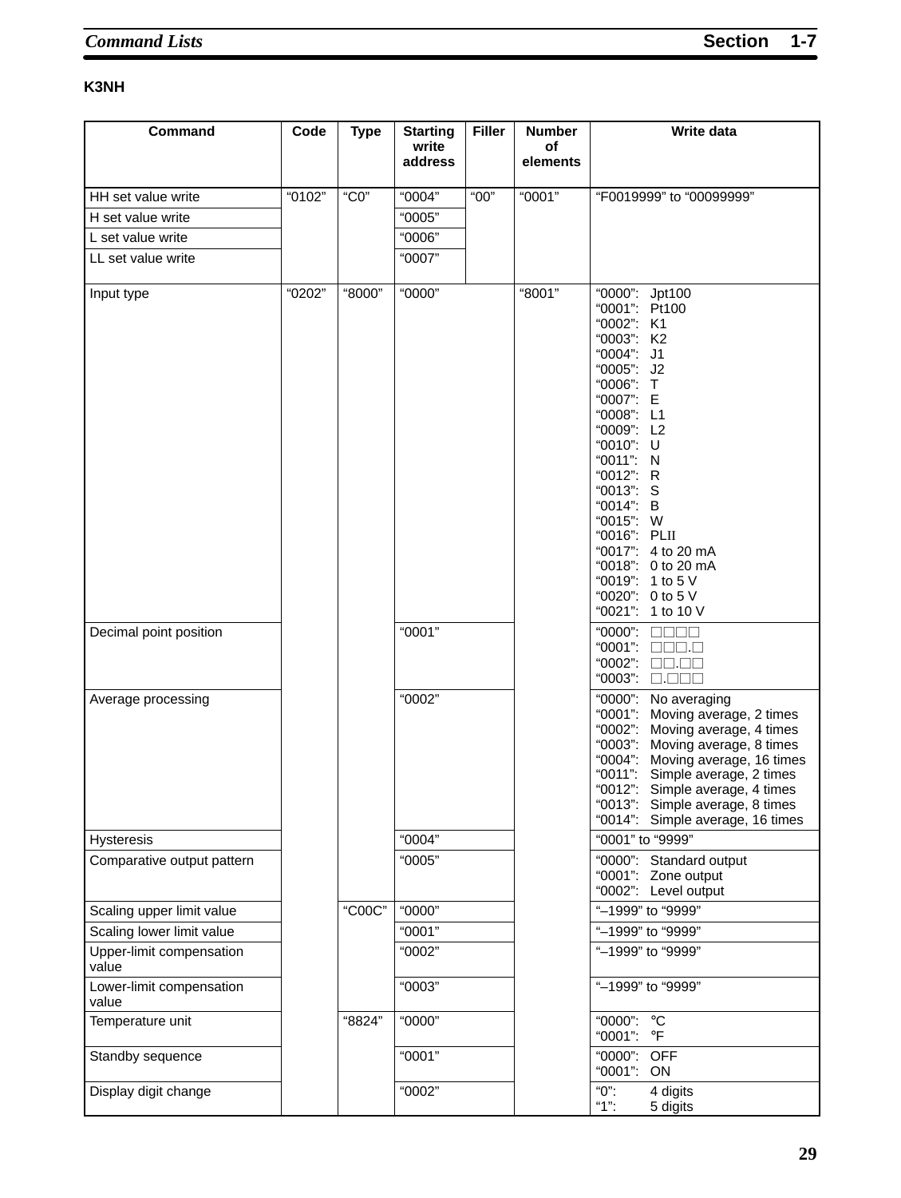### K3NH

| Command | Code | Type | Starting write address | Filler | Number of elements | Write data |
|---|---|---|---|---|---|---|
| HH set value write | "0102" | "C0" | "0004" | "00" | "0001" | "F0019999" to "00099999" |
| H set value write | | | "0005" | | | |
| L set value write | | | "0006" | | | |
| LL set value write | | | "0007" | | | |
| Input type | "0202" | "8000" | "0000" | | "8001" | "0000": Jpt100<br>"0001": Pt100<br>"0002": K1<br>"0003": K2<br>"0004": J1<br>"0005": J2<br>"0006": T<br>"0007": E<br>"0008": L1<br>"0009": L2<br>"0010": U<br>"0011": N<br>"0012": R<br>"0013": S<br>"0014": B<br>"0015": W<br>"0016": PLII<br>"0017": 4 to 20 mA<br>"0018": 0 to 20 mA<br>"0019": 1 to 5 V<br>"0020": 0 to 5 V<br>"0021": 1 to 10 V |
| Decimal point position | | | "0001" | | | "0000": □□□□<br>"0001": □□□.□<br>"0002": □□.□□<br>"0003": □.□□□ |
| Average processing | | | "0002" | | | "0000": No averaging<br>"0001": Moving average, 2 times<br>"0002": Moving average, 4 times<br>"0003": Moving average, 8 times<br>"0004": Moving average, 16 times<br>"0011": Simple average, 2 times<br>"0012": Simple average, 4 times<br>"0013": Simple average, 8 times<br>"0014": Simple average, 16 times |
| Hysteresis | | | "0004" | | | "0001" to "9999" |
| Comparative output pattern | | | "0005" | | | "0000": Standard output<br>"0001": Zone output<br>"0002": Level output |
| Scaling upper limit value | | "C00C" | "0000" | | | "–1999" to "9999" |
| Scaling lower limit value | | | "0001" | | | "–1999" to "9999" |
| Upper-limit compensation value | | | "0002" | | | "–1999" to "9999" |
| Lower-limit compensation value | | | "0003" | | | "–1999" to "9999" |
| Temperature unit | | "8824" | "0000" | | | "0000": °C<br>"0001": °F |
| Standby sequence | | | "0001" | | | "0000": OFF<br>"0001": ON |
| Display digit change | | | "0002" | | | "0": 4 digits<br>"1": 5 digits |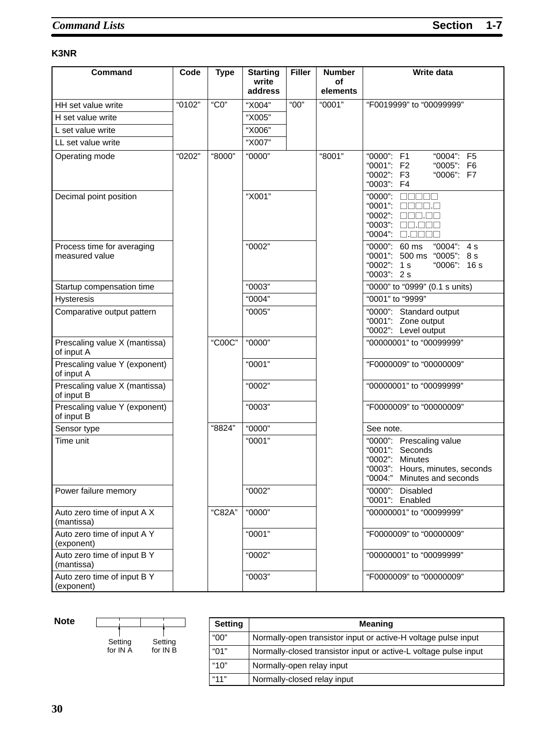### K3NR

| Command | Code | Type | Starting write address | Filler | Number of elements | Write data |
|---|---|---|---|---|---|---|
| HH set value write | "0102" | "C0" | "X004" | "00" | "0001" | "F0019999" to "00099999" |
| H set value write | | | "X005" | | | |
| L set value write | | | "X006" | | | |
| LL set value write | | | "X007" | | | |
| Operating mode | "0202" | "8000" | "0000" | | "8001" | "0000": F1 "0001": F2 "0002": F3 "0003": F4 "0004": F5 "0005": F6 "0006": F7 |
| Decimal point position | | | "X001" | | | "0000": □□□□□ "0001": □□□□.□ "0002": □□□.□□ "0003": □□.□□□ "0004": □.□□□□ |
| Process time for averaging measured value | | | "0002" | | | "0000": 60 ms "0001": 500 ms "0002": 1 s "0003": 2 s "0004": 4 s "0005": 8 s "0006": 16 s |
| Startup compensation time | | | "0003" | | | "0000" to "0999" (0.1 s units) |
| Hysteresis | | | "0004" | | | "0001" to "9999" |
| Comparative output pattern | | | "0005" | | | "0000": Standard output "0001": Zone output "0002": Level output |
| Prescaling value X (mantissa) of input A | | "C00C" | "0000" | | | "00000001" to "00099999" |
| Prescaling value Y (exponent) of input A | | | "0001" | | | "F0000009" to "00000009" |
| Prescaling value X (mantissa) of input B | | | "0002" | | | "00000001" to "00099999" |
| Prescaling value Y (exponent) of input B | | | "0003" | | | "F0000009" to "00000009" |
| Sensor type | | "8824" | "0000" | | | See note. |
| Time unit | | | "0001" | | | "0000": Prescaling value "0001": Seconds "0002": Minutes "0003": Hours, minutes, seconds "0004:" Minutes and seconds |
| Power failure memory | | | "0002" | | | "0000": Disabled "0001": Enabled |
| Auto zero time of input A X (mantissa) | | "C82A" | "0000" | | | "00000001" to "00099999" |
| Auto zero time of input A Y (exponent) | | | "0001" | | | "F0000009" to "00000009" |
| Auto zero time of input B Y (mantissa) | | | "0002" | | | "00000001" to "00099999" |
| Auto zero time of input B Y (exponent) | | | "0003" | | | "F0000009" to "00000009" |

**Note** Setting for IN A / Setting for IN B

| Setting | Meaning |
|---|---|
| "00" | Normally-open transistor input or active-H voltage pulse input |
| "01" | Normally-closed transistor input or active-L voltage pulse input |
| "10" | Normally-open relay input |
| "11" | Normally-closed relay input |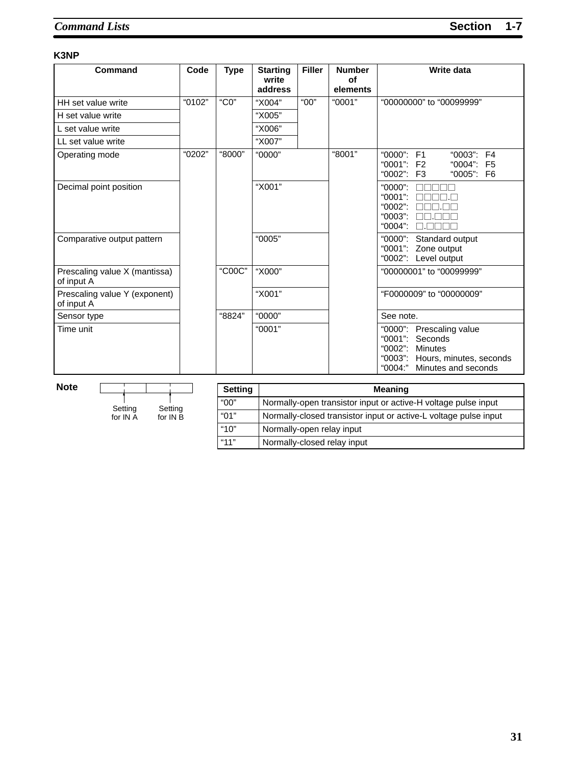### K3NP

| Command | Code | Type | Starting write address | Filler | Number of elements | Write data |
|---|---|---|---|---|---|---|
| HH set value write | "0102" | "C0" | "X004" | "00" | "0001" | "00000000" to "00099999" |
| H set value write | | | "X005" | | | |
| L set value write | | | "X006" | | | |
| LL set value write | | | "X007" | | | |
| Operating mode | "0202" | "8000" | "0000" | | "8001" | "0000": F1 "0001": F2 "0002": F3 "0003": F4 "0004": F5 "0005": F6 |
| Decimal point position | | | "X001" | | | "0000": □□□□□ "0001": □□□□.□ "0002": □□□.□□ "0003": □□.□□□ "0004": □.□□□□ |
| Comparative output pattern | | | "0005" | | | "0000": Standard output "0001": Zone output "0002": Level output |
| Prescaling value X (mantissa) of input A | | "C00C" | "X000" | | | "00000001" to "00099999" |
| Prescaling value Y (exponent) of input A | | | "X001" | | | "F0000009" to "00000009" |
| Sensor type | | "8824" | "0000" | | | See note. |
| Time unit | | | "0001" | | | "0000": Prescaling value "0001": Seconds "0002": Minutes "0003": Hours, minutes, seconds "0004:" Minutes and seconds |

**Note**

Setting for IN A | Setting for IN B

| Setting | Meaning |
|---|---|
| "00" | Normally-open transistor input or active-H voltage pulse input |
| "01" | Normally-closed transistor input or active-L voltage pulse input |
| "10" | Normally-open relay input |
| "11" | Normally-closed relay input |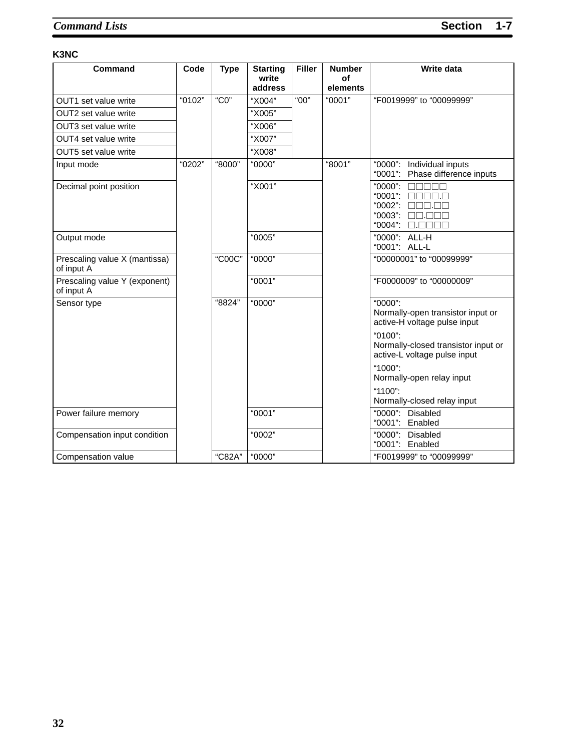**K3NC**

| Command | Code | Type | Starting write address | Filler | Number of elements | Write data |
|---|---|---|---|---|---|---|
| OUT1 set value write | “0102” | “C0” | “X004” | “00” | “0001” | “F0019999” to “00099999” |
| OUT2 set value write | | | “X005” | | | |
| OUT3 set value write | | | “X006” | | | |
| OUT4 set value write | | | “X007” | | | |
| OUT5 set value write | | | “X008” | | | |
| Input mode | “0202” | “8000” | “0000” | | “8001” | “0000”: Individual inputs<br>“0001”: Phase difference inputs |
| Decimal point position | | | “X001” | | | “0000”: □□□□□<br>“0001”: □□□□.□<br>“0002”: □□□.□□<br>“0003”: □□.□□□<br>“0004”: □.□□□□ |
| Output mode | | | “0005” | | | “0000”: ALL-H<br>“0001”: ALL-L |
| Prescaling value X (mantissa) of input A | | “C00C” | “0000” | | | “00000001” to “00099999” |
| Prescaling value Y (exponent) of input A | | | “0001” | | | “F0000009” to “00000009” |
| Sensor type | | “8824” | “0000” | | | “0000”:<br>Normally-open transistor input or active-H voltage pulse input<br>“0100”:<br>Normally-closed transistor input or active-L voltage pulse input<br>“1000”:<br>Normally-open relay input<br>“1100”:<br>Normally-closed relay input |
| Power failure memory | | | “0001” | | | “0000”: Disabled<br>“0001”: Enabled |
| Compensation input condition | | | “0002” | | | “0000”: Disabled<br>“0001”: Enabled |
| Compensation value | | “C82A” | “0000” | | | “F0019999” to “00099999” |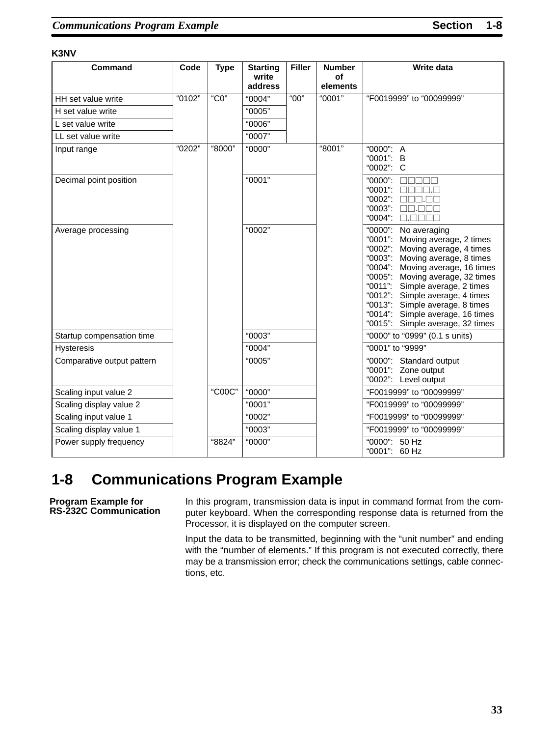**K3NV**

| Command | Code | Type | Starting write address | Filler | Number of elements | Write data |
|---|---|---|---|---|---|---|
| HH set value write | "0102" | "C0" | "0004" | "00" | "0001" | "F0019999" to "00099999" |
| H set value write | | | "0005" | | | |
| L set value write | | | "0006" | | | |
| LL set value write | | | "0007" | | | |
| Input range | "0202" | "8000" | "0000" | | "8001" | "0000": A<br>"0001": B<br>"0002": C |
| Decimal point position | | | "0001" | | | "0000": □□□□□<br>"0001": □□□□.□<br>"0002": □□□.□□<br>"0003": □□.□□□<br>"0004": □.□□□□ |
| Average processing | | | "0002" | | | "0000": No averaging<br>"0001": Moving average, 2 times<br>"0002": Moving average, 4 times<br>"0003": Moving average, 8 times<br>"0004": Moving average, 16 times<br>"0005": Moving average, 32 times<br>"0011": Simple average, 2 times<br>"0012": Simple average, 4 times<br>"0013": Simple average, 8 times<br>"0014": Simple average, 16 times<br>"0015": Simple average, 32 times |
| Startup compensation time | | | "0003" | | | "0000" to "0999" (0.1 s units) |
| Hysteresis | | | "0004" | | | "0001" to "9999" |
| Comparative output pattern | | | "0005" | | | "0000": Standard output<br>"0001": Zone output<br>"0002": Level output |
| Scaling input value 2 | | "C00C" | "0000" | | | "F0019999" to "00099999" |
| Scaling display value 2 | | | "0001" | | | "F0019999" to "00099999" |
| Scaling input value 1 | | | "0002" | | | "F0019999" to "00099999" |
| Scaling display value 1 | | | "0003" | | | "F0019999" to "00099999" |
| Power supply frequency | | "8824" | "0000" | | | "0000": 50 Hz<br>"0001": 60 Hz |

# 1-8 Communications Program Example

**Program Example for RS-232C Communication**

In this program, transmission data is input in command format from the computer keyboard. When the corresponding response data is returned from the Processor, it is displayed on the computer screen.

Input the data to be transmitted, beginning with the "unit number" and ending with the "number of elements." If this program is not executed correctly, there may be a transmission error; check the communications settings, cable connections, etc.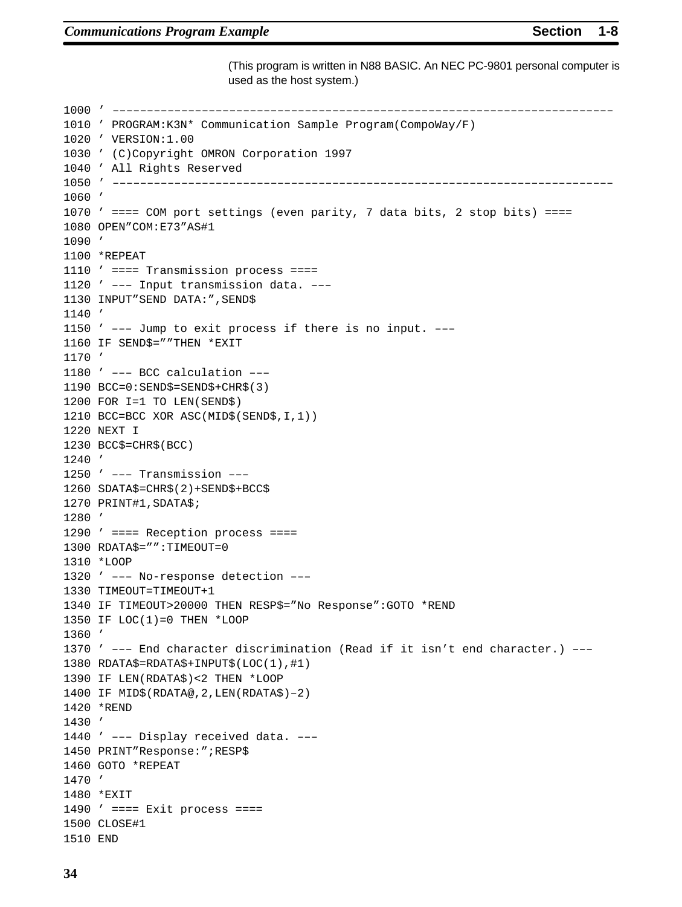(This program is written in N88 BASIC. An NEC PC-9801 personal computer is used as the host system.)

```
1000 ’ ––––––––––––––––––––––––––––––––––––––––––––––––––––––––––––––––––––––
1010 ’ PROGRAM:K3N* Communication Sample Program(CompoWay/F)
1020 ’ VERSION:1.00
1030 ’ (C)Copyright OMRON Corporation 1997
1040 ’ All Rights Reserved
1050 ’ ––––––––––––––––––––––––––––––––––––––––––––––––––––––––––––––––––––––
1060 ’
1070 ’ ==== COM port settings (even parity, 7 data bits, 2 stop bits) ====
1080 OPEN”COM:E73”AS#1
1090 ’
1100 *REPEAT
1110 ’ ==== Transmission process ====
1120 ’ ––– Input transmission data. –––
1130 INPUT”SEND DATA:”,SEND$
1140 ’
1150 ’ ––– Jump to exit process if there is no input. –––
1160 IF SEND$=””THEN *EXIT
1170 ’
1180 ’ ––– BCC calculation –––
1190 BCC=0:SEND$=SEND$+CHR$(3)
1200 FOR I=1 TO LEN(SEND$)
1210 BCC=BCC XOR ASC(MID$(SEND$,I,1))
1220 NEXT I
1230 BCC$=CHR$(BCC)
1240 ’
1250 ’ ––– Transmission –––
1260 SDATA$=CHR$(2)+SEND$+BCC$
1270 PRINT#1,SDATA$;
1280 ’
1290 ’ ==== Reception process ====
1300 RDATA$=””:TIMEOUT=0
1310 *LOOP
1320 ’ ––– No-response detection –––
1330 TIMEOUT=TIMEOUT+1
1340 IF TIMEOUT>20000 THEN RESP$=”No Response”:GOTO *REND
1350 IF LOC(1)=0 THEN *LOOP
1360 ’
1370 ’ ––– End character discrimination (Read if it isn’t end character.) –––
1380 RDATA$=RDATA$+INPUT$(LOC(1),#1)
1390 IF LEN(RDATA$)<2 THEN *LOOP
1400 IF MID$(RDATA@,2,LEN(RDATA$)–2)
1420 *REND
1430 ’
1440 ’ ––– Display received data. –––
1450 PRINT”Response:”;RESP$
1460 GOTO *REPEAT
1470 ’
1480 *EXIT
1490 ’ ==== Exit process ====
1500 CLOSE#1
1510 END
```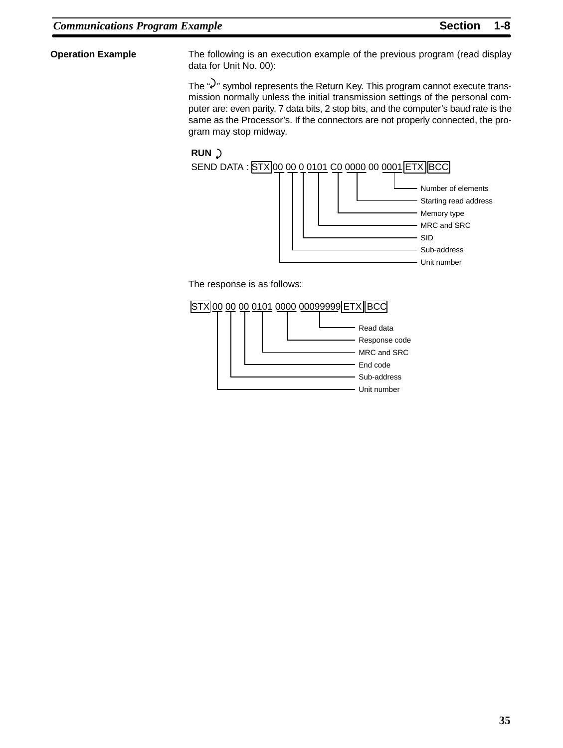**Operation Example**

The following is an execution example of the previous program (read display data for Unit No. 00):

The "↵" symbol represents the Return Key. This program cannot execute transmission normally unless the initial transmission settings of the personal computer are: even parity, 7 data bits, 2 stop bits, and the computer's baud rate is the same as the Processor's. If the connectors are not properly connected, the program may stop midway.

```
RUN ↵
SEND DATA : [STX] 00 00 0 0101 C0 0000 00 0001 [ETX] [BCC]
```

- 00: Unit number
- 00: Sub-address
- 0: SID
- 0101: MRC and SRC
- C0: Memory type
- 0000 00: Starting read address
- 0001: Number of elements

The response is as follows:

```
[STX] 00 00 00 0101 0000 00099999 [ETX] [BCC]
```

- 00: Unit number
- 00: Sub-address
- 00: End code
- 0101: MRC and SRC
- 0000: Response code
- 00099999: Read data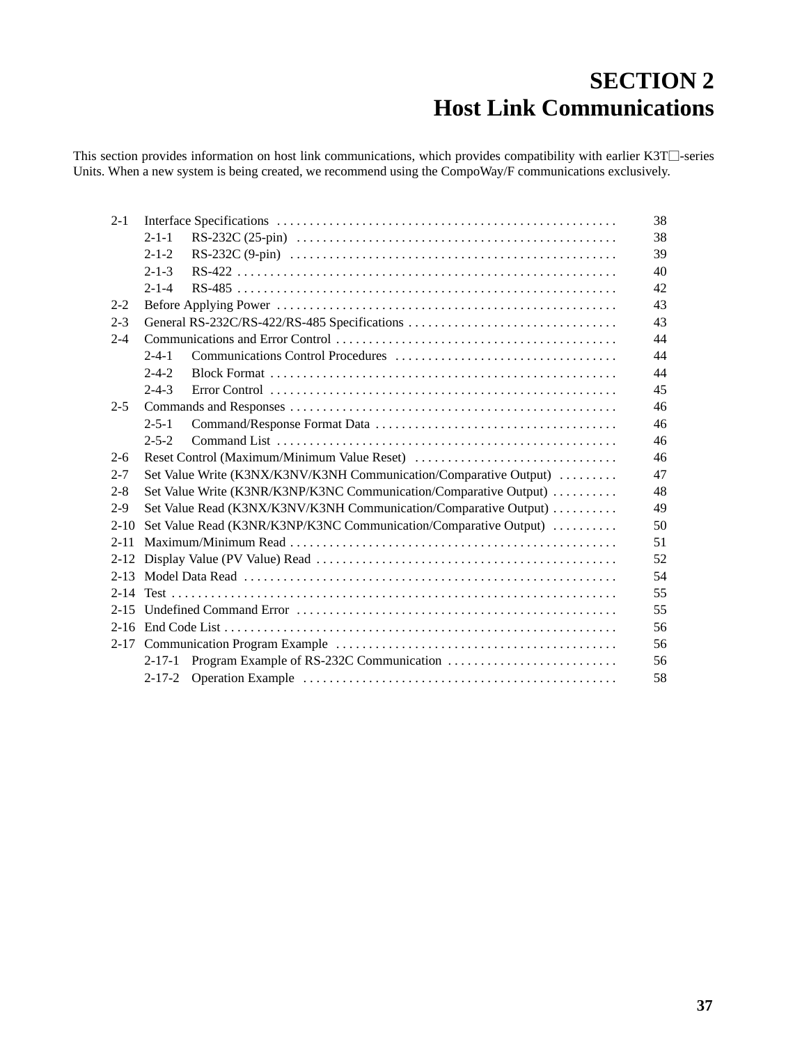# SECTION 2
# Host Link Communications

This section provides information on host link communications, which provides compatibility with earlier K3T□-series Units. When a new system is being created, we recommend using the CompoWay/F communications exclusively.

| | | |
|---|---|---|
| 2-1 | Interface Specifications | 38 |
| | 2-1-1 RS-232C (25-pin) | 38 |
| | 2-1-2 RS-232C (9-pin) | 39 |
| | 2-1-3 RS-422 | 40 |
| | 2-1-4 RS-485 | 42 |
| 2-2 | Before Applying Power | 43 |
| 2-3 | General RS-232C/RS-422/RS-485 Specifications | 43 |
| 2-4 | Communications and Error Control | 44 |
| | 2-4-1 Communications Control Procedures | 44 |
| | 2-4-2 Block Format | 44 |
| | 2-4-3 Error Control | 45 |
| 2-5 | Commands and Responses | 46 |
| | 2-5-1 Command/Response Format Data | 46 |
| | 2-5-2 Command List | 46 |
| 2-6 | Reset Control (Maximum/Minimum Value Reset) | 46 |
| 2-7 | Set Value Write (K3NX/K3NV/K3NH Communication/Comparative Output) | 47 |
| 2-8 | Set Value Write (K3NR/K3NP/K3NC Communication/Comparative Output) | 48 |
| 2-9 | Set Value Read (K3NX/K3NV/K3NH Communication/Comparative Output) | 49 |
| 2-10 | Set Value Read (K3NR/K3NP/K3NC Communication/Comparative Output) | 50 |
| 2-11 | Maximum/Minimum Read | 51 |
| 2-12 | Display Value (PV Value) Read | 52 |
| 2-13 | Model Data Read | 54 |
| 2-14 | Test | 55 |
| 2-15 | Undefined Command Error | 55 |
| 2-16 | End Code List | 56 |
| 2-17 | Communication Program Example | 56 |
| | 2-17-1 Program Example of RS-232C Communication | 56 |
| | 2-17-2 Operation Example | 58 |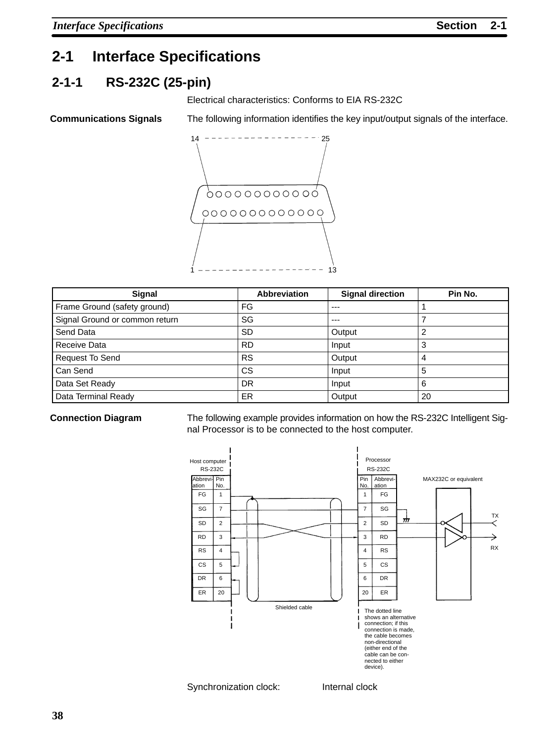# 2-1 Interface Specifications

## 2-1-1 RS-232C (25-pin)

Electrical characteristics: Conforms to EIA RS-232C

**Communications Signals**

The following information identifies the key input/output signals of the interface.

| Signal | Abbreviation | Signal direction | Pin No. |
|---|---|---|---|
| Frame Ground (safety ground) | FG | --- | 1 |
| Signal Ground or common return | SG | --- | 7 |
| Send Data | SD | Output | 2 |
| Receive Data | RD | Input | 3 |
| Request To Send | RS | Output | 4 |
| Can Send | CS | Input | 5 |
| Data Set Ready | DR | Input | 6 |
| Data Terminal Ready | ER | Output | 20 |

**Connection Diagram**

The following example provides information on how the RS-232C Intelligent Signal Processor is to be connected to the host computer.

Shielded cable

The dotted line shows an alternative connection; if this connection is made, the cable becomes non-directional (either end of the cable can be connected to either device).

Synchronization clock: Internal clock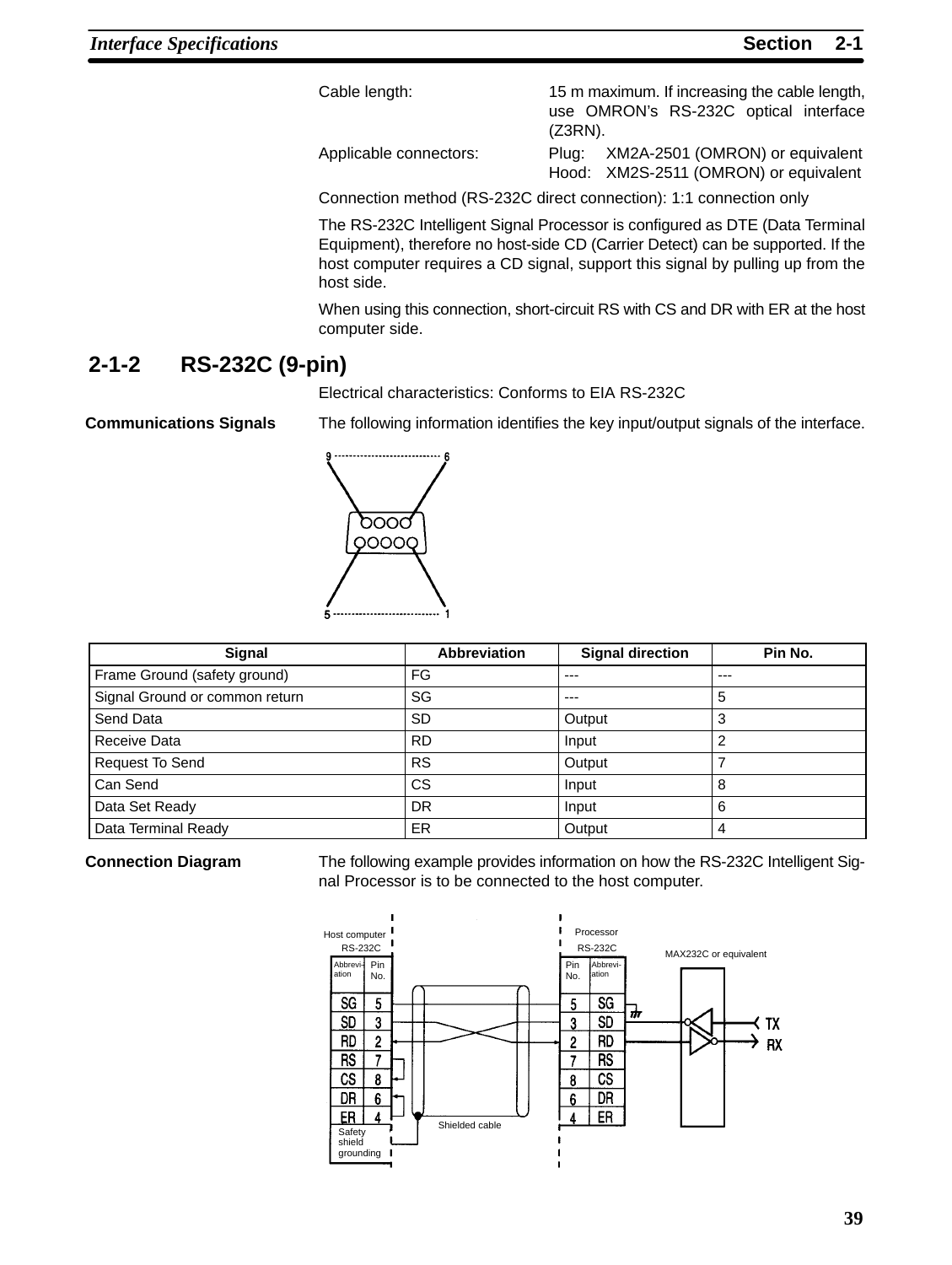Cable length: 15 m maximum. If increasing the cable length, use OMRON's RS-232C optical interface (Z3RN).

Applicable connectors: Plug: XM2A-2501 (OMRON) or equivalent
Hood: XM2S-2511 (OMRON) or equivalent

Connection method (RS-232C direct connection): 1:1 connection only

The RS-232C Intelligent Signal Processor is configured as DTE (Data Terminal Equipment), therefore no host-side CD (Carrier Detect) can be supported. If the host computer requires a CD signal, support this signal by pulling up from the host side.

When using this connection, short-circuit RS with CS and DR with ER at the host computer side.

## 2-1-2 RS-232C (9-pin)

Electrical characteristics: Conforms to EIA RS-232C

**Communications Signals**

The following information identifies the key input/output signals of the interface.

| Signal | Abbreviation | Signal direction | Pin No. |
|---|---|---|---|
| Frame Ground (safety ground) | FG | --- | --- |
| Signal Ground or common return | SG | --- | 5 |
| Send Data | SD | Output | 3 |
| Receive Data | RD | Input | 2 |
| Request To Send | RS | Output | 7 |
| Can Send | CS | Input | 8 |
| Data Set Ready | DR | Input | 6 |
| Data Terminal Ready | ER | Output | 4 |

**Connection Diagram**

The following example provides information on how the RS-232C Intelligent Signal Processor is to be connected to the host computer.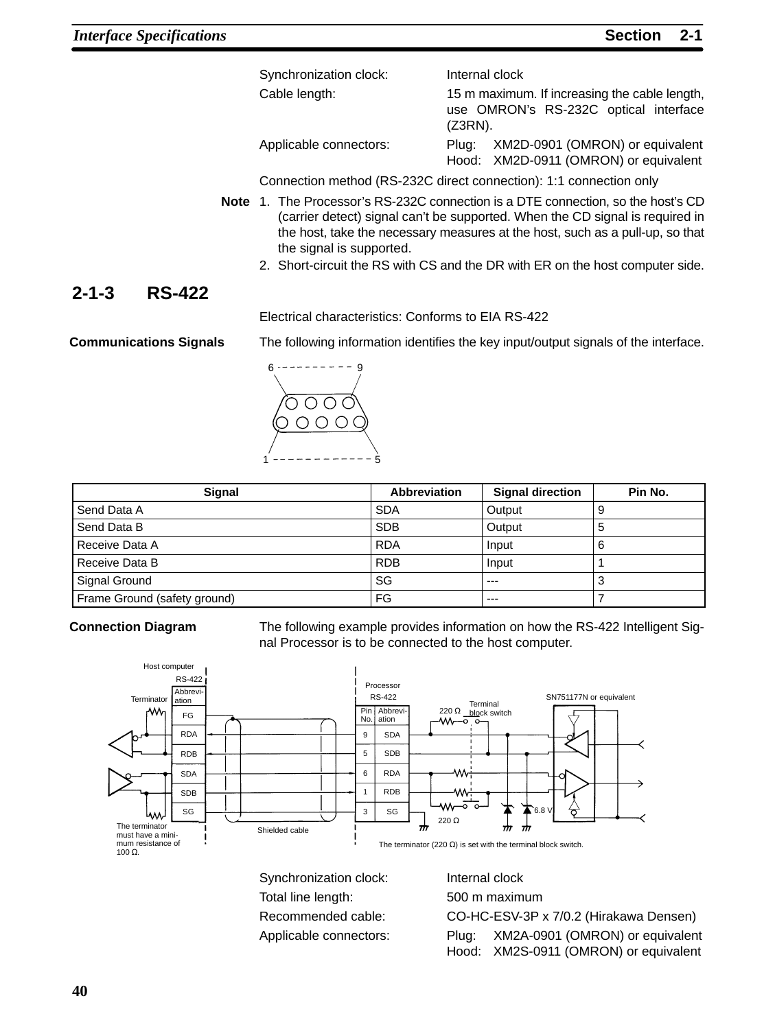Synchronization clock: Internal clock

Cable length: 15 m maximum. If increasing the cable length, use OMRON's RS-232C optical interface (Z3RN).

Applicable connectors: Plug: XM2D-0901 (OMRON) or equivalent
Hood: XM2D-0911 (OMRON) or equivalent

Connection method (RS-232C direct connection): 1:1 connection only

**Note**
1. The Processor's RS-232C connection is a DTE connection, so the host's CD (carrier detect) signal can't be supported. When the CD signal is required in the host, take the necessary measures at the host, such as a pull-up, so that the signal is supported.
2. Short-circuit the RS with CS and the DR with ER on the host computer side.

## 2-1-3 RS-422

Electrical characteristics: Conforms to EIA RS-422

**Communications Signals**

The following information identifies the key input/output signals of the interface.

| Signal | Abbreviation | Signal direction | Pin No. |
|---|---|---|---|
| Send Data A | SDA | Output | 9 |
| Send Data B | SDB | Output | 5 |
| Receive Data A | RDA | Input | 6 |
| Receive Data B | RDB | Input | 1 |
| Signal Ground | SG | --- | 3 |
| Frame Ground (safety ground) | FG | --- | 7 |

**Connection Diagram**

The following example provides information on how the RS-422 Intelligent Signal Processor is to be connected to the host computer.

The terminator must have a minimum resistance of 100 Ω.

The terminator (220 Ω) is set with the terminal block switch.

Synchronization clock: Internal clock

Total line length: 500 m maximum

Recommended cable: CO-HC-ESV-3P x 7/0.2 (Hirakawa Densen)

Applicable connectors: Plug: XM2A-0901 (OMRON) or equivalent
Hood: XM2S-0911 (OMRON) or equivalent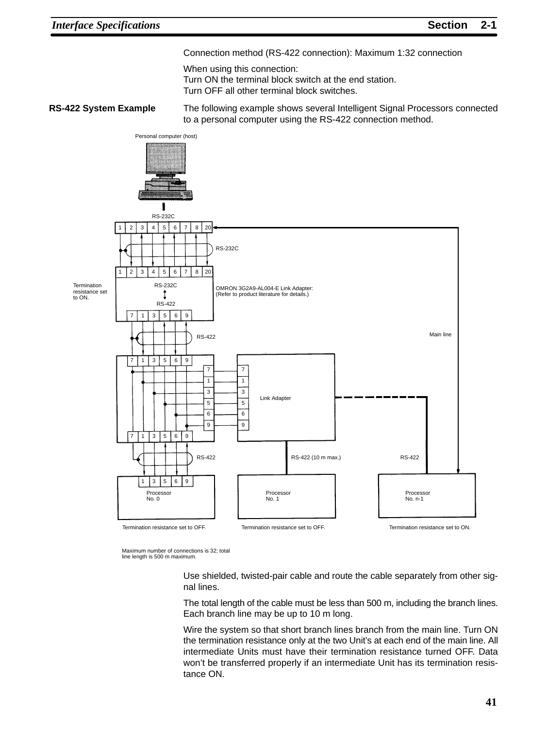Connection method (RS-422 connection): Maximum 1:32 connection

When using this connection:
Turn ON the terminal block switch at the end station.
Turn OFF all other terminal block switches.

**RS-422 System Example**

The following example shows several Intelligent Signal Processors connected to a personal computer using the RS-422 connection method.

Personal computer (host)

RS-232C

RS-232C

Termination resistance set to ON.

RS-232C ↕ RS-422

OMRON 3G2A9-AL004-E Link Adapter: (Refer to product literature for details.)

Main line

RS-422

Link Adapter

RS-422 | RS-422 (10 m max.) | RS-422

Processor No. 0 | Processor No. 1 | Processor No. n-1

Termination resistance set to OFF. | Termination resistance set to OFF. | Termination resistance set to ON.

Maximum number of connections is 32; total line length is 500 m maximum.

Use shielded, twisted-pair cable and route the cable separately from other signal lines.

The total length of the cable must be less than 500 m, including the branch lines. Each branch line may be up to 10 m long.

Wire the system so that short branch lines branch from the main line. Turn ON the termination resistance only at the two Unit's at each end of the main line. All intermediate Units must have their termination resistance turned OFF. Data won't be transferred properly if an intermediate Unit has its termination resistance ON.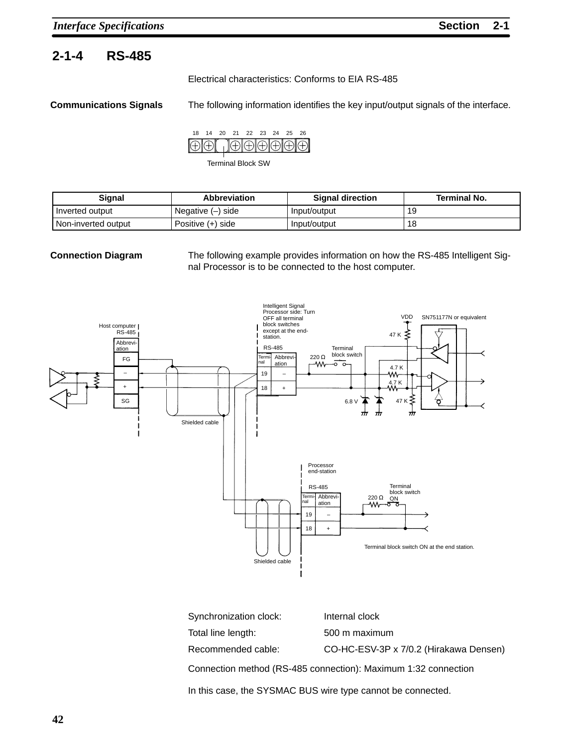## 2-1-4 RS-485

Electrical characteristics: Conforms to EIA RS-485

**Communications Signals**

The following information identifies the key input/output signals of the interface.

18 14 20 21 22 23 24 25 26

Terminal Block SW

| Signal | Abbreviation | Signal direction | Terminal No. |
|---|---|---|---|
| Inverted output | Negative (–) side | Input/output | 19 |
| Non-inverted output | Positive (+) side | Input/output | 18 |

**Connection Diagram**

The following example provides information on how the RS-485 Intelligent Signal Processor is to be connected to the host computer.

Host computer RS-485

| Abbreviation |
|---|
| FG |
| – |
| + |
| SG |

Intelligent Signal Processor side: Turn OFF all terminal block switches except at the end-station.

RS-485

| Terminal | Abbreviation |
|---|---|
| 19 | – |
| 18 | + |

220 Ω Terminal block switch

VDD SN751177N or equivalent

47 K, 4.7 K, 4.7 K, 47 K, 6.8 V

Shielded cable

Processor end-station

RS-485

| Terminal | Abbreviation |
|---|---|
| 19 | – |
| 18 | + |

220 Ω Terminal block switch ON

Terminal block switch ON at the end station.

Shielded cable

Synchronization clock: Internal clock

Total line length: 500 m maximum

Recommended cable: CO-HC-ESV-3P x 7/0.2 (Hirakawa Densen)

Connection method (RS-485 connection): Maximum 1:32 connection

In this case, the SYSMAC BUS wire type cannot be connected.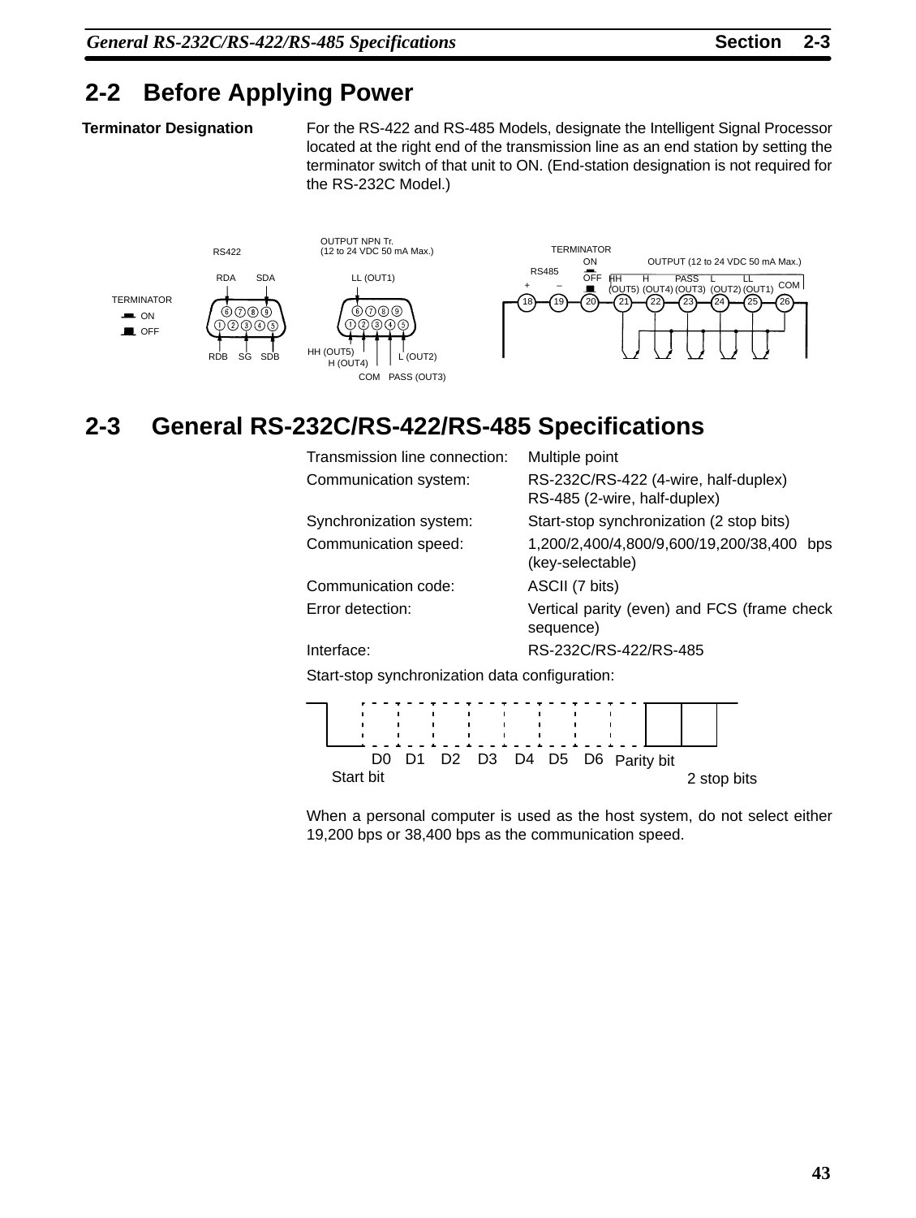## 2-2 Before Applying Power

**Terminator Designation**

For the RS-422 and RS-485 Models, designate the Intelligent Signal Processor located at the right end of the transmission line as an end station by setting the terminator switch of that unit to ON. (End-station designation is not required for the RS-232C Model.)

RS422

TERMINATOR ON OFF

RDA SDA

RDB SG SDB

OUTPUT NPN Tr.
(12 to 24 VDC 50 mA Max.)

LL (OUT1)

HH (OUT5) H (OUT4) L (OUT2)

COM PASS (OUT3)

TERMINATOR ON OFF

RS485 + −

OUTPUT (12 to 24 VDC 50 mA Max.)

HH (OUT5) H (OUT4) PASS (OUT3) L (OUT2) LL (OUT1) COM

18 19 20 21 22 23 24 25 26

## 2-3 General RS-232C/RS-422/RS-485 Specifications

| | |
|---|---|
| Transmission line connection: | Multiple point |
| Communication system: | RS-232C/RS-422 (4-wire, half-duplex)<br>RS-485 (2-wire, half-duplex) |
| Synchronization system: | Start-stop synchronization (2 stop bits) |
| Communication speed: | 1,200/2,400/4,800/9,600/19,200/38,400 bps (key-selectable) |
| Communication code: | ASCII (7 bits) |
| Error detection: | Vertical parity (even) and FCS (frame check sequence) |
| Interface: | RS-232C/RS-422/RS-485 |

Start-stop synchronization data configuration:

Start bit D0 D1 D2 D3 D4 D5 D6 Parity bit 2 stop bits

When a personal computer is used as the host system, do not select either 19,200 bps or 38,400 bps as the communication speed.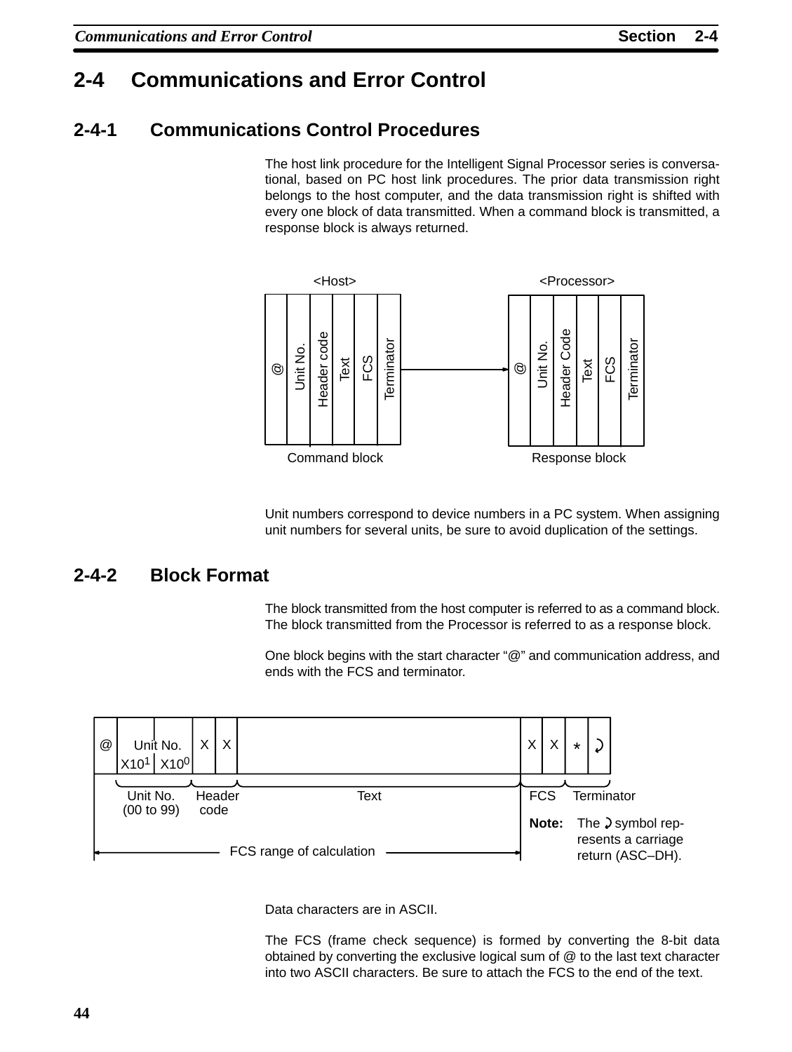## 2-4 Communications and Error Control

### 2-4-1 Communications Control Procedures

The host link procedure for the Intelligent Signal Processor series is conversational, based on PC host link procedures. The prior data transmission right belongs to the host computer, and the data transmission right is shifted with every one block of data transmitted. When a command block is transmitted, a response block is always returned.

| <Host> | | | | | | → | <Processor> | | | | | |
|---|---|---|---|---|---|---|---|---|---|---|---|---|
| @ | Unit No. | Header code | Text | FCS | Terminator | → | @ | Unit No. | Header Code | Text | FCS | Terminator |

Command block → Response block

Unit numbers correspond to device numbers in a PC system. When assigning unit numbers for several units, be sure to avoid duplication of the settings.

### 2-4-2 Block Format

The block transmitted from the host computer is referred to as a command block. The block transmitted from the Processor is referred to as a response block.

One block begins with the start character “@” and communication address, and ends with the FCS and terminator.

| @ | Unit No. $X10^1$ | Unit No. $X10^0$ | X | X | Text | X | X | * | ↵ |
|---|---|---|---|---|---|---|---|---|---|
| | Unit No. (00 to 99) | | Header code | | Text | FCS | | Terminator | |

FCS range of calculation: from @ to the last text character.

**Note:** The ↵ symbol represents a carriage return (ASC–DH).

Data characters are in ASCII.

The FCS (frame check sequence) is formed by converting the 8-bit data obtained by converting the exclusive logical sum of @ to the last text character into two ASCII characters. Be sure to attach the FCS to the end of the text.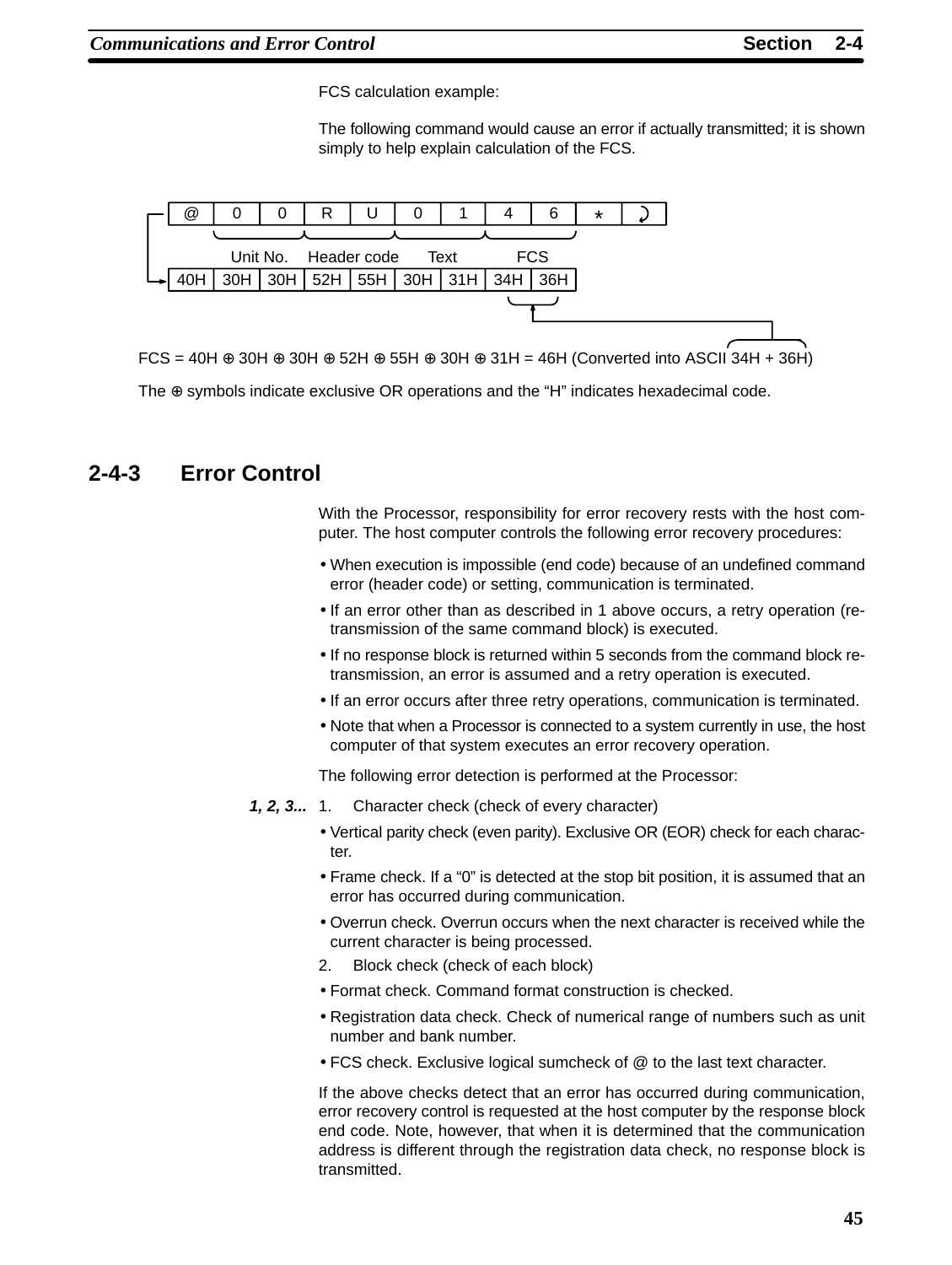FCS calculation example:

The following command would cause an error if actually transmitted; it is shown simply to help explain calculation of the FCS.

| @ | 0 | 0 | R | U | 0 | 1 | 4 | 6 | * | ↵ |
|---|---|---|---|---|---|---|---|---|---|---|
| | Unit No. | | Header code | | Text | | FCS | | | |
| 40H | 30H | 30H | 52H | 55H | 30H | 31H | 34H | 36H | | |

FCS = 40H ⊕ 30H ⊕ 30H ⊕ 52H ⊕ 55H ⊕ 30H ⊕ 31H = 46H (Converted into ASCII 34H + 36H)

The ⊕ symbols indicate exclusive OR operations and the “H” indicates hexadecimal code.

## 2-4-3 Error Control

With the Processor, responsibility for error recovery rests with the host computer. The host computer controls the following error recovery procedures:

- When execution is impossible (end code) because of an undefined command error (header code) or setting, communication is terminated.
- If an error other than as described in 1 above occurs, a retry operation (retransmission of the same command block) is executed.
- If no response block is returned within 5 seconds from the command block retransmission, an error is assumed and a retry operation is executed.
- If an error occurs after three retry operations, communication is terminated.
- Note that when a Processor is connected to a system currently in use, the host computer of that system executes an error recovery operation.

The following error detection is performed at the Processor:

***1, 2, 3...***

1. Character check (check of every character)
   - Vertical parity check (even parity). Exclusive OR (EOR) check for each character.
   - Frame check. If a “0” is detected at the stop bit position, it is assumed that an error has occurred during communication.
   - Overrun check. Overrun occurs when the next character is received while the current character is being processed.
2. Block check (check of each block)
   - Format check. Command format construction is checked.
   - Registration data check. Check of numerical range of numbers such as unit number and bank number.
   - FCS check. Exclusive logical sumcheck of @ to the last text character.

If the above checks detect that an error has occurred during communication, error recovery control is requested at the host computer by the response block end code. Note, however, that when it is determined that the communication address is different through the registration data check, no response block is transmitted.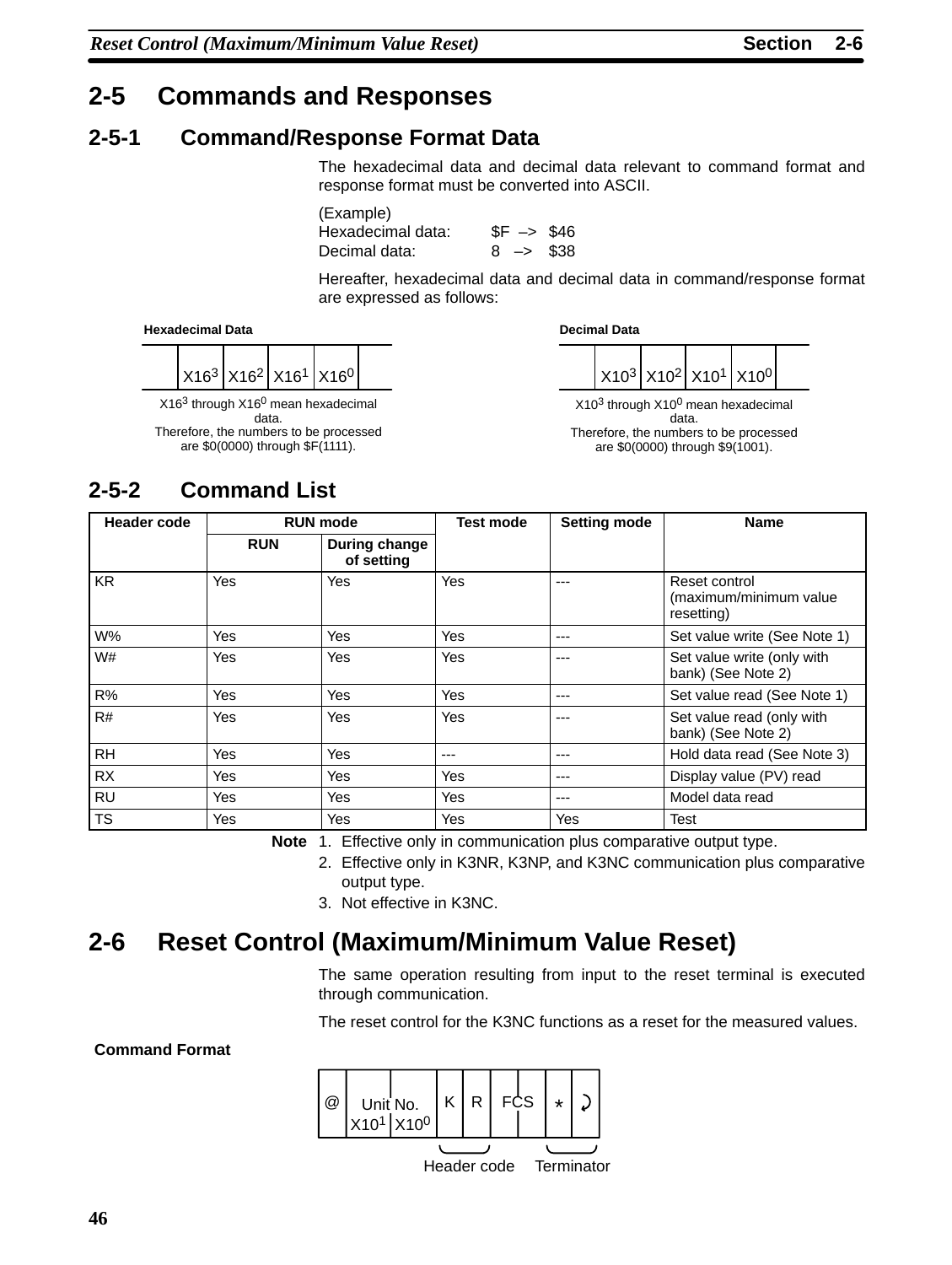## 2-5 Commands and Responses

### 2-5-1 Command/Response Format Data

The hexadecimal data and decimal data relevant to command format and response format must be converted into ASCII.

(Example)
Hexadecimal data: $F –> $46
Decimal data: 8 –> $38

Hereafter, hexadecimal data and decimal data in command/response format are expressed as follows:

**Hexadecimal Data**

| | $X16^3$ | $X16^2$ | $X16^1$ | $X16^0$ | |
|---|---|---|---|---|---|

$X16^3$ through $X16^0$ mean hexadecimal data.
Therefore, the numbers to be processed are $0(0000) through $F(1111).

**Decimal Data**

| | $X10^3$ | $X10^2$ | $X10^1$ | $X10^0$ | |
|---|---|---|---|---|---|

$X10^3$ through $X10^0$ mean hexadecimal data.
Therefore, the numbers to be processed are $0(0000) through $9(1001).

### 2-5-2 Command List

| Header code | RUN mode | | Test mode | Setting mode | Name |
|---|---|---|---|---|---|
| | RUN | During change of setting | | | |
| KR | Yes | Yes | Yes | --- | Reset control (maximum/minimum value resetting) |
| W% | Yes | Yes | Yes | --- | Set value write (See Note 1) |
| W# | Yes | Yes | Yes | --- | Set value write (only with bank) (See Note 2) |
| R% | Yes | Yes | Yes | --- | Set value read (See Note 1) |
| R# | Yes | Yes | Yes | --- | Set value read (only with bank) (See Note 2) |
| RH | Yes | Yes | --- | --- | Hold data read (See Note 3) |
| RX | Yes | Yes | Yes | --- | Display value (PV) read |
| RU | Yes | Yes | Yes | --- | Model data read |
| TS | Yes | Yes | Yes | Yes | Test |

**Note**
1. Effective only in communication plus comparative output type.
2. Effective only in K3NR, K3NP, and K3NC communication plus comparative output type.
3. Not effective in K3NC.

## 2-6 Reset Control (Maximum/Minimum Value Reset)

The same operation resulting from input to the reset terminal is executed through communication.

The reset control for the K3NC functions as a reset for the measured values.

**Command Format**

| @ | Unit No. $X10^1$ | Unit No. $X10^0$ | K | R | FCS | FCS | * | ↵ |
|---|---|---|---|---|---|---|---|---|

K R: Header code; * ↵: Terminator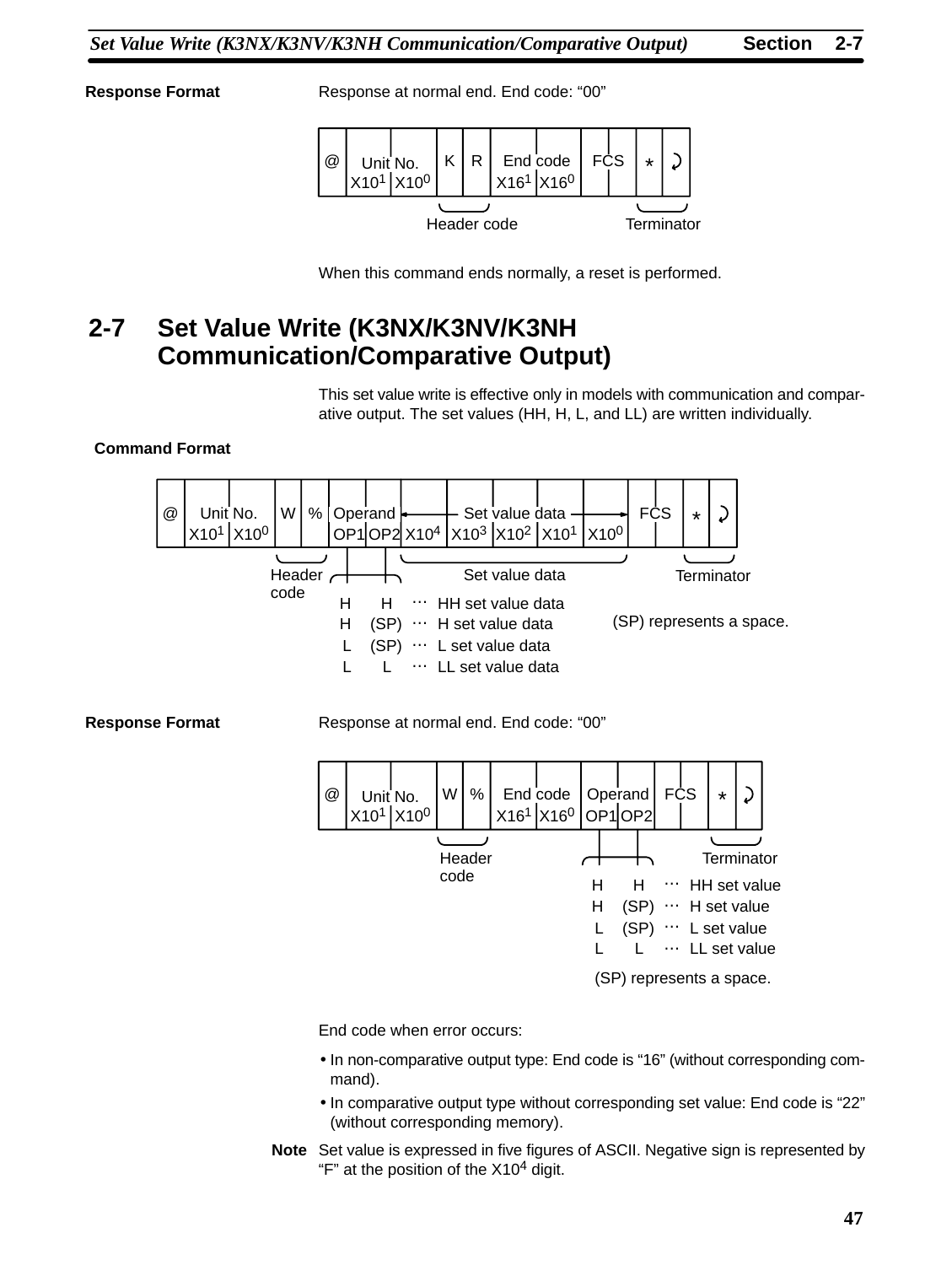**Response Format**

Response at normal end. End code: "00"

| @ | Unit No. | | K | R | End code | | FCS | | * | ↵ |
|---|---|---|---|---|---|---|---|---|---|---|
| | X10¹ | X10⁰ | | | X16¹ | X16⁰ | | | | |

K R: Header code; * ↵: Terminator

When this command ends normally, a reset is performed.

## 2-7 Set Value Write (K3NX/K3NV/K3NH Communication/Comparative Output)

This set value write is effective only in models with communication and comparative output. The set values (HH, H, L, and LL) are written individually.

**Command Format**

| @ | Unit No. | | W | % | Operand | | Set value data | | | | | FCS | | * | ↵ |
|---|---|---|---|---|---|---|---|---|---|---|---|---|---|---|---|
| | X10¹ | X10⁰ | | | OP1 | OP2 | X10⁴ | X10³ | X10² | X10¹ | X10⁰ | | | | |

W %: Header code; * ↵: Terminator

| OP1 | OP2 | |
|---|---|---|
| H | H | ··· HH set value data |
| H | (SP) | ··· H set value data |
| L | (SP) | ··· L set value data |
| L | L | ··· LL set value data |

(SP) represents a space.

**Response Format**

Response at normal end. End code: "00"

| @ | Unit No. | | W | % | End code | | Operand | | FCS | | * | ↵ |
|---|---|---|---|---|---|---|---|---|---|---|---|---|
| | X10¹ | X10⁰ | | | X16¹ | X16⁰ | OP1 | OP2 | | | | |

W %: Header code; * ↵: Terminator

| OP1 | OP2 | |
|---|---|---|
| H | H | ··· HH set value |
| H | (SP) | ··· H set value |
| L | (SP) | ··· L set value |
| L | L | ··· LL set value |

(SP) represents a space.

End code when error occurs:

- In non-comparative output type: End code is "16" (without corresponding command).
- In comparative output type without corresponding set value: End code is "22" (without corresponding memory).

**Note** Set value is expressed in five figures of ASCII. Negative sign is represented by "F" at the position of the X10⁴ digit.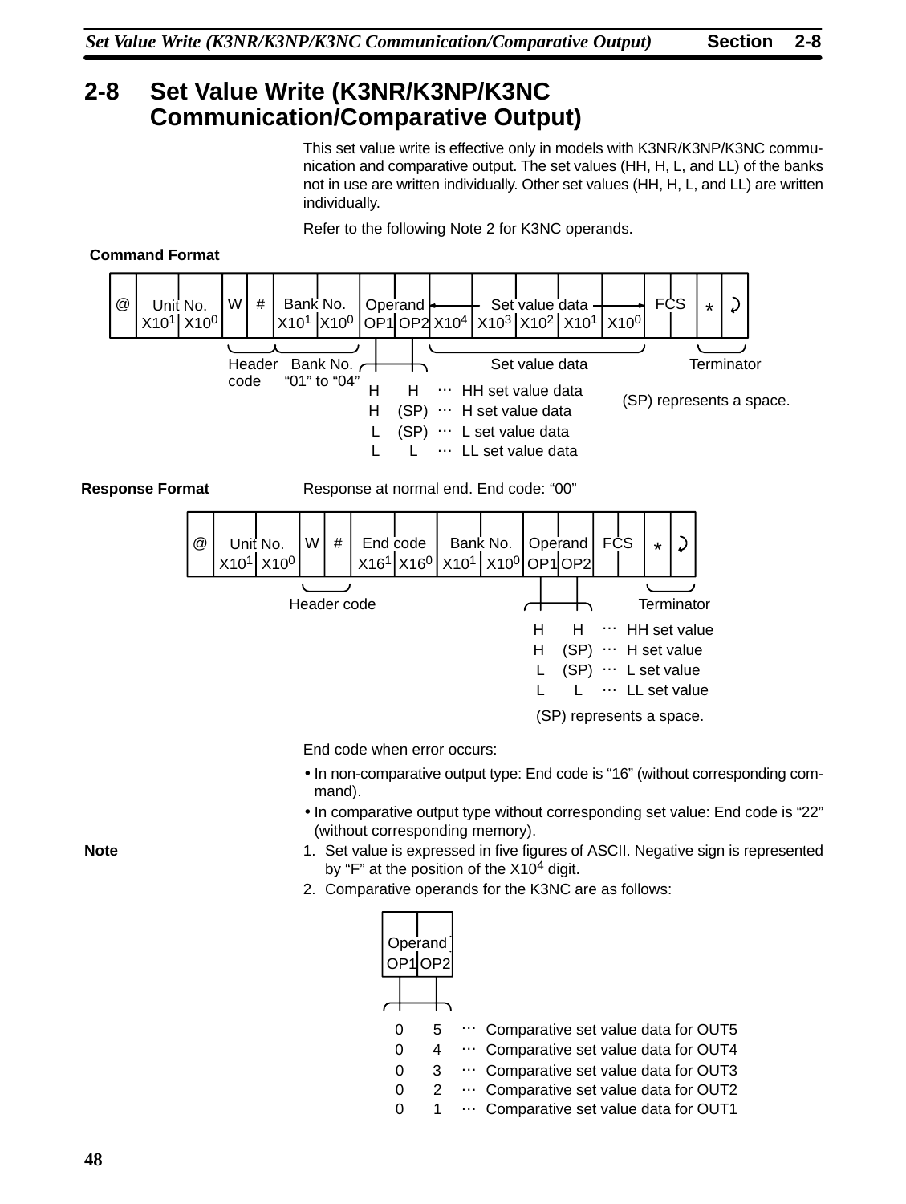## 2-8 Set Value Write (K3NR/K3NP/K3NC Communication/Comparative Output)

This set value write is effective only in models with K3NR/K3NP/K3NC communication and comparative output. The set values (HH, H, L, and LL) of the banks not in use are written individually. Other set values (HH, H, L, and LL) are written individually.

Refer to the following Note 2 for K3NC operands.

**Command Format**

| @ | Unit No. | | W | # | Bank No. | | Operand | | Set value data | | | | | FCS | | * | ↵ |
|---|---|---|---|---|---|---|---|---|---|---|---|---|---|---|---|---|---|
| | X10[1] | X10[0] | | | X10[1] | X10[0] | OP1 | OP2 | X10[4] | X10[3] | X10[2] | X10[1] | X10[0] | | | | |

- W # : Header code
- Bank No.: “01” to “04”
- Set value data
- * ↵ : Terminator

| OP1 | OP2 | |
|---|---|---|
| H | H | … HH set value data |
| H | (SP) | … H set value data |
| L | (SP) | … L set value data |
| L | L | … LL set value data |

(SP) represents a space.

**Response Format**

Response at normal end. End code: “00”

| @ | Unit No. | | W | # | End code | | Bank No. | | Operand | | FCS | | * | ↵ |
|---|---|---|---|---|---|---|---|---|---|---|---|---|---|---|
| | X10[1] | X10[0] | | | X16[1] | X16[0] | X10[1] | X10[0] | OP1 | OP2 | | | | |

- W # : Header code
- * ↵ : Terminator

| OP1 | OP2 | |
|---|---|---|
| H | H | … HH set value |
| H | (SP) | … H set value |
| L | (SP) | … L set value |
| L | L | … LL set value |

(SP) represents a space.

End code when error occurs:

- In non-comparative output type: End code is “16” (without corresponding command).
- In comparative output type without corresponding set value: End code is “22” (without corresponding memory).

**Note**

1. Set value is expressed in five figures of ASCII. Negative sign is represented by “F” at the position of the X10[4] digit.
2. Comparative operands for the K3NC are as follows:

| OP1 | OP2 | |
|---|---|---|
| 0 | 5 | … Comparative set value data for OUT5 |
| 0 | 4 | … Comparative set value data for OUT4 |
| 0 | 3 | … Comparative set value data for OUT3 |
| 0 | 2 | … Comparative set value data for OUT2 |
| 0 | 1 | … Comparative set value data for OUT1 |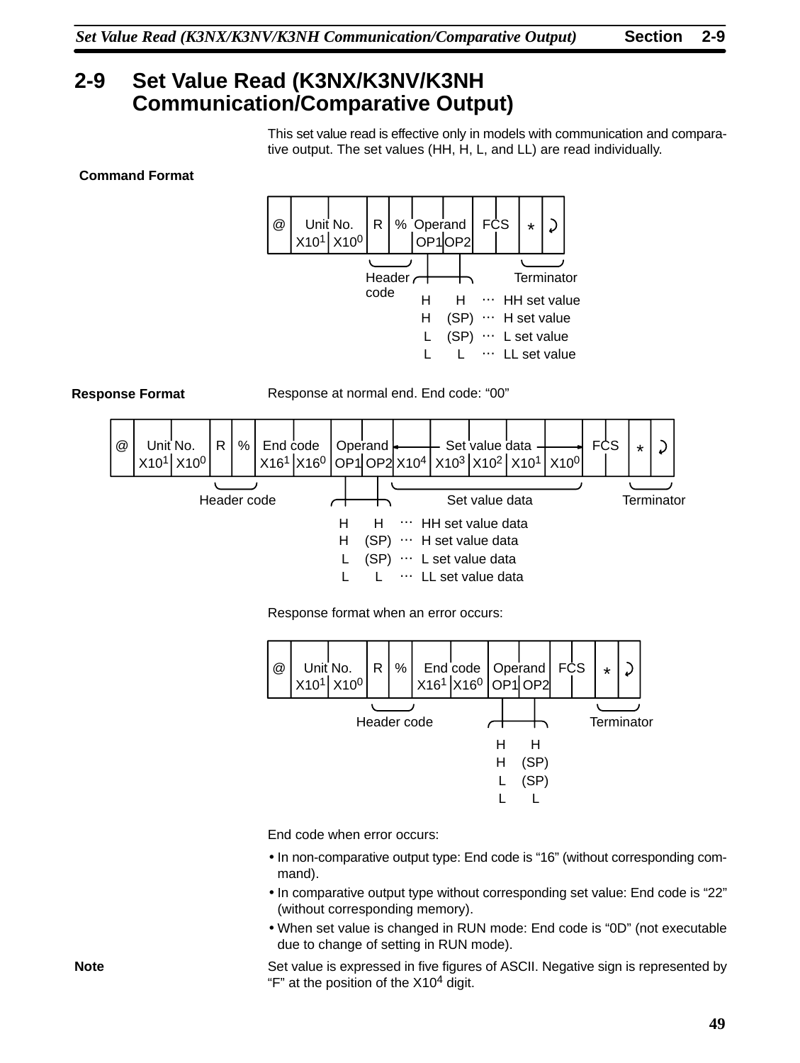## 2-9 Set Value Read (K3NX/K3NV/K3NH Communication/Comparative Output)

This set value read is effective only in models with communication and comparative output. The set values (HH, H, L, and LL) are read individually.

**Command Format**

| @ | Unit No. $X10^1$ | $X10^0$ | R | % | Operand OP1 | OP2 | FCS | | * | ↵ |
|---|---|---|---|---|---|---|---|---|---|---|

Header code: R %

Terminator: * ↵

| OP1 | OP2 | |
|---|---|---|
| H | H | ··· HH set value |
| H | (SP) | ··· H set value |
| L | (SP) | ··· L set value |
| L | L | ··· LL set value |

**Response Format**

Response at normal end. End code: "00"

| @ | Unit No. $X10^1$ | $X10^0$ | R | % | End code $X16^1$ | $X16^0$ | Operand OP1 | OP2 | Set value data $X10^4$ | $X10^3$ | $X10^2$ | $X10^1$ | $X10^0$ | FCS | | * | ↵ |
|---|---|---|---|---|---|---|---|---|---|---|---|---|---|---|---|---|---|

Header code: R %

Set value data: $X10^4$ to $X10^0$

Terminator: * ↵

| OP1 | OP2 | |
|---|---|---|
| H | H | ··· HH set value data |
| H | (SP) | ··· H set value data |
| L | (SP) | ··· L set value data |
| L | L | ··· LL set value data |

Response format when an error occurs:

| @ | Unit No. $X10^1$ | $X10^0$ | R | % | End code $X16^1$ | $X16^0$ | Operand OP1 | OP2 | FCS | | * | ↵ |
|---|---|---|---|---|---|---|---|---|---|---|---|---|

Header code: R %

Terminator: * ↵

| OP1 | OP2 |
|---|---|
| H | H |
| H | (SP) |
| L | (SP) |
| L | L |

End code when error occurs:

- In non-comparative output type: End code is "16" (without corresponding command).
- In comparative output type without corresponding set value: End code is "22" (without corresponding memory).
- When set value is changed in RUN mode: End code is "0D" (not executable due to change of setting in RUN mode).

**Note** Set value is expressed in five figures of ASCII. Negative sign is represented by "F" at the position of the $X10^4$ digit.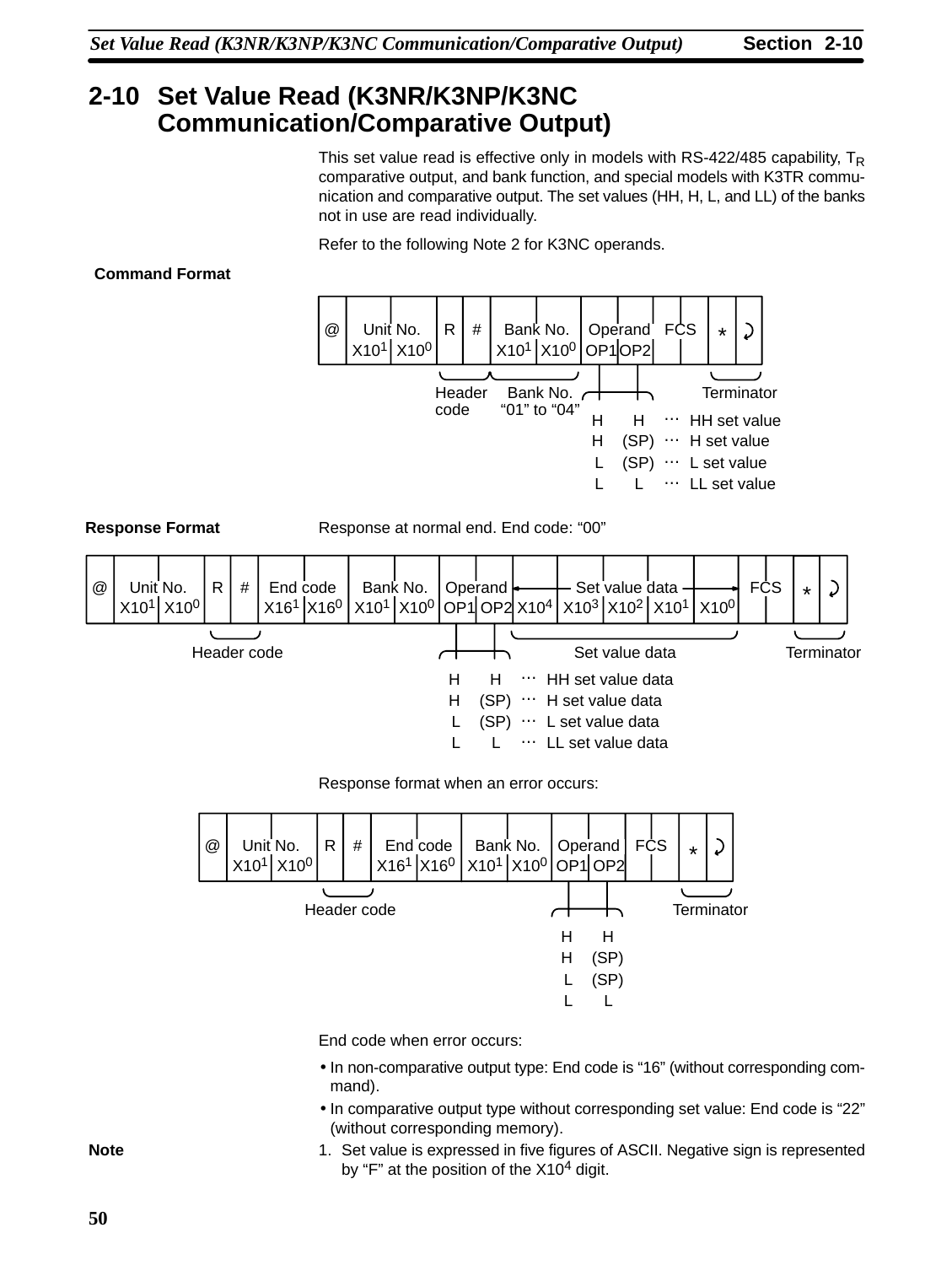## 2-10 Set Value Read (K3NR/K3NP/K3NC Communication/Comparative Output)

This set value read is effective only in models with RS-422/485 capability, $T_R$ comparative output, and bank function, and special models with K3TR communication and comparative output. The set values (HH, H, L, and LL) of the banks not in use are read individually.

Refer to the following Note 2 for K3NC operands.

**Command Format**

| @ | Unit No. | | R | # | Bank No. | | Operand | | FCS | | * | ↵ |
|---|---|---|---|---|---|---|---|---|---|---|---|---|
| | X10[1] | X10[0] | | | X10[1] | X10[0] | OP1 | OP2 | | | | |

- R # : Header code
- Bank No.: "01" to "04"
- \* ↵ : Terminator

| OP1 | OP2 | |
|---|---|---|
| H | H | ··· HH set value |
| H | (SP) | ··· H set value |
| L | (SP) | ··· L set value |
| L | L | ··· LL set value |

**Response Format**

Response at normal end. End code: "00"

| @ | Unit No. | | R | # | End code | | Bank No. | | Operand | | Set value data | | | | | FCS | | * | ↵ |
|---|---|---|---|---|---|---|---|---|---|---|---|---|---|---|---|---|---|---|---|
| | X10[1] | X10[0] | | | X16[1] | X16[0] | X10[1] | X10[0] | OP1 | OP2 | X10[4] | X10[3] | X10[2] | X10[1] | X10[0] | | | | |

- R # : Header code
- \* ↵ : Terminator

| OP1 | OP2 | |
|---|---|---|
| H | H | ··· HH set value data |
| H | (SP) | ··· H set value data |
| L | (SP) | ··· L set value data |
| L | L | ··· LL set value data |

Response format when an error occurs:

| @ | Unit No. | | R | # | End code | | Bank No. | | Operand | | FCS | | * | ↵ |
|---|---|---|---|---|---|---|---|---|---|---|---|---|---|---|
| | X10[1] | X10[0] | | | X16[1] | X16[0] | X10[1] | X10[0] | OP1 | OP2 | | | | |

- R # : Header code
- \* ↵ : Terminator

| OP1 | OP2 |
|---|---|
| H | H |
| H | (SP) |
| L | (SP) |
| L | L |

End code when error occurs:

- In non-comparative output type: End code is "16" (without corresponding command).
- In comparative output type without corresponding set value: End code is "22" (without corresponding memory).

**Note**

1. Set value is expressed in five figures of ASCII. Negative sign is represented by "F" at the position of the X10[4] digit.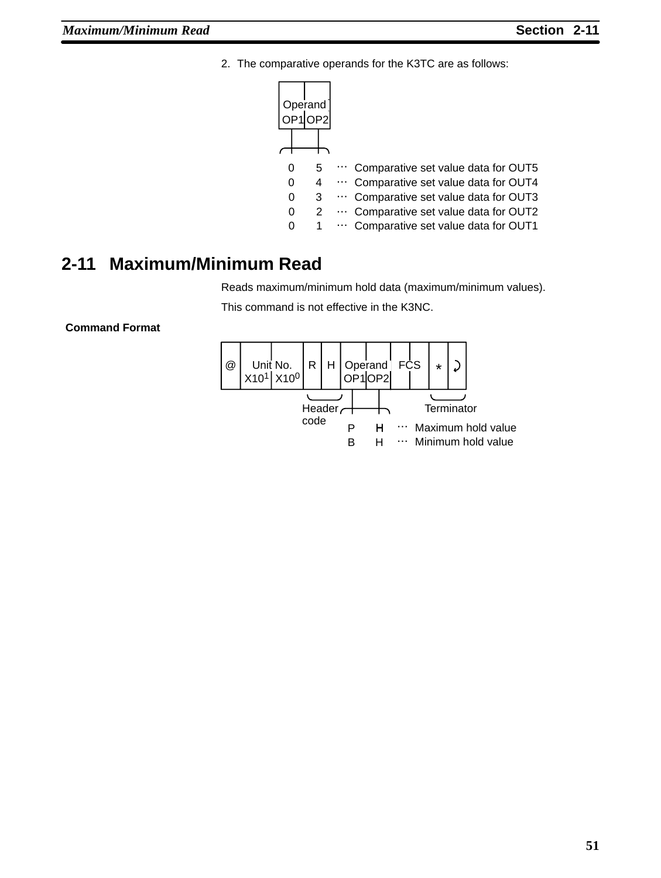2. The comparative operands for the K3TC are as follows:

| Operand OP1 | Operand OP2 | |
|---|---|---|
| 0 | 5 | ··· Comparative set value data for OUT5 |
| 0 | 4 | ··· Comparative set value data for OUT4 |
| 0 | 3 | ··· Comparative set value data for OUT3 |
| 0 | 2 | ··· Comparative set value data for OUT2 |
| 0 | 1 | ··· Comparative set value data for OUT1 |

## 2-11 Maximum/Minimum Read

Reads maximum/minimum hold data (maximum/minimum values).

This command is not effective in the K3NC.

### Command Format

| @ | Unit No. X10$^1$ | Unit No. X10$^0$ | R | H | Operand OP1 | Operand OP2 | FCS | FCS | * | ↲ |
|---|---|---|---|---|---|---|---|---|---|---|

R H: Header code

* ↲: Terminator

| OP1 | OP2 | |
|---|---|---|
| P | H | ··· Maximum hold value |
| B | H | ··· Minimum hold value |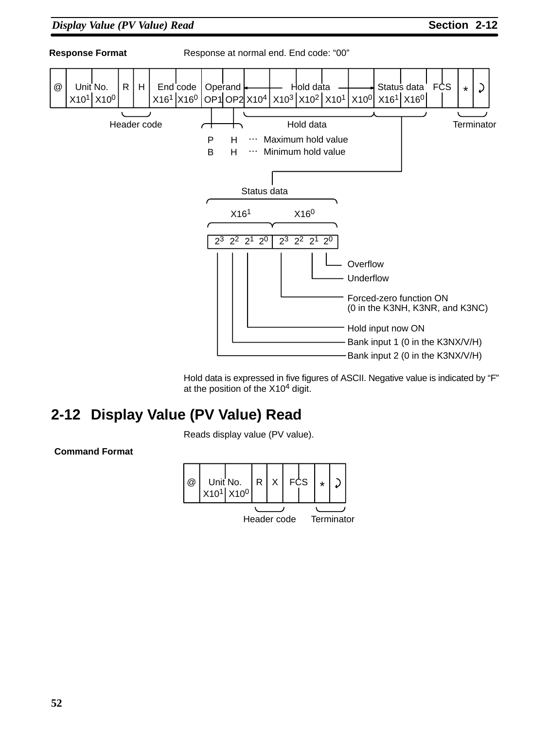**Response Format**

Response at normal end. End code: “00”

| @ | Unit No. | | R | H | End code | | Operand | | Hold data | | | | | Status data | | FCS | | * | ↵ |
|---|---|---|---|---|---|---|---|---|---|---|---|---|---|---|---|---|---|---|---|
| | $X10^1$ | $X10^0$ | | | $X16^1$ | $X16^0$ | OP1 | OP2 | $X10^4$ | $X10^3$ | $X10^2$ | $X10^1$ | $X10^0$ | $X16^1$ | $X16^0$ | | | | |

Header code: R H

Terminator: * ↵

Operand:

| OP1 | OP2 | |
|---|---|---|
| P | H | … Maximum hold value |
| B | H | … Minimum hold value |

Status data

| $X16^1$ | | | | $X16^0$ | | | |
|---|---|---|---|---|---|---|---|
| $2^3$ | $2^2$ | $2^1$ | $2^0$ | $2^3$ | $2^2$ | $2^1$ | $2^0$ |

- $X16^0$, $2^0$: Overflow
- $X16^0$, $2^1$: Underflow
- $X16^0$, $2^3$: Forced-zero function ON (0 in the K3NH, K3NR, and K3NC)
- $X16^1$, $2^1$: Hold input now ON
- $X16^1$, $2^2$: Bank input 1 (0 in the K3NX/V/H)
- $X16^1$, $2^3$: Bank input 2 (0 in the K3NX/V/H)

Hold data is expressed in five figures of ASCII. Negative value is indicated by “F” at the position of the $X10^4$ digit.

## 2-12 Display Value (PV Value) Read

Reads display value (PV value).

**Command Format**

| @ | Unit No. | | R | X | FCS | | * | ↵ |
|---|---|---|---|---|---|---|---|---|
| | $X10^1$ | $X10^0$ | | | | | | |

Header code: R X

Terminator: * ↵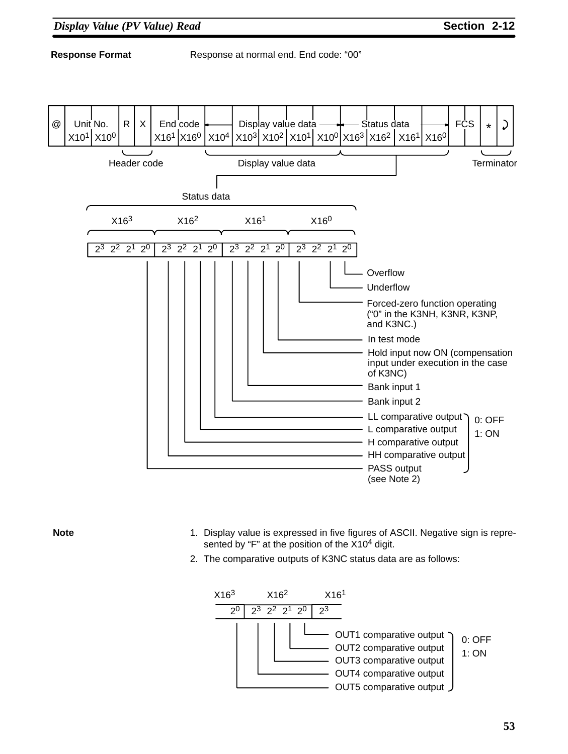**Response Format**

Response at normal end. End code: “00”

| @ | Unit No. | | R | X | End code | | Display value data | | | | | Status data | | | | FCS | | * | ↵ |
|---|---|---|---|---|---|---|---|---|---|---|---|---|---|---|---|---|---|---|---|
| | X10$^1$ | X10$^0$ | | | X16$^1$ | X16$^0$ | X10$^4$ | X10$^3$ | X10$^2$ | X10$^1$ | X10$^0$ | X16$^3$ | X16$^2$ | X16$^1$ | X16$^0$ | | | | |

Header code: R X

Display value data: X10$^4$ to X10$^0$

Terminator: * ↵

**Status data**

| X16$^3$ | | | | X16$^2$ | | | | X16$^1$ | | | | X16$^0$ | | | |
|---|---|---|---|---|---|---|---|---|---|---|---|---|---|---|---|
| $2^3$ | $2^2$ | $2^1$ | $2^0$ | $2^3$ | $2^2$ | $2^1$ | $2^0$ | $2^3$ | $2^2$ | $2^1$ | $2^0$ | $2^3$ | $2^2$ | $2^1$ | $2^0$ |

- X16$^0$, $2^0$: Overflow
- X16$^0$, $2^1$: Underflow
- X16$^0$, $2^3$: Forced-zero function operating (“0” in the K3NH, K3NR, K3NP, and K3NC.)
- X16$^1$, $2^0$: In test mode
- X16$^1$, $2^1$: Hold input now ON (compensation input under execution in the case of K3NC)
- X16$^1$, $2^2$: Bank input 1
- X16$^1$, $2^3$: Bank input 2
- X16$^2$, $2^0$: LL comparative output
- X16$^2$, $2^1$: L comparative output
- X16$^2$, $2^2$: H comparative output
- X16$^2$, $2^3$: HH comparative output
- X16$^3$, $2^0$: PASS output (see Note 2)

(Comparative outputs and PASS output — 0: OFF, 1: ON)

**Note**

1. Display value is expressed in five figures of ASCII. Negative sign is represented by “F” at the position of the X10$^4$ digit.
2. The comparative outputs of K3NC status data are as follows:

| X16$^3$ | X16$^2$ | | | | X16$^1$ |
|---|---|---|---|---|---|
| $2^0$ | $2^3$ | $2^2$ | $2^1$ | $2^0$ | $2^3$ |

- X16$^2$, $2^0$: OUT1 comparative output
- X16$^2$, $2^1$: OUT2 comparative output
- X16$^2$, $2^2$: OUT3 comparative output
- X16$^2$, $2^3$: OUT4 comparative output
- X16$^3$, $2^0$: OUT5 comparative output

(0: OFF, 1: ON)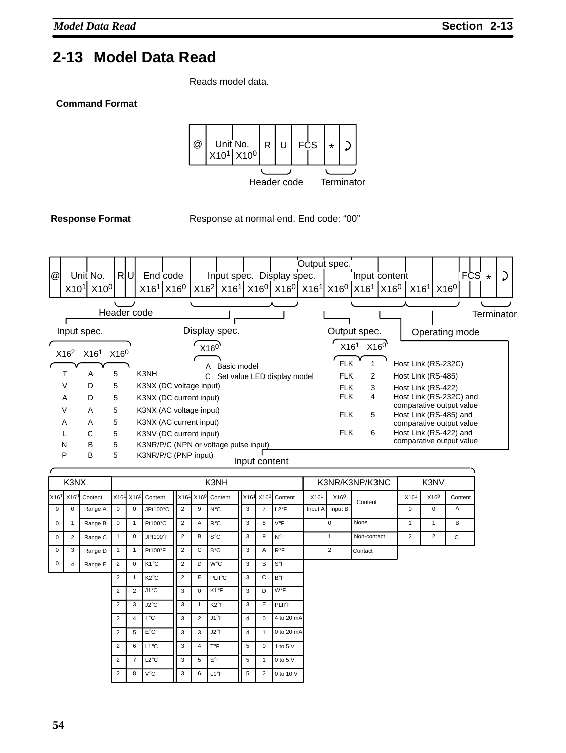## 2-13 Model Data Read

Reads model data.

**Command Format**

| @ | Unit No. $X10^1$ | $X10^0$ | R | U | FCS | | * | ↵ |
|---|---|---|---|---|---|---|---|---|

Header code: R U
Terminator: * ↵

**Response Format**

Response at normal end. End code: "00"

| @ | Unit No. $X10^1$ | $X10^0$ | R | U | End code $X16^1$ | $X16^0$ | Input spec. $X16^2$ | $X16^1$ | $X16^0$ | Display spec. $X16^0$ | Output spec. $X16^1$ | $X16^0$ | Input content $X16^1$ | $X16^0$ | $X16^1$ | $X16^0$ | FCS | | * | ↵ |
|---|---|---|---|---|---|---|---|---|---|---|---|---|---|---|---|---|---|---|---|---|

Header code: R U
Terminator: * ↵
The last two input content digits ($X16^1$, $X16^0$) indicate the Operating mode.

**Input spec.**

| $X16^2$ | $X16^1$ | $X16^0$ | |
|---|---|---|---|
| T | A | 5 | K3NH |
| V | D | 5 | K3NX (DC voltage input) |
| A | D | 5 | K3NX (DC current input) |
| V | A | 5 | K3NX (AC voltage input) |
| A | A | 5 | K3NX (AC current input) |
| L | C | 5 | K3NV (DC current input) |
| N | B | 5 | K3NR/P/C (NPN or voltage pulse input) |
| P | B | 5 | K3NR/P/C (PNP input) |

**Display spec.**

| $X16^0$ | |
|---|---|
| A | Basic model |
| C | Set value LED display model |

**Output spec. / Operating mode**

| $X16^1$ | $X16^0$ | Operating mode |
|---|---|---|
| FLK | 1 | Host Link (RS-232C) |
| FLK | 2 | Host Link (RS-485) |
| FLK | 3 | Host Link (RS-422) |
| FLK | 4 | Host Link (RS-232C) and comparative output value |
| FLK | 5 | Host Link (RS-485) and comparative output value |
| FLK | 6 | Host Link (RS-422) and comparative output value |

**Input content**

K3NX

| $X16^1$ | $X16^0$ | Content |
|---|---|---|
| 0 | 0 | Range A |
| 0 | 1 | Range B |
| 0 | 2 | Range C |
| 0 | 3 | Range D |
| 0 | 4 | Range E |

K3NH

| $X16^1$ | $X16^0$ | Content | $X16^1$ | $X16^0$ | Content | $X16^1$ | $X16^0$ | Content |
|---|---|---|---|---|---|---|---|---|
| 0 | 0 | JPt100°C | 2 | 9 | N°C | 3 | 7 | L2°F |
| 0 | 1 | Pt100°C | 2 | A | R°C | 3 | 8 | V°F |
| 1 | 0 | JPt100°F | 2 | B | S°C | 3 | 9 | N°F |
| 1 | 1 | Pt100°F | 2 | C | B°C | 3 | A | R°F |
| 2 | 0 | K1°C | 2 | D | W°C | 3 | B | S°F |
| 2 | 1 | K2°C | 2 | E | PLII°C | 3 | C | B°F |
| 2 | 2 | J1°C | 3 | 0 | K1°F | 3 | D | W°F |
| 2 | 3 | J2°C | 3 | 1 | K2°F | 3 | E | PLII°F |
| 2 | 4 | T°C | 3 | 2 | J1°F | 4 | 0 | 4 to 20 mA |
| 2 | 5 | E°C | 3 | 3 | J2°F | 4 | 1 | 0 to 20 mA |
| 2 | 6 | L1°C | 3 | 4 | T°F | 5 | 0 | 1 to 5 V |
| 2 | 7 | L2°C | 3 | 5 | E°F | 5 | 1 | 0 to 5 V |
| 2 | 8 | V°C | 3 | 6 | L1°F | 5 | 2 | 0 to 10 V |

K3NR/K3NP/K3NC

| $X16^1$ | $X16^0$ | Content |
|---|---|---|
| Input A | Input B | |
| 0 | | None |
| 1 | | Non-contact |
| 2 | | Contact |

K3NV

| $X16^1$ | $X16^0$ | Content |
|---|---|---|
| 0 | 0 | A |
| 1 | 1 | B |
| 2 | 2 | C |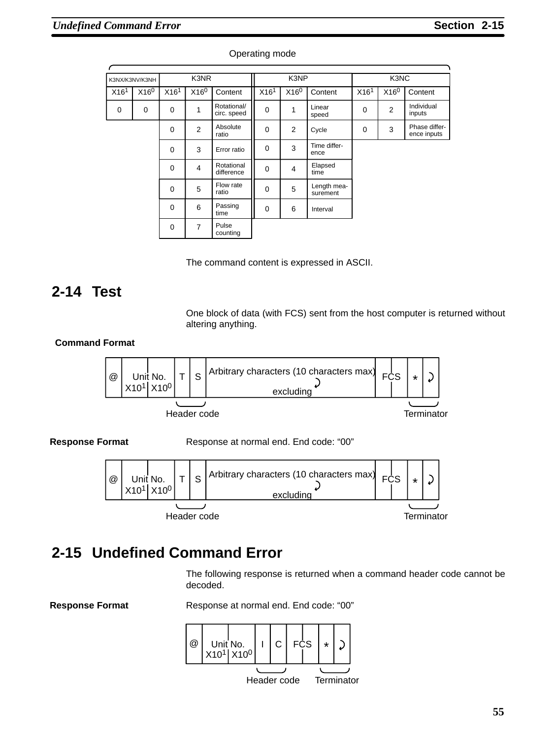Operating mode

| K3NX/K3NV/K3NH | | K3NR | | | K3NP | | | K3NC | | |
|---|---|---|---|---|---|---|---|---|---|---|
| X16^1 | X16^0 | X16^1 | X16^0 | Content | X16^1 | X16^0 | Content | X16^1 | X16^0 | Content |
| 0 | 0 | 0 | 1 | Rotational/ circ. speed | 0 | 1 | Linear speed | 0 | 2 | Individual inputs |
| | | 0 | 2 | Absolute ratio | 0 | 2 | Cycle | 0 | 3 | Phase difference inputs |
| | | 0 | 3 | Error ratio | 0 | 3 | Time difference | | | |
| | | 0 | 4 | Rotational difference | 0 | 4 | Elapsed time | | | |
| | | 0 | 5 | Flow rate ratio | 0 | 5 | Length measurement | | | |
| | | 0 | 6 | Passing time | 0 | 6 | Interval | | | |
| | | 0 | 7 | Pulse counting | | | | | | |

The command content is expressed in ASCII.

## 2-14 Test

One block of data (with FCS) sent from the host computer is returned without altering anything.

**Command Format**

| @ | Unit No. X10^1 | X10^0 | T | S | Arbitrary characters (10 characters max) excluding ↵ | FCS | | * | ↵ |
|---|---|---|---|---|---|---|---|---|---|

T S: Header code; * ↵: Terminator

**Response Format**

Response at normal end. End code: “00”

| @ | Unit No. X10^1 | X10^0 | T | S | Arbitrary characters (10 characters max) excluding ↵ | FCS | | * | ↵ |
|---|---|---|---|---|---|---|---|---|---|

T S: Header code; * ↵: Terminator

## 2-15 Undefined Command Error

The following response is returned when a command header code cannot be decoded.

**Response Format**

Response at normal end. End code: “00”

| @ | Unit No. X10^1 | X10^0 | I | C | FCS | | * | ↵ |
|---|---|---|---|---|---|---|---|---|

I C: Header code; * ↵: Terminator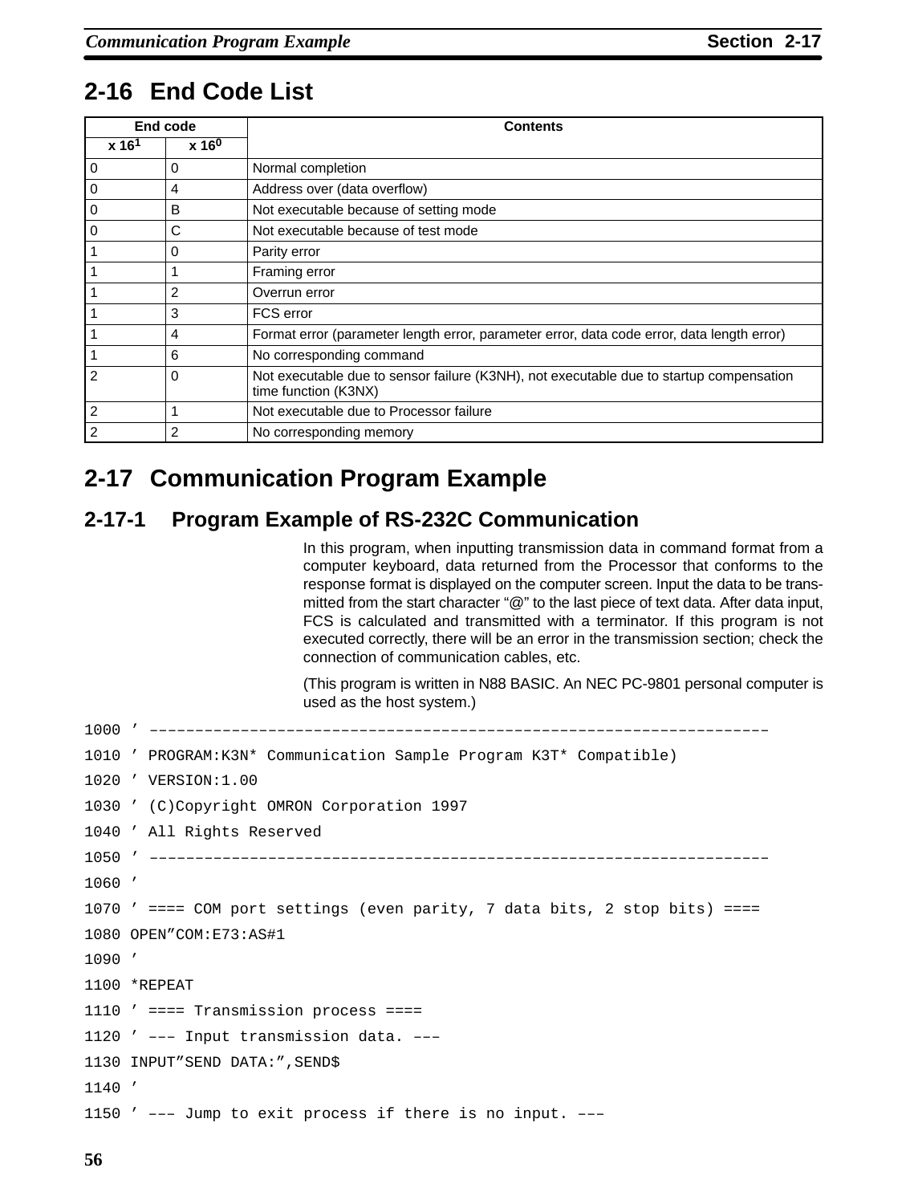## 2-16 End Code List

| End code | | Contents |
|---|---|---|
| x $16^1$ | x $16^0$ | |
| 0 | 0 | Normal completion |
| 0 | 4 | Address over (data overflow) |
| 0 | B | Not executable because of setting mode |
| 0 | C | Not executable because of test mode |
| 1 | 0 | Parity error |
| 1 | 1 | Framing error |
| 1 | 2 | Overrun error |
| 1 | 3 | FCS error |
| 1 | 4 | Format error (parameter length error, parameter error, data code error, data length error) |
| 1 | 6 | No corresponding command |
| 2 | 0 | Not executable due to sensor failure (K3NH), not executable due to startup compensation time function (K3NX) |
| 2 | 1 | Not executable due to Processor failure |
| 2 | 2 | No corresponding memory |

## 2-17 Communication Program Example

### 2-17-1 Program Example of RS-232C Communication

In this program, when inputting transmission data in command format from a computer keyboard, data returned from the Processor that conforms to the response format is displayed on the computer screen. Input the data to be transmitted from the start character "@" to the last piece of text data. After data input, FCS is calculated and transmitted with a terminator. If this program is not executed correctly, there will be an error in the transmission section; check the connection of communication cables, etc.

(This program is written in N88 BASIC. An NEC PC-9801 personal computer is used as the host system.)

```
1000 ' –––––––––––––––––––––––––––––––––––––––––––––––––––––––––––––––––––
1010 ' PROGRAM:K3N* Communication Sample Program K3T* Compatible)
1020 ' VERSION:1.00
1030 ' (C)Copyright OMRON Corporation 1997
1040 ' All Rights Reserved
1050 ' –––––––––––––––––––––––––––––––––––––––––––––––––––––––––––––––––––
1060 '
1070 ' ==== COM port settings (even parity, 7 data bits, 2 stop bits) ====
1080 OPEN"COM:E73:AS#1
1090 '
1100 *REPEAT
1110 ' ==== Transmission process ====
1120 ' ––– Input transmission data. –––
1130 INPUT"SEND DATA:",SEND$
1140 '
1150 ' ––– Jump to exit process if there is no input. –––
```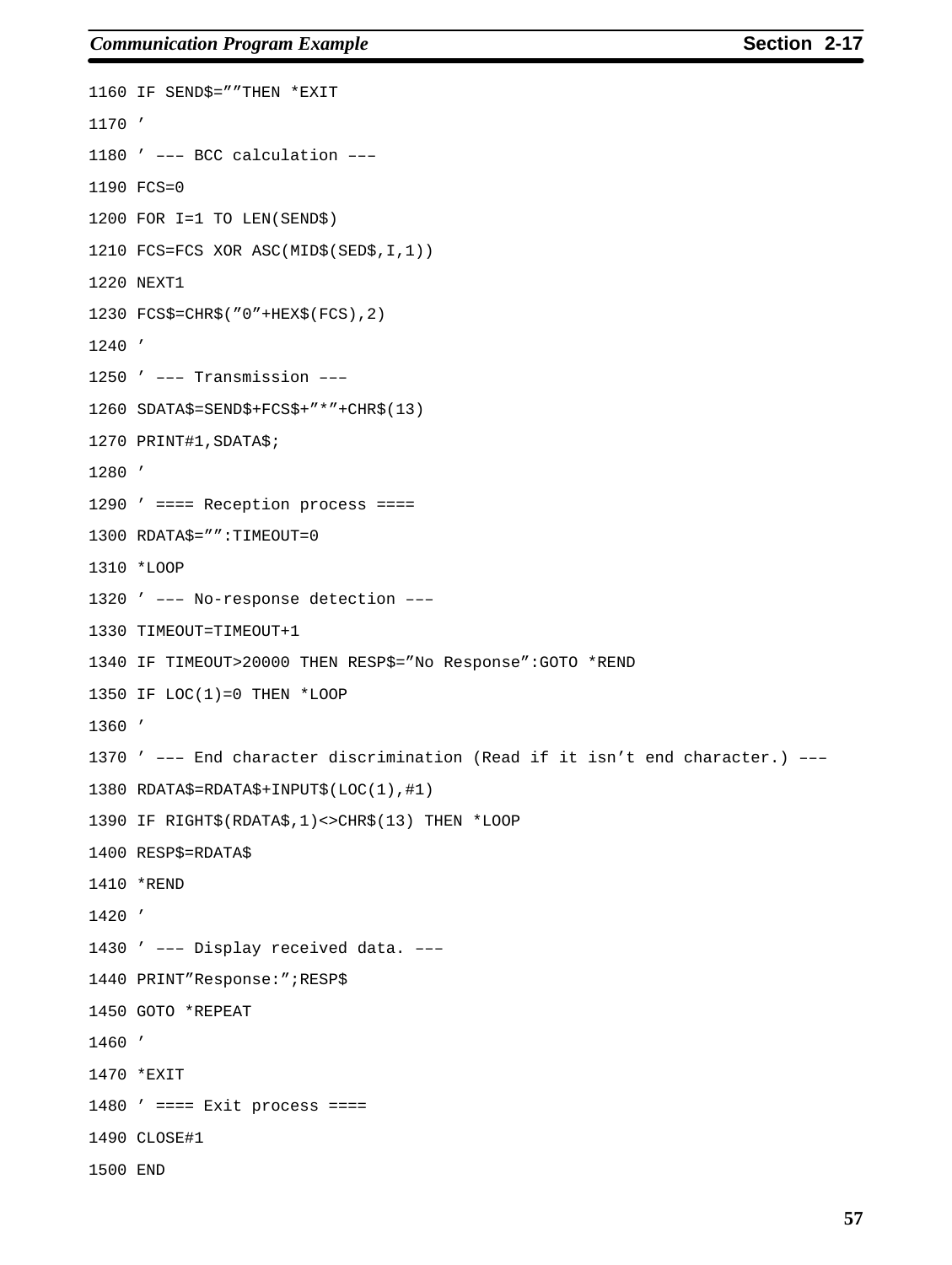```
1160 IF SEND$=””THEN *EXIT
1170 ’
1180 ’ ––– BCC calculation –––
1190 FCS=0
1200 FOR I=1 TO LEN(SEND$)
1210 FCS=FCS XOR ASC(MID$(SED$,I,1))
1220 NEXT1
1230 FCS$=CHR$(”0”+HEX$(FCS),2)
1240 ’
1250 ’ ––– Transmission –––
1260 SDATA$=SEND$+FCS$+”*”+CHR$(13)
1270 PRINT#1,SDATA$;
1280 ’
1290 ’ ==== Reception process ====
1300 RDATA$=””:TIMEOUT=0
1310 *LOOP
1320 ’ ––– No-response detection –––
1330 TIMEOUT=TIMEOUT+1
1340 IF TIMEOUT>20000 THEN RESP$=”No Response”:GOTO *REND
1350 IF LOC(1)=0 THEN *LOOP
1360 ’
1370 ’ ––– End character discrimination (Read if it isn’t end character.) –––
1380 RDATA$=RDATA$+INPUT$(LOC(1),#1)
1390 IF RIGHT$(RDATA$,1)<>CHR$(13) THEN *LOOP
1400 RESP$=RDATA$
1410 *REND
1420 ’
1430 ’ ––– Display received data. –––
1440 PRINT”Response:”;RESP$
1450 GOTO *REPEAT
1460 ’
1470 *EXIT
1480 ’ ==== Exit process ====
1490 CLOSE#1
1500 END
```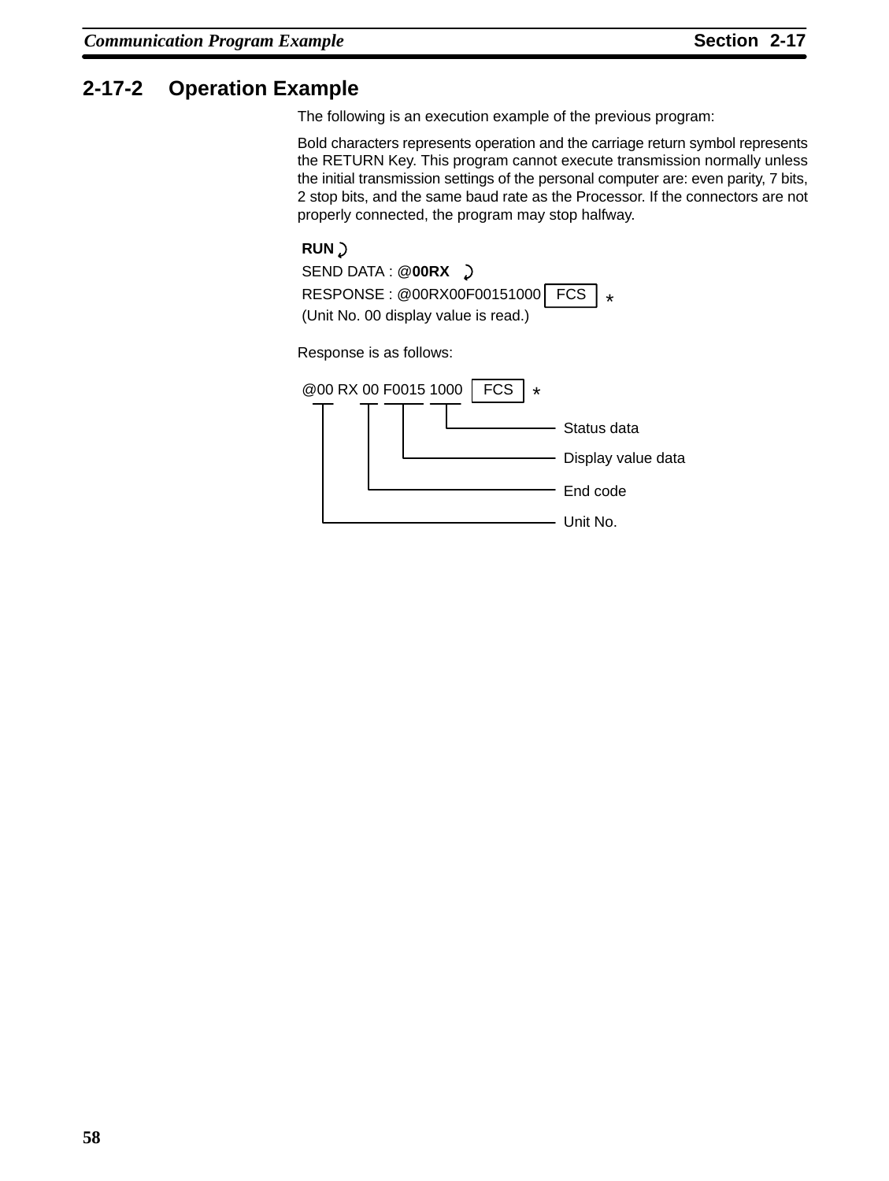## 2-17-2 Operation Example

The following is an execution example of the previous program:

Bold characters represents operation and the carriage return symbol represents the RETURN Key. This program cannot execute transmission normally unless the initial transmission settings of the personal computer are: even parity, 7 bits, 2 stop bits, and the same baud rate as the Processor. If the connectors are not properly connected, the program may stop halfway.

**RUN** ↵

SEND DATA : @**00RX** ↵

RESPONSE : @00RX00F00151000 [FCS] *

(Unit No. 00 display value is read.)

Response is as follows:

@00 RX 00 F0015 1000 [FCS] *

- 1000: Status data
- F0015: Display value data
- 00 (after RX): End code
- 00 (after @): Unit No.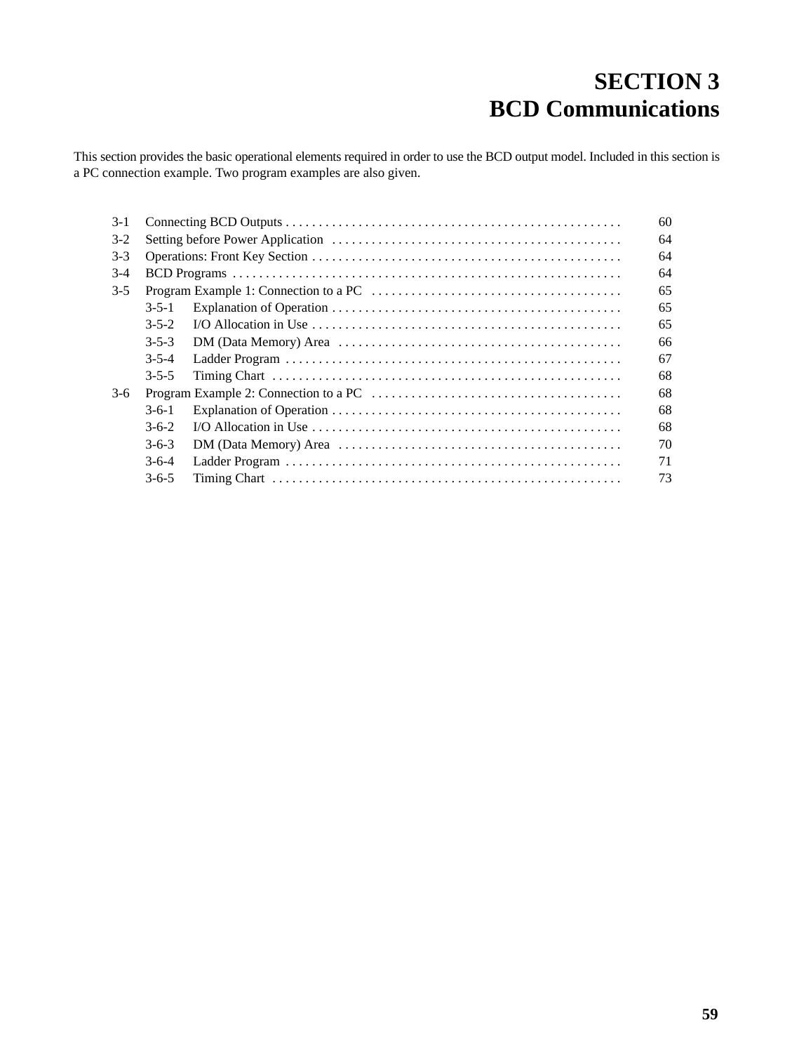# SECTION 3
# BCD Communications

This section provides the basic operational elements required in order to use the BCD output model. Included in this section is a PC connection example. Two program examples are also given.

| | | | |
|---|---|---|---|
| 3-1 | Connecting BCD Outputs | | 60 |
| 3-2 | Setting before Power Application | | 64 |
| 3-3 | Operations: Front Key Section | | 64 |
| 3-4 | BCD Programs | | 64 |
| 3-5 | Program Example 1: Connection to a PC | | 65 |
| | 3-5-1 | Explanation of Operation | 65 |
| | 3-5-2 | I/O Allocation in Use | 65 |
| | 3-5-3 | DM (Data Memory) Area | 66 |
| | 3-5-4 | Ladder Program | 67 |
| | 3-5-5 | Timing Chart | 68 |
| 3-6 | Program Example 2: Connection to a PC | | 68 |
| | 3-6-1 | Explanation of Operation | 68 |
| | 3-6-2 | I/O Allocation in Use | 68 |
| | 3-6-3 | DM (Data Memory) Area | 70 |
| | 3-6-4 | Ladder Program | 71 |
| | 3-6-5 | Timing Chart | 73 |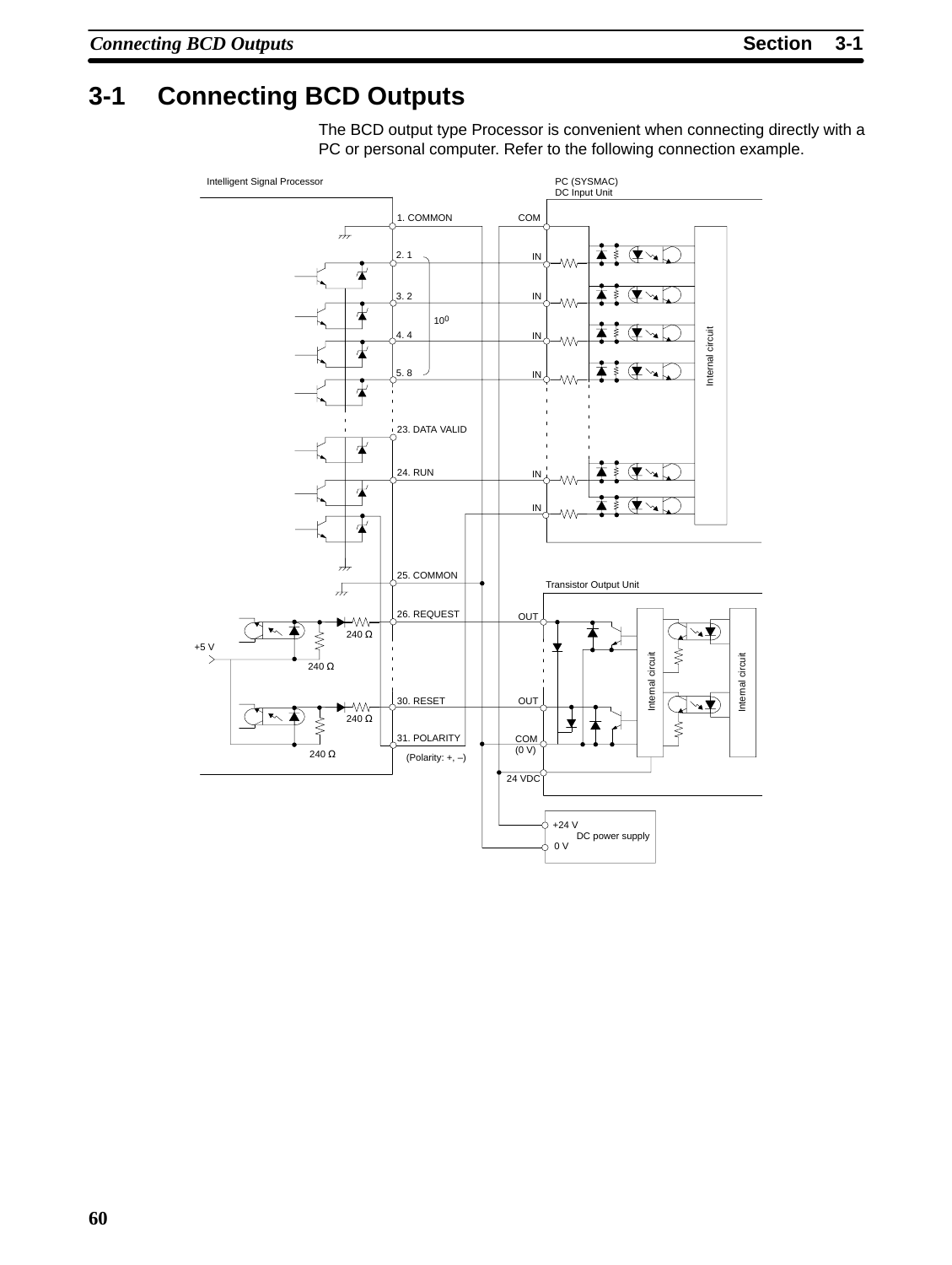# 3-1 Connecting BCD Outputs

The BCD output type Processor is convenient when connecting directly with a PC or personal computer. Refer to the following connection example.

Intelligent Signal Processor

PC (SYSMAC)
DC Input Unit

1. COMMON — COM

2. 1 — IN

3. 2 — IN

$10^0$

4. 4 — IN

5. 8 — IN

Internal circuit

23. DATA VALID

24. RUN — IN

IN

25. COMMON

Transistor Output Unit

26. REQUEST — OUT

240 Ω

+5 V

240 Ω

30. RESET — OUT

240 Ω

31. POLARITY — COM (0 V)

240 Ω

(Polarity: +, –)

24 VDC

Internal circuit

Internal circuit

+24 V
DC power supply
0 V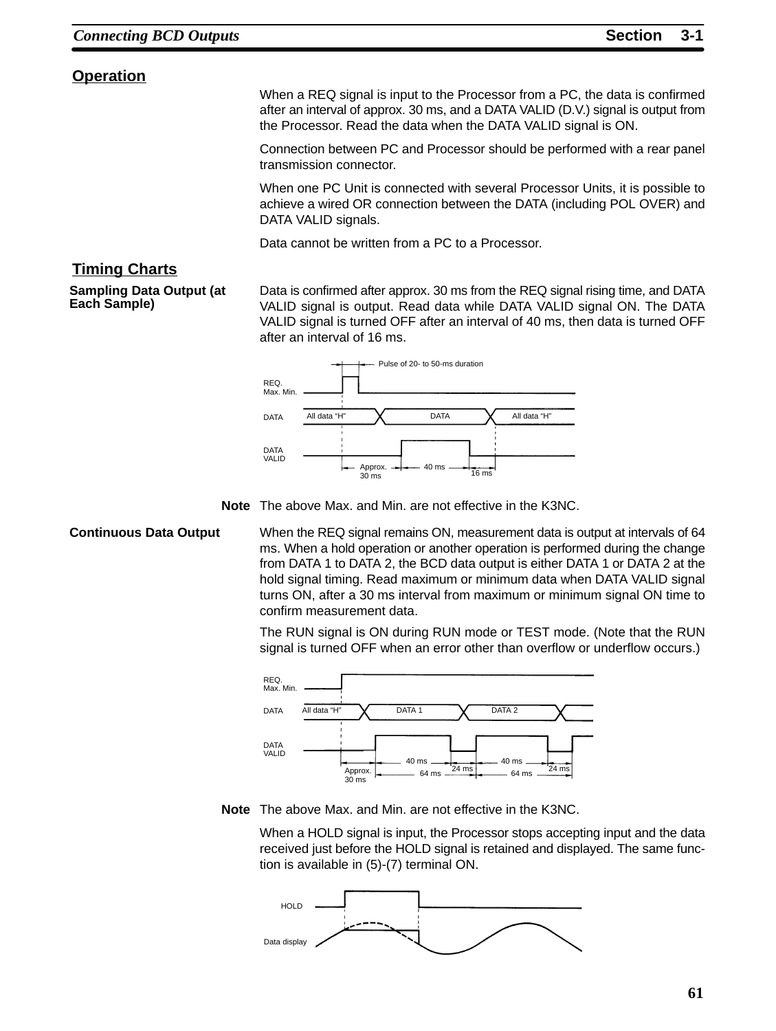## Operation

When a REQ signal is input to the Processor from a PC, the data is confirmed after an interval of approx. 30 ms, and a DATA VALID (D.V.) signal is output from the Processor. Read the data when the DATA VALID signal is ON.

Connection between PC and Processor should be performed with a rear panel transmission connector.

When one PC Unit is connected with several Processor Units, it is possible to achieve a wired OR connection between the DATA (including POL OVER) and DATA VALID signals.

Data cannot be written from a PC to a Processor.

## Timing Charts

### Sampling Data Output (at Each Sample)

Data is confirmed after approx. 30 ms from the REQ signal rising time, and DATA VALID signal is output. Read data while DATA VALID signal ON. The DATA VALID signal is turned OFF after an interval of 40 ms, then data is turned OFF after an interval of 16 ms.

REQ. Max. Min. — Pulse of 20- to 50-ms duration
DATA — All data "H" / DATA / All data "H"
DATA VALID — Approx. 30 ms / 40 ms / 16 ms

**Note** The above Max. and Min. are not effective in the K3NC.

### Continuous Data Output

When the REQ signal remains ON, measurement data is output at intervals of 64 ms. When a hold operation or another operation is performed during the change from DATA 1 to DATA 2, the BCD data output is either DATA 1 or DATA 2 at the hold signal timing. Read maximum or minimum data when DATA VALID signal turns ON, after a 30 ms interval from maximum or minimum signal ON time to confirm measurement data.

The RUN signal is ON during RUN mode or TEST mode. (Note that the RUN signal is turned OFF when an error other than overflow or underflow occurs.)

REQ. Max. Min.
DATA — All data "H" / DATA 1 / DATA 2
DATA VALID — Approx. 30 ms / 40 ms / 24 ms / 64 ms / 40 ms / 24 ms / 64 ms

**Note** The above Max. and Min. are not effective in the K3NC.

When a HOLD signal is input, the Processor stops accepting input and the data received just before the HOLD signal is retained and displayed. The same function is available in (5)-(7) terminal ON.

HOLD
Data display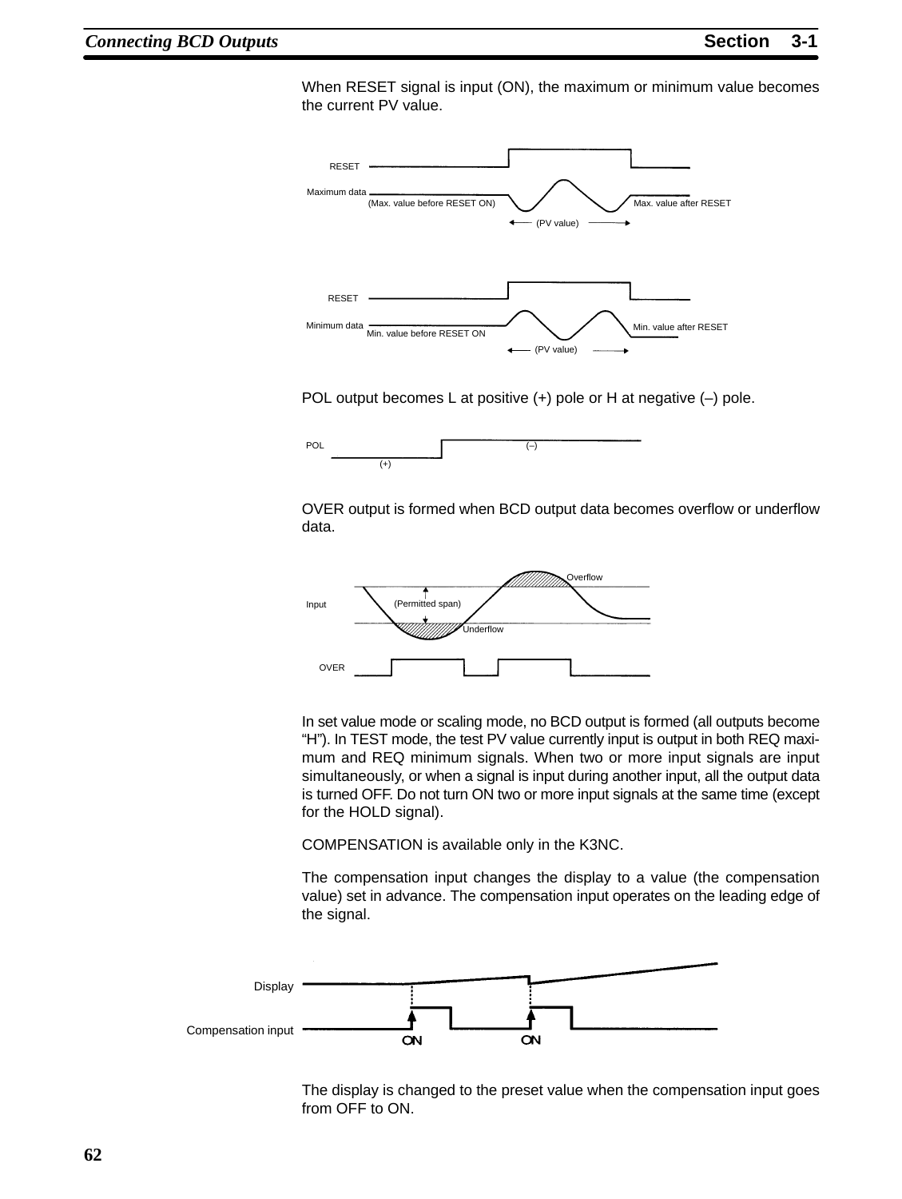When RESET signal is input (ON), the maximum or minimum value becomes the current PV value.

RESET

Maximum data (Max. value before RESET ON) Max. value after RESET

(PV value)

RESET

Minimum data Min. value before RESET ON Min. value after RESET

(PV value)

POL output becomes L at positive (+) pole or H at negative (–) pole.

POL (+) (–)

OVER output is formed when BCD output data becomes overflow or underflow data.

Input (Permitted span) Overflow Underflow

OVER

In set value mode or scaling mode, no BCD output is formed (all outputs become "H"). In TEST mode, the test PV value currently input is output in both REQ maximum and REQ minimum signals. When two or more input signals are input simultaneously, or when a signal is input during another input, all the output data is turned OFF. Do not turn ON two or more input signals at the same time (except for the HOLD signal).

COMPENSATION is available only in the K3NC.

The compensation input changes the display to a value (the compensation value) set in advance. The compensation input operates on the leading edge of the signal.

Display

Compensation input ON ON

The display is changed to the preset value when the compensation input goes from OFF to ON.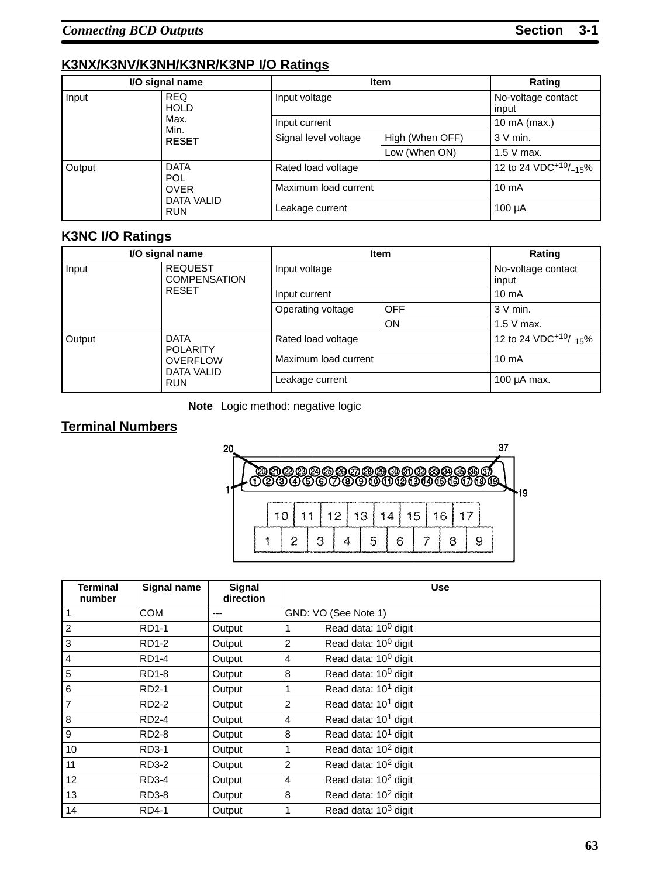## K3NX/K3NV/K3NH/K3NR/K3NP I/O Ratings

| I/O signal name | | Item | | Rating |
|---|---|---|---|---|
| Input | REQ<br>HOLD<br>Max.<br>Min.<br>RESET | Input voltage | | No-voltage contact input |
| | | Input current | | 10 mA (max.) |
| | | Signal level voltage | High (When OFF) | 3 V min. |
| | | | Low (When ON) | 1.5 V max. |
| Output | DATA<br>POL<br>OVER<br>DATA VALID<br>RUN | Rated load voltage | | 12 to 24 VDC$^{+10}/_{-15}$% |
| | | Maximum load current | | 10 mA |
| | | Leakage current | | 100 μA |

## K3NC I/O Ratings

| I/O signal name | | Item | | Rating |
|---|---|---|---|---|
| Input | REQUEST<br>COMPENSATION<br>RESET | Input voltage | | No-voltage contact input |
| | | Input current | | 10 mA |
| | | Operating voltage | OFF | 3 V min. |
| | | | ON | 1.5 V max. |
| Output | DATA<br>POLARITY<br>OVERFLOW<br>DATA VALID<br>RUN | Rated load voltage | | 12 to 24 VDC$^{+10}/_{-15}$% |
| | | Maximum load current | | 10 mA |
| | | Leakage current | | 100 μA max. |

**Note** Logic method: negative logic

## Terminal Numbers

| Terminal number | Signal name | Signal direction | Use |
|---|---|---|---|
| 1 | COM | --- | GND: VO (See Note 1) |
| 2 | RD1-1 | Output | 1 Read data: $10^0$ digit |
| 3 | RD1-2 | Output | 2 Read data: $10^0$ digit |
| 4 | RD1-4 | Output | 4 Read data: $10^0$ digit |
| 5 | RD1-8 | Output | 8 Read data: $10^0$ digit |
| 6 | RD2-1 | Output | 1 Read data: $10^1$ digit |
| 7 | RD2-2 | Output | 2 Read data: $10^1$ digit |
| 8 | RD2-4 | Output | 4 Read data: $10^1$ digit |
| 9 | RD2-8 | Output | 8 Read data: $10^1$ digit |
| 10 | RD3-1 | Output | 1 Read data: $10^2$ digit |
| 11 | RD3-2 | Output | 2 Read data: $10^2$ digit |
| 12 | RD3-4 | Output | 4 Read data: $10^2$ digit |
| 13 | RD3-8 | Output | 8 Read data: $10^2$ digit |
| 14 | RD4-1 | Output | 1 Read data: $10^3$ digit |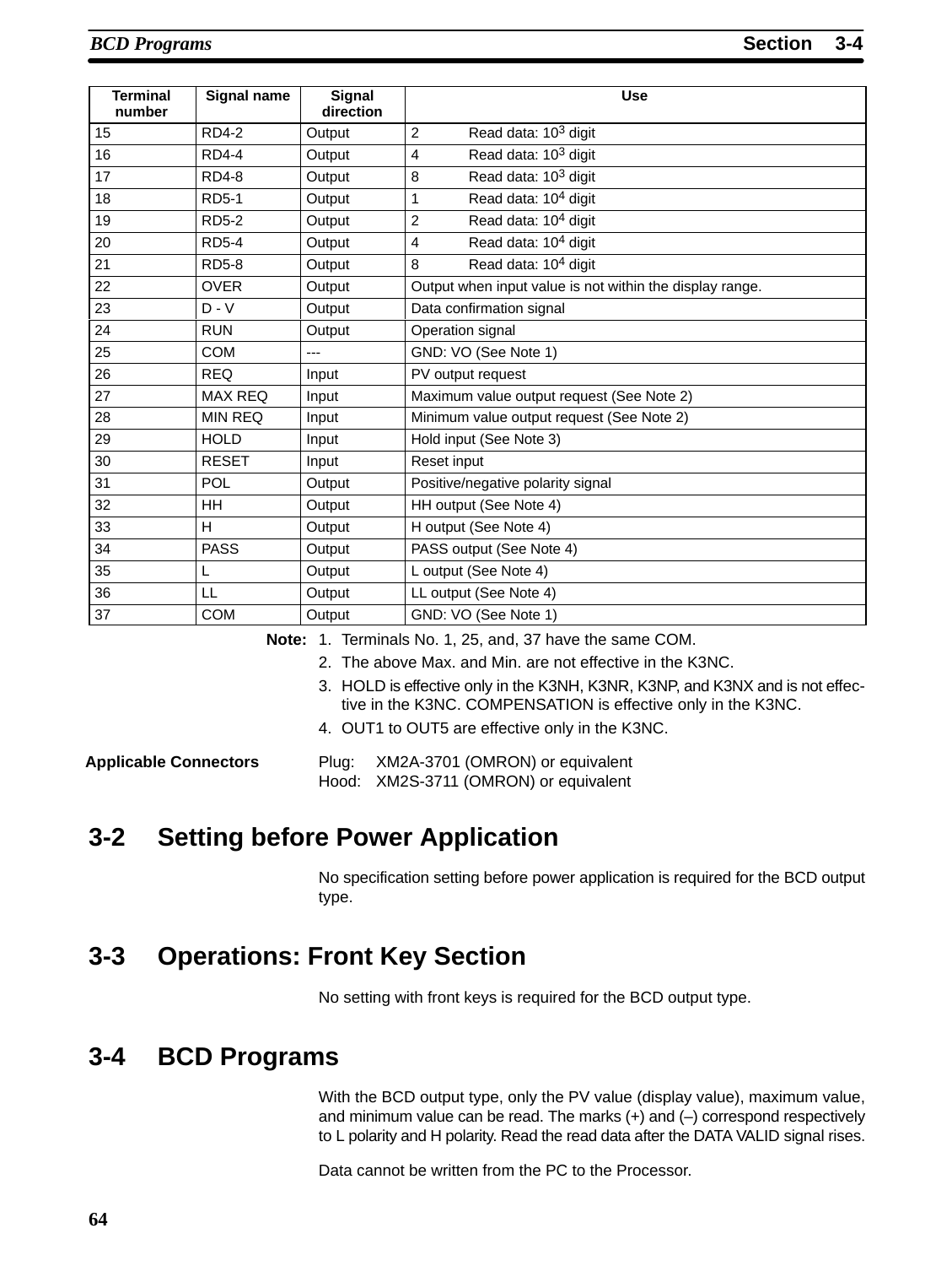| Terminal number | Signal name | Signal direction | Use |
|---|---|---|---|
| 15 | RD4-2 | Output | 2 Read data: $10^3$ digit |
| 16 | RD4-4 | Output | 4 Read data: $10^3$ digit |
| 17 | RD4-8 | Output | 8 Read data: $10^3$ digit |
| 18 | RD5-1 | Output | 1 Read data: $10^4$ digit |
| 19 | RD5-2 | Output | 2 Read data: $10^4$ digit |
| 20 | RD5-4 | Output | 4 Read data: $10^4$ digit |
| 21 | RD5-8 | Output | 8 Read data: $10^4$ digit |
| 22 | OVER | Output | Output when input value is not within the display range. |
| 23 | D - V | Output | Data confirmation signal |
| 24 | RUN | Output | Operation signal |
| 25 | COM | --- | GND: VO (See Note 1) |
| 26 | REQ | Input | PV output request |
| 27 | MAX REQ | Input | Maximum value output request (See Note 2) |
| 28 | MIN REQ | Input | Minimum value output request (See Note 2) |
| 29 | HOLD | Input | Hold input (See Note 3) |
| 30 | RESET | Input | Reset input |
| 31 | POL | Output | Positive/negative polarity signal |
| 32 | HH | Output | HH output (See Note 4) |
| 33 | H | Output | H output (See Note 4) |
| 34 | PASS | Output | PASS output (See Note 4) |
| 35 | L | Output | L output (See Note 4) |
| 36 | LL | Output | LL output (See Note 4) |
| 37 | COM | Output | GND: VO (See Note 1) |

**Note:**
1. Terminals No. 1, 25, and, 37 have the same COM.
2. The above Max. and Min. are not effective in the K3NC.
3. HOLD is effective only in the K3NH, K3NR, K3NP, and K3NX and is not effective in the K3NC. COMPENSATION is effective only in the K3NC.
4. OUT1 to OUT5 are effective only in the K3NC.

**Applicable Connectors**

Plug: XM2A-3701 (OMRON) or equivalent
Hood: XM2S-3711 (OMRON) or equivalent

## 3-2 Setting before Power Application

No specification setting before power application is required for the BCD output type.

## 3-3 Operations: Front Key Section

No setting with front keys is required for the BCD output type.

## 3-4 BCD Programs

With the BCD output type, only the PV value (display value), maximum value, and minimum value can be read. The marks (+) and (–) correspond respectively to L polarity and H polarity. Read the read data after the DATA VALID signal rises.

Data cannot be written from the PC to the Processor.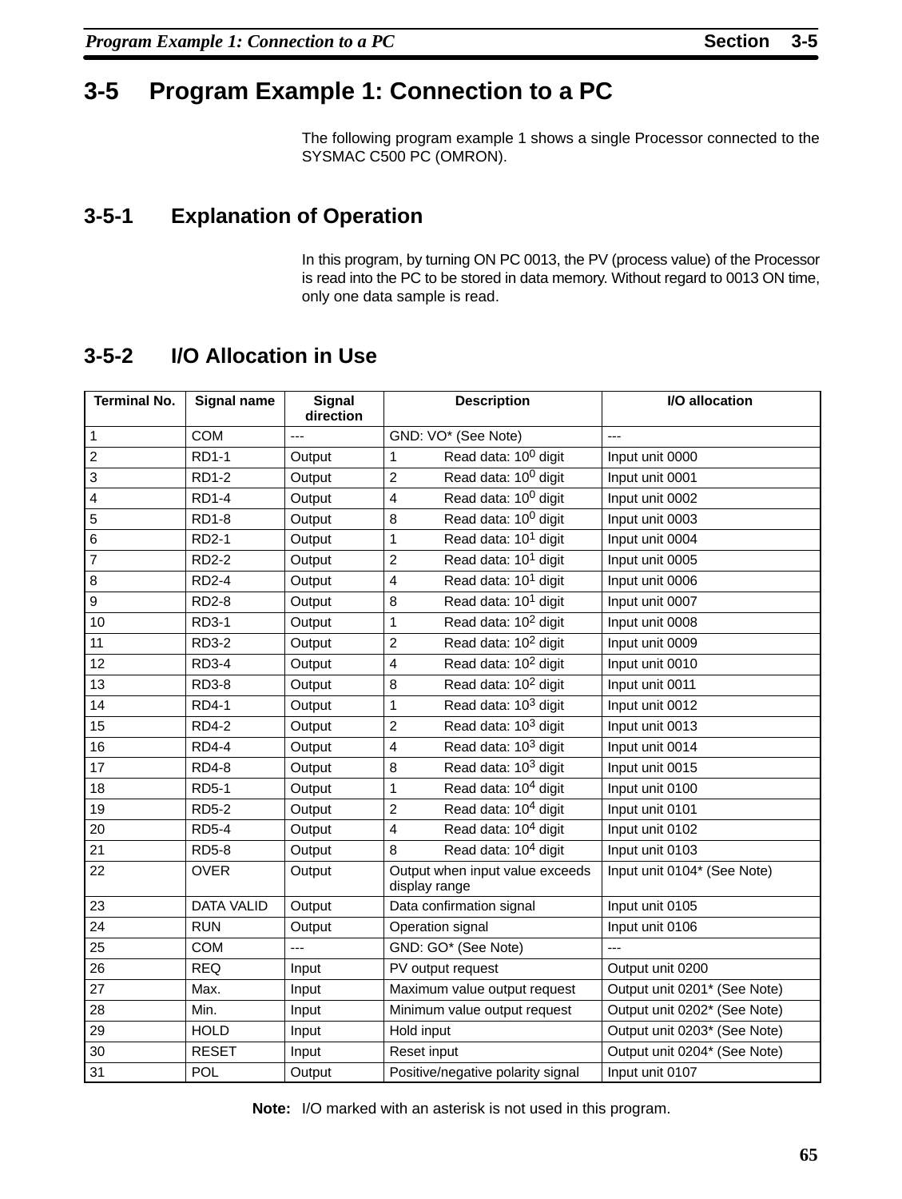## 3-5 Program Example 1: Connection to a PC

The following program example 1 shows a single Processor connected to the SYSMAC C500 PC (OMRON).

### 3-5-1 Explanation of Operation

In this program, by turning ON PC 0013, the PV (process value) of the Processor is read into the PC to be stored in data memory. Without regard to 0013 ON time, only one data sample is read.

### 3-5-2 I/O Allocation in Use

| Terminal No. | Signal name | Signal direction | Description | I/O allocation |
|---|---|---|---|---|
| 1 | COM | --- | GND: VO* (See Note) | --- |
| 2 | RD1-1 | Output | 1 Read data: $10^0$ digit | Input unit 0000 |
| 3 | RD1-2 | Output | 2 Read data: $10^0$ digit | Input unit 0001 |
| 4 | RD1-4 | Output | 4 Read data: $10^0$ digit | Input unit 0002 |
| 5 | RD1-8 | Output | 8 Read data: $10^0$ digit | Input unit 0003 |
| 6 | RD2-1 | Output | 1 Read data: $10^1$ digit | Input unit 0004 |
| 7 | RD2-2 | Output | 2 Read data: $10^1$ digit | Input unit 0005 |
| 8 | RD2-4 | Output | 4 Read data: $10^1$ digit | Input unit 0006 |
| 9 | RD2-8 | Output | 8 Read data: $10^1$ digit | Input unit 0007 |
| 10 | RD3-1 | Output | 1 Read data: $10^2$ digit | Input unit 0008 |
| 11 | RD3-2 | Output | 2 Read data: $10^2$ digit | Input unit 0009 |
| 12 | RD3-4 | Output | 4 Read data: $10^2$ digit | Input unit 0010 |
| 13 | RD3-8 | Output | 8 Read data: $10^2$ digit | Input unit 0011 |
| 14 | RD4-1 | Output | 1 Read data: $10^3$ digit | Input unit 0012 |
| 15 | RD4-2 | Output | 2 Read data: $10^3$ digit | Input unit 0013 |
| 16 | RD4-4 | Output | 4 Read data: $10^3$ digit | Input unit 0014 |
| 17 | RD4-8 | Output | 8 Read data: $10^3$ digit | Input unit 0015 |
| 18 | RD5-1 | Output | 1 Read data: $10^4$ digit | Input unit 0100 |
| 19 | RD5-2 | Output | 2 Read data: $10^4$ digit | Input unit 0101 |
| 20 | RD5-4 | Output | 4 Read data: $10^4$ digit | Input unit 0102 |
| 21 | RD5-8 | Output | 8 Read data: $10^4$ digit | Input unit 0103 |
| 22 | OVER | Output | Output when input value exceeds display range | Input unit 0104* (See Note) |
| 23 | DATA VALID | Output | Data confirmation signal | Input unit 0105 |
| 24 | RUN | Output | Operation signal | Input unit 0106 |
| 25 | COM | --- | GND: GO* (See Note) | --- |
| 26 | REQ | Input | PV output request | Output unit 0200 |
| 27 | Max. | Input | Maximum value output request | Output unit 0201* (See Note) |
| 28 | Min. | Input | Minimum value output request | Output unit 0202* (See Note) |
| 29 | HOLD | Input | Hold input | Output unit 0203* (See Note) |
| 30 | RESET | Input | Reset input | Output unit 0204* (See Note) |
| 31 | POL | Output | Positive/negative polarity signal | Input unit 0107 |

**Note:** I/O marked with an asterisk is not used in this program.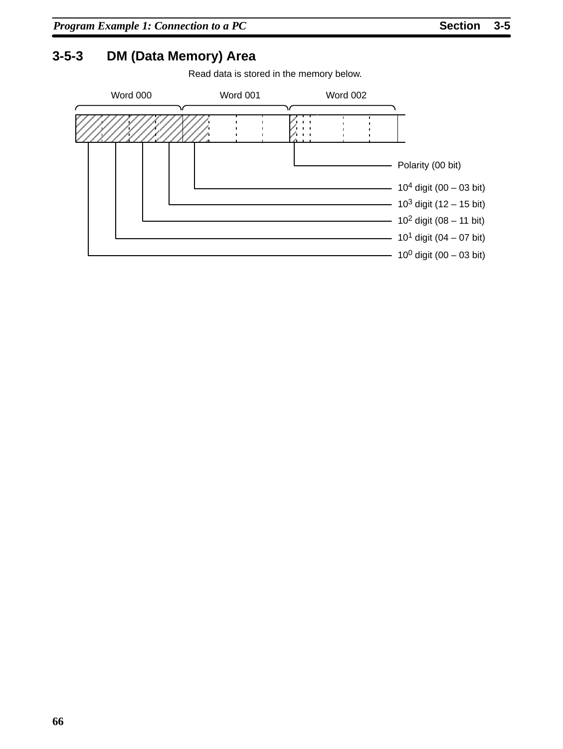## 3-5-3 DM (Data Memory) Area

Read data is stored in the memory below.

Word 000 | Word 001 | Word 002

Polarity (00 bit)

$10^4$ digit (00 – 03 bit)

$10^3$ digit (12 – 15 bit)

$10^2$ digit (08 – 11 bit)

$10^1$ digit (04 – 07 bit)

$10^0$ digit (00 – 03 bit)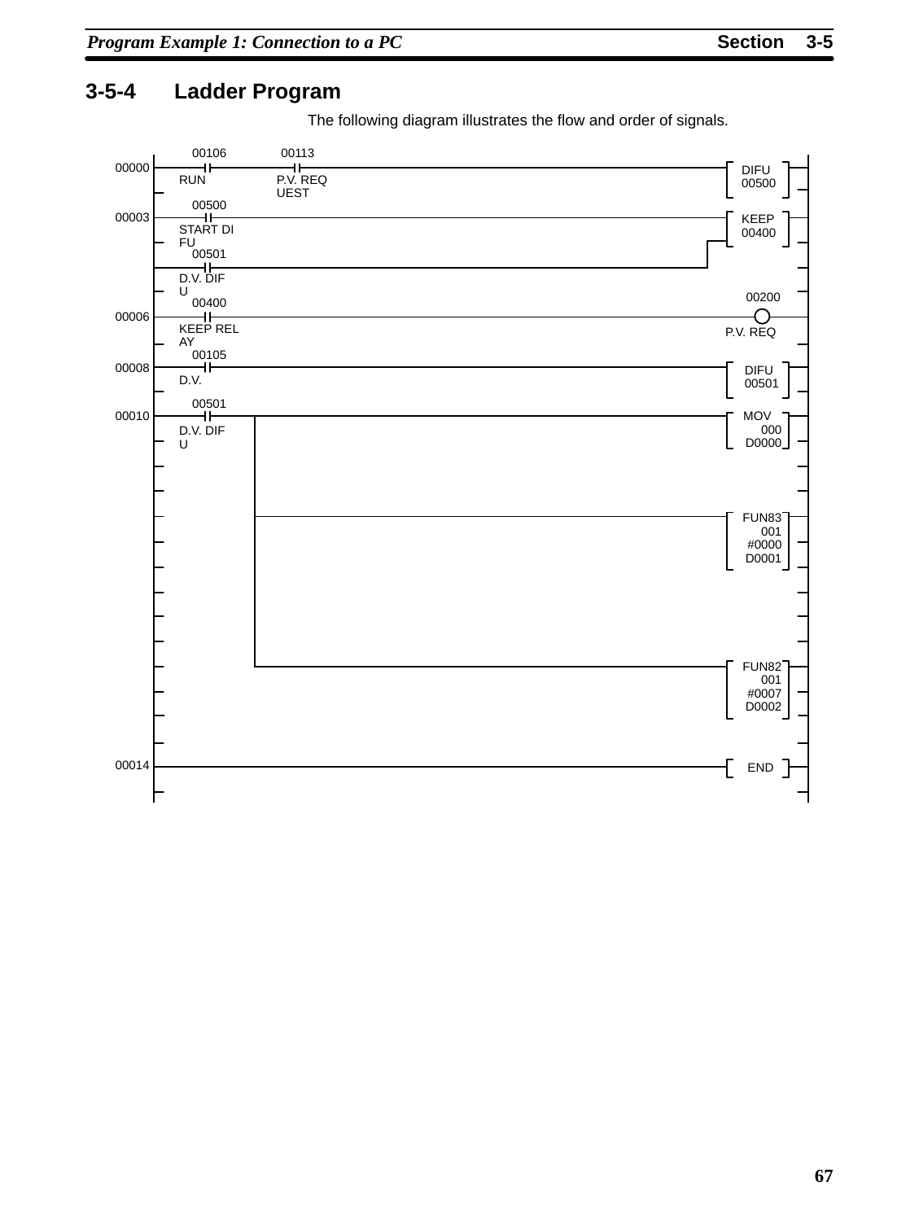## 3-5-4 Ladder Program

The following diagram illustrates the flow and order of signals.

```
        00106      00113
00000 --| |--------| |------------------------------------[ DIFU 00500 ]
        RUN        P.V. REQ
                   UEST
        00500
00003 --| |-----------------------------------------------[ KEEP 00400 ]
        START DI                                      |
        FU                                            |
        00501                                         |
      --| |-------------------------------------------+
        D.V. DIF
        U
        00400                                            00200
00006 --| |-----------------------------------------------( )
        KEEP REL                                        P.V. REQ
        AY
        00105
00008 --| |-----------------------------------------------[ DIFU 00501 ]
        D.V.
        00501
00010 --| |------+----------------------------------------[ MOV
        D.V. DIF |                                           000
        U        |                                           D0000 ]
                 |
                 +----------------------------------------[ FUN83
                 |                                           001
                 |                                           #0000
                 |                                           D0001 ]
                 |
                 +----------------------------------------[ FUN82
                                                             001
                                                             #0007
                                                             D0002 ]

00014 ----------------------------------------------------[ END ]
```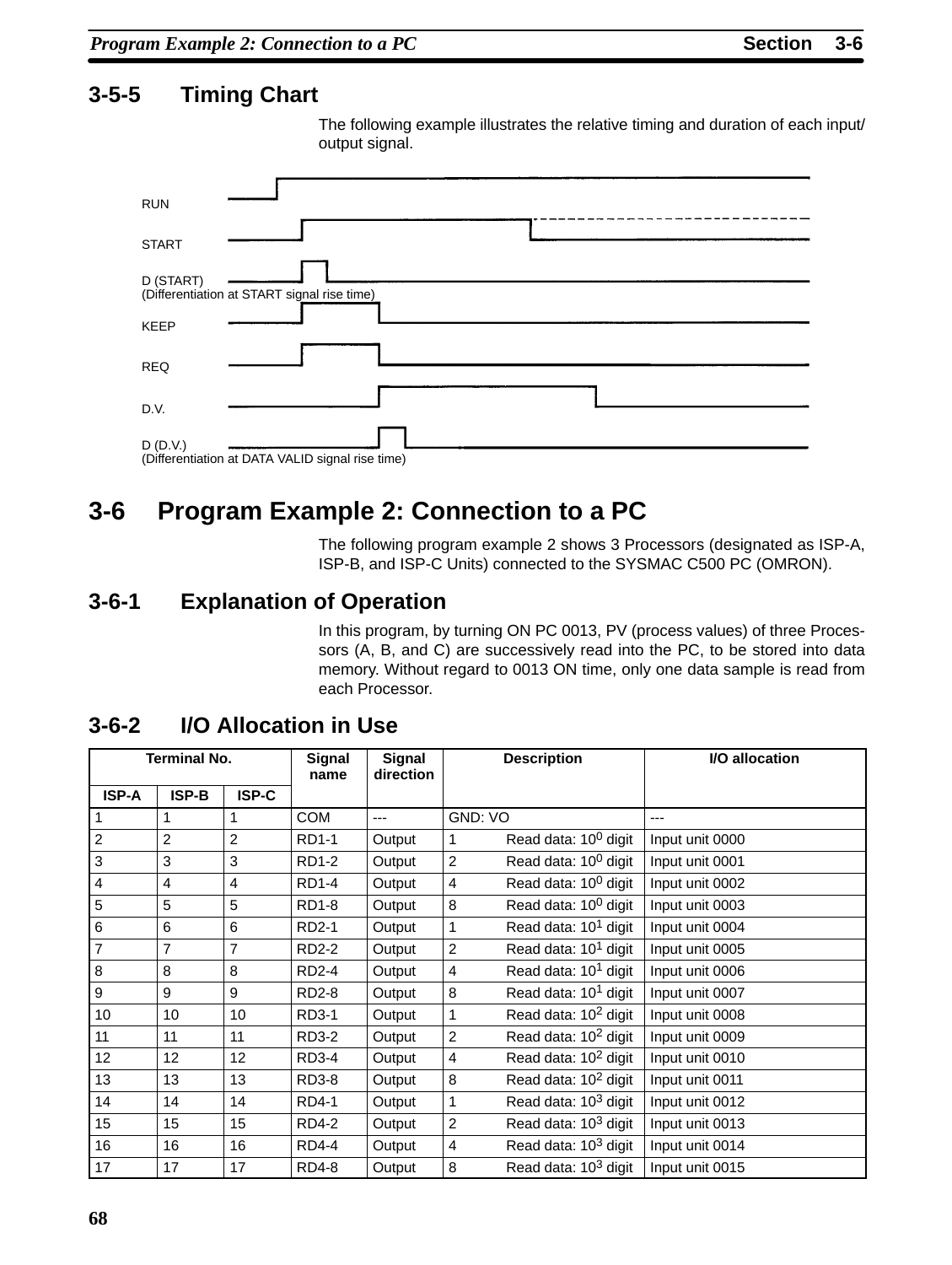## 3-5-5 Timing Chart

The following example illustrates the relative timing and duration of each input/output signal.

RUN

START

D (START)
(Differentiation at START signal rise time)

KEEP

REQ

D.V.

D (D.V.)
(Differentiation at DATA VALID signal rise time)

# 3-6 Program Example 2: Connection to a PC

The following program example 2 shows 3 Processors (designated as ISP-A, ISP-B, and ISP-C Units) connected to the SYSMAC C500 PC (OMRON).

## 3-6-1 Explanation of Operation

In this program, by turning ON PC 0013, PV (process values) of three Processors (A, B, and C) are successively read into the PC, to be stored into data memory. Without regard to 0013 ON time, only one data sample is read from each Processor.

## 3-6-2 I/O Allocation in Use

| Terminal No. | | | Signal name | Signal direction | Description | I/O allocation |
|---|---|---|---|---|---|---|
| ISP-A | ISP-B | ISP-C | | | | |
| 1 | 1 | 1 | COM | --- | GND: VO | --- |
| 2 | 2 | 2 | RD1-1 | Output | 1 Read data: $10^0$ digit | Input unit 0000 |
| 3 | 3 | 3 | RD1-2 | Output | 2 Read data: $10^0$ digit | Input unit 0001 |
| 4 | 4 | 4 | RD1-4 | Output | 4 Read data: $10^0$ digit | Input unit 0002 |
| 5 | 5 | 5 | RD1-8 | Output | 8 Read data: $10^0$ digit | Input unit 0003 |
| 6 | 6 | 6 | RD2-1 | Output | 1 Read data: $10^1$ digit | Input unit 0004 |
| 7 | 7 | 7 | RD2-2 | Output | 2 Read data: $10^1$ digit | Input unit 0005 |
| 8 | 8 | 8 | RD2-4 | Output | 4 Read data: $10^1$ digit | Input unit 0006 |
| 9 | 9 | 9 | RD2-8 | Output | 8 Read data: $10^1$ digit | Input unit 0007 |
| 10 | 10 | 10 | RD3-1 | Output | 1 Read data: $10^2$ digit | Input unit 0008 |
| 11 | 11 | 11 | RD3-2 | Output | 2 Read data: $10^2$ digit | Input unit 0009 |
| 12 | 12 | 12 | RD3-4 | Output | 4 Read data: $10^2$ digit | Input unit 0010 |
| 13 | 13 | 13 | RD3-8 | Output | 8 Read data: $10^2$ digit | Input unit 0011 |
| 14 | 14 | 14 | RD4-1 | Output | 1 Read data: $10^3$ digit | Input unit 0012 |
| 15 | 15 | 15 | RD4-2 | Output | 2 Read data: $10^3$ digit | Input unit 0013 |
| 16 | 16 | 16 | RD4-4 | Output | 4 Read data: $10^3$ digit | Input unit 0014 |
| 17 | 17 | 17 | RD4-8 | Output | 8 Read data: $10^3$ digit | Input unit 0015 |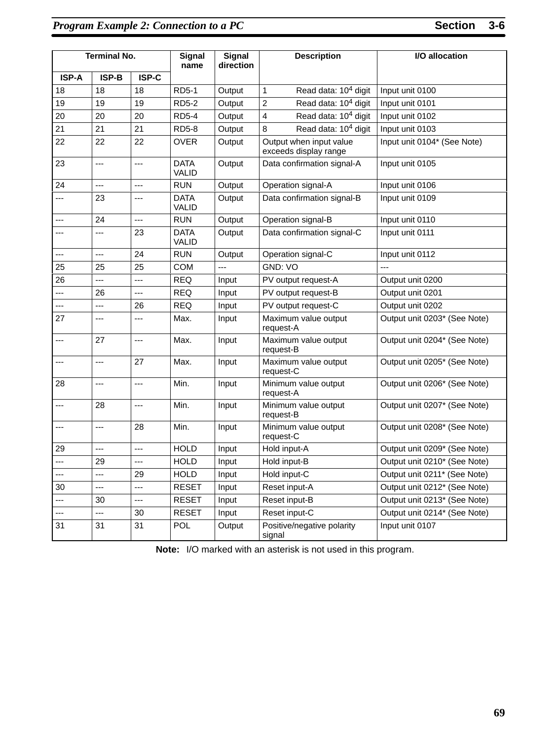| Terminal No. | | | Signal name | Signal direction | Description | I/O allocation |
|---|---|---|---|---|---|---|
| ISP-A | ISP-B | ISP-C | | | | |
| 18 | 18 | 18 | RD5-1 | Output | 1 Read data: $10^4$ digit | Input unit 0100 |
| 19 | 19 | 19 | RD5-2 | Output | 2 Read data: $10^4$ digit | Input unit 0101 |
| 20 | 20 | 20 | RD5-4 | Output | 4 Read data: $10^4$ digit | Input unit 0102 |
| 21 | 21 | 21 | RD5-8 | Output | 8 Read data: $10^4$ digit | Input unit 0103 |
| 22 | 22 | 22 | OVER | Output | Output when input value exceeds display range | Input unit 0104* (See Note) |
| 23 | --- | --- | DATA VALID | Output | Data confirmation signal-A | Input unit 0105 |
| 24 | --- | --- | RUN | Output | Operation signal-A | Input unit 0106 |
| --- | 23 | --- | DATA VALID | Output | Data confirmation signal-B | Input unit 0109 |
| --- | 24 | --- | RUN | Output | Operation signal-B | Input unit 0110 |
| --- | --- | 23 | DATA VALID | Output | Data confirmation signal-C | Input unit 0111 |
| --- | --- | 24 | RUN | Output | Operation signal-C | Input unit 0112 |
| 25 | 25 | 25 | COM | --- | GND: VO | --- |
| 26 | --- | --- | REQ | Input | PV output request-A | Output unit 0200 |
| --- | 26 | --- | REQ | Input | PV output request-B | Output unit 0201 |
| --- | --- | 26 | REQ | Input | PV output request-C | Output unit 0202 |
| 27 | --- | --- | Max. | Input | Maximum value output request-A | Output unit 0203* (See Note) |
| --- | 27 | --- | Max. | Input | Maximum value output request-B | Output unit 0204* (See Note) |
| --- | --- | 27 | Max. | Input | Maximum value output request-C | Output unit 0205* (See Note) |
| 28 | --- | --- | Min. | Input | Minimum value output request-A | Output unit 0206* (See Note) |
| --- | 28 | --- | Min. | Input | Minimum value output request-B | Output unit 0207* (See Note) |
| --- | --- | 28 | Min. | Input | Minimum value output request-C | Output unit 0208* (See Note) |
| 29 | --- | --- | HOLD | Input | Hold input-A | Output unit 0209* (See Note) |
| --- | 29 | --- | HOLD | Input | Hold input-B | Output unit 0210* (See Note) |
| --- | --- | 29 | HOLD | Input | Hold input-C | Output unit 0211* (See Note) |
| 30 | --- | --- | RESET | Input | Reset input-A | Output unit 0212* (See Note) |
| --- | 30 | --- | RESET | Input | Reset input-B | Output unit 0213* (See Note) |
| --- | --- | 30 | RESET | Input | Reset input-C | Output unit 0214* (See Note) |
| 31 | 31 | 31 | POL | Output | Positive/negative polarity signal | Input unit 0107 |

**Note:** I/O marked with an asterisk is not used in this program.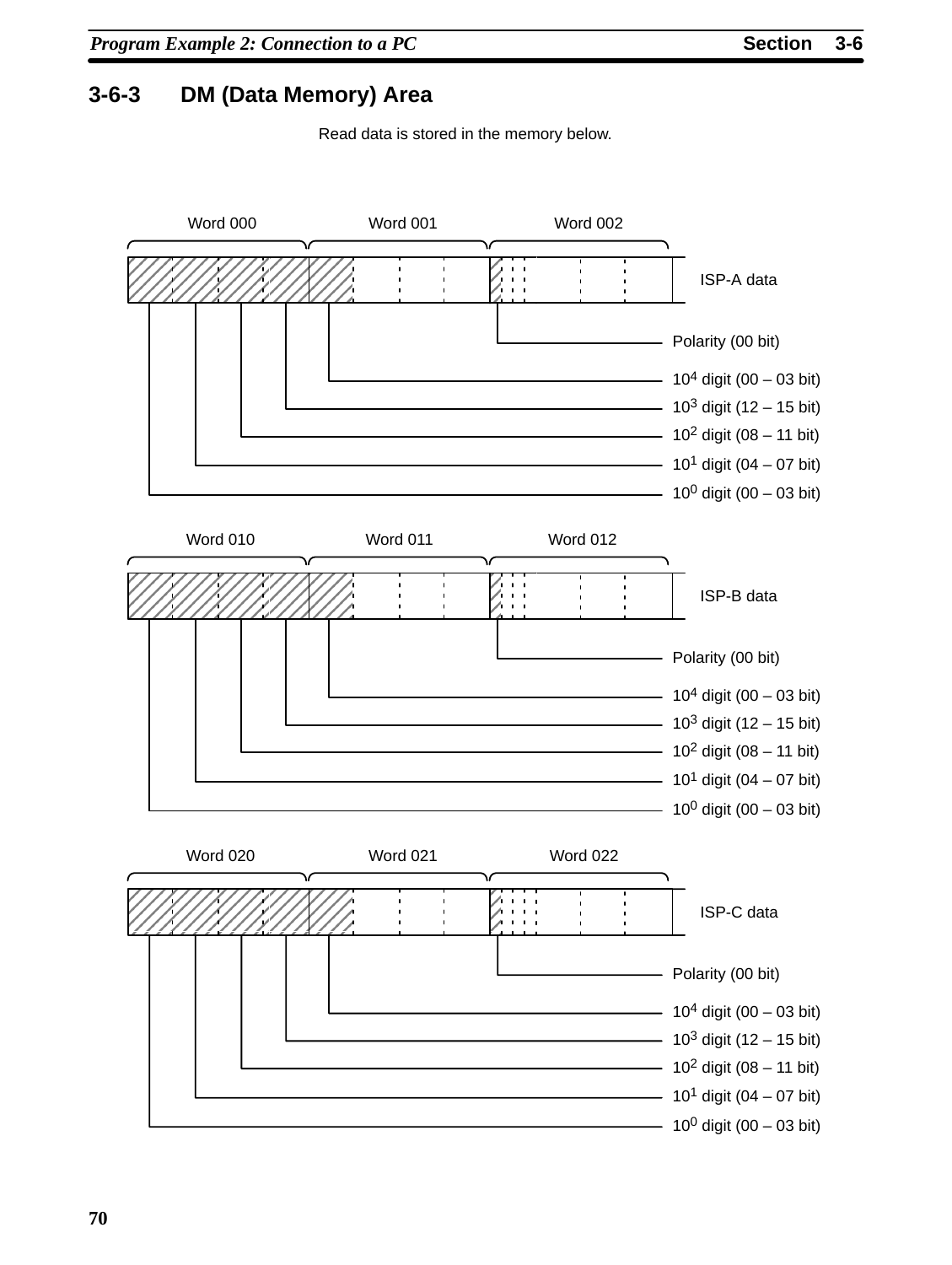## 3-6-3 DM (Data Memory) Area

Read data is stored in the memory below.

| Word 000 | Word 001 | Word 002 | |
|---|---|---|---|
| | | | ISP-A data |

- Polarity (00 bit)
- $10^4$ digit (00 – 03 bit)
- $10^3$ digit (12 – 15 bit)
- $10^2$ digit (08 – 11 bit)
- $10^1$ digit (04 – 07 bit)
- $10^0$ digit (00 – 03 bit)

| Word 010 | Word 011 | Word 012 | |
|---|---|---|---|
| | | | ISP-B data |

- Polarity (00 bit)
- $10^4$ digit (00 – 03 bit)
- $10^3$ digit (12 – 15 bit)
- $10^2$ digit (08 – 11 bit)
- $10^1$ digit (04 – 07 bit)
- $10^0$ digit (00 – 03 bit)

| Word 020 | Word 021 | Word 022 | |
|---|---|---|---|
| | | | ISP-C data |

- Polarity (00 bit)
- $10^4$ digit (00 – 03 bit)
- $10^3$ digit (12 – 15 bit)
- $10^2$ digit (08 – 11 bit)
- $10^1$ digit (04 – 07 bit)
- $10^0$ digit (00 – 03 bit)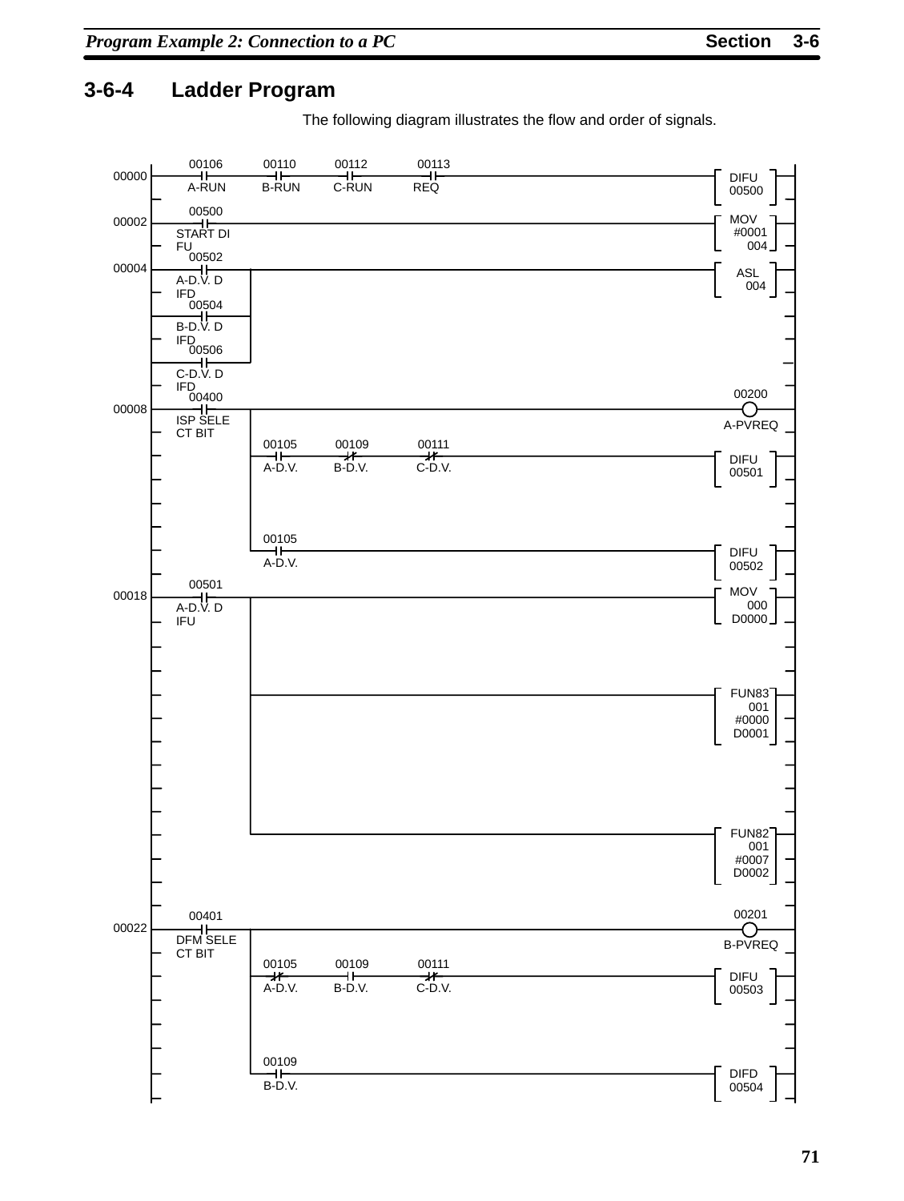## 3-6-4 Ladder Program

The following diagram illustrates the flow and order of signals.

```
Address  Contacts                                                         Output/Instruction
-------  ---------------------------------------------------------------  ------------------
00000    --| |-------| |-------| |-------| |----------------------------  [DIFU 00500]
           00106     00110     00112     00113
           A-RUN     B-RUN     C-RUN     REQ

00002    --| |---------------------------------------------------------  [MOV #0001 004]
           00500
           START DIFU

00004    --+--| |--+---------------------------------------------------  [ASL 004]
           |  00502 |
           |  A-D.V. DIFD
           +--| |--+
           |  00504 |
           |  B-D.V. DIFD
           +--| |--+
              00506
              C-D.V. DIFD

00008    --| |--+------------------------------------------------------  ( ) 00200
           00400 |                                                           A-PVREQ
           ISP SELECT BIT
                 +--| |-------|/|-------|/|----------------------------  [DIFU 00501]
                 |  00105     00109     00111
                 |  A-D.V.    B-D.V.    C-D.V.
                 |
                 +--| |------------------------------------------------  [DIFU 00502]
                    00105
                    A-D.V.

00018    --| |--+------------------------------------------------------  [MOV 000 D0000]
           00501 |
           A-D.V. DIFU
                 +-----------------------------------------------------  [FUN83 001 #0000 D0001]
                 |
                 +-----------------------------------------------------  [FUN82 001 #0007 D0002]

00022    --| |--+------------------------------------------------------  ( ) 00201
           00401 |                                                           B-PVREQ
           DFM SELECT BIT
                 +--|/|-------| |-------|/|----------------------------  [DIFU 00503]
                 |  00105     00109     00111
                 |  A-D.V.    B-D.V.    C-D.V.
                 |
                 +--| |------------------------------------------------  [DIFD 00504]
                    00109
                    B-D.V.
```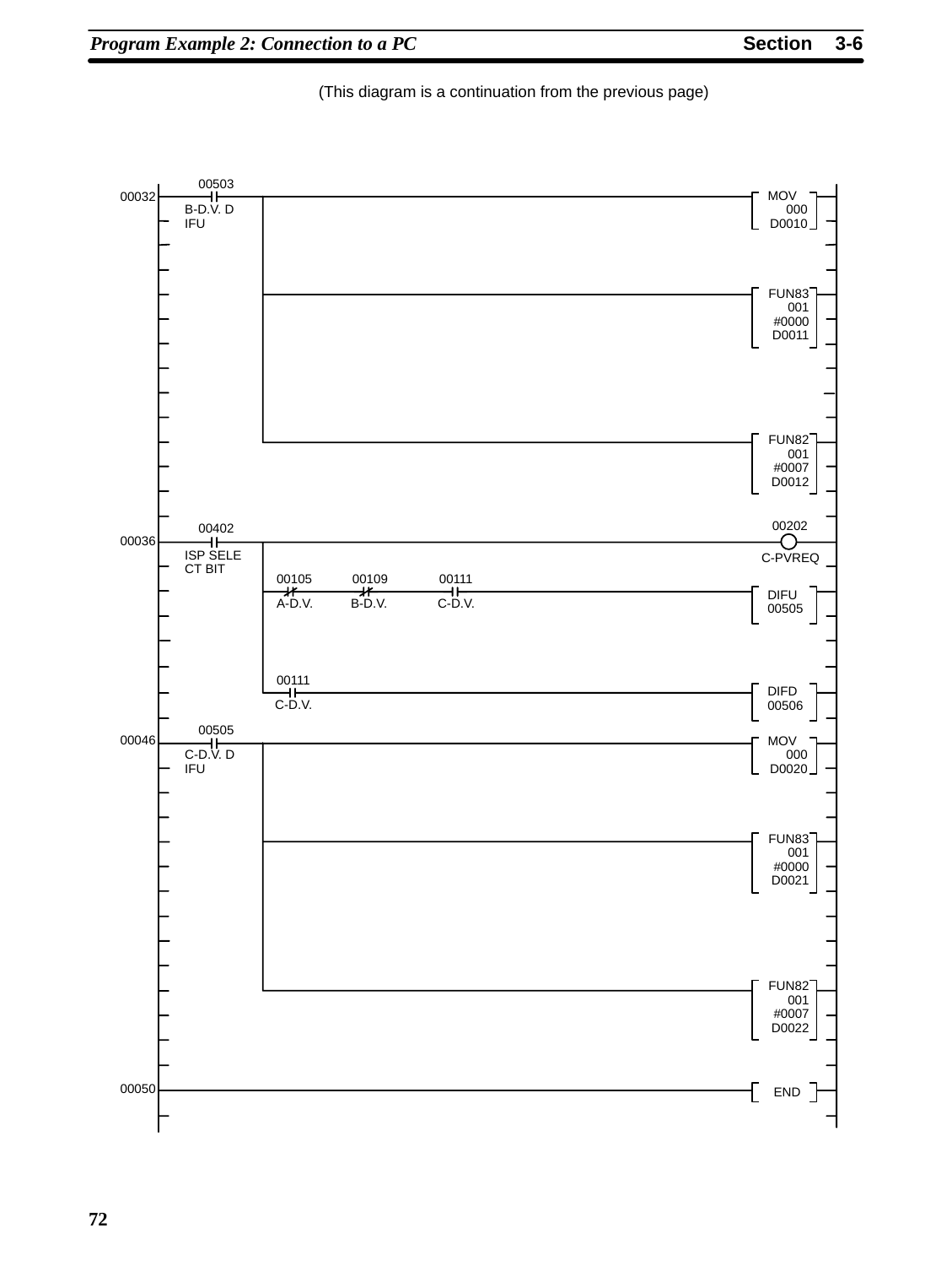(This diagram is a continuation from the previous page)

```
00032  --| |-- 00503 (B-D.V. DIFU) --+------------------------------ [MOV 000 D0010]
                                     |
                                     +------------------------------ [FUN83 001 #0000 D0011]
                                     |
                                     +------------------------------ [FUN82 001 #0007 D0012]

00036  --| |-- 00402 (ISP SELECT BIT) --+--------------------------- ( ) 00202 C-PVREQ
                                        |
                                        +--|/|-- 00105 (A-D.V.) --|/|-- 00109 (B-D.V.) --| |-- 00111 (C-D.V.) -- [DIFU 00505]
                                        |
                                        +--| |-- 00111 (C-D.V.) ---- [DIFD 00506]

00046  --| |-- 00505 (C-D.V. DIFU) --+------------------------------ [MOV 000 D0020]
                                     |
                                     +------------------------------ [FUN83 001 #0000 D0021]
                                     |
                                     +------------------------------ [FUN82 001 #0007 D0022]

00050  ------------------------------------------------------------- [END]
```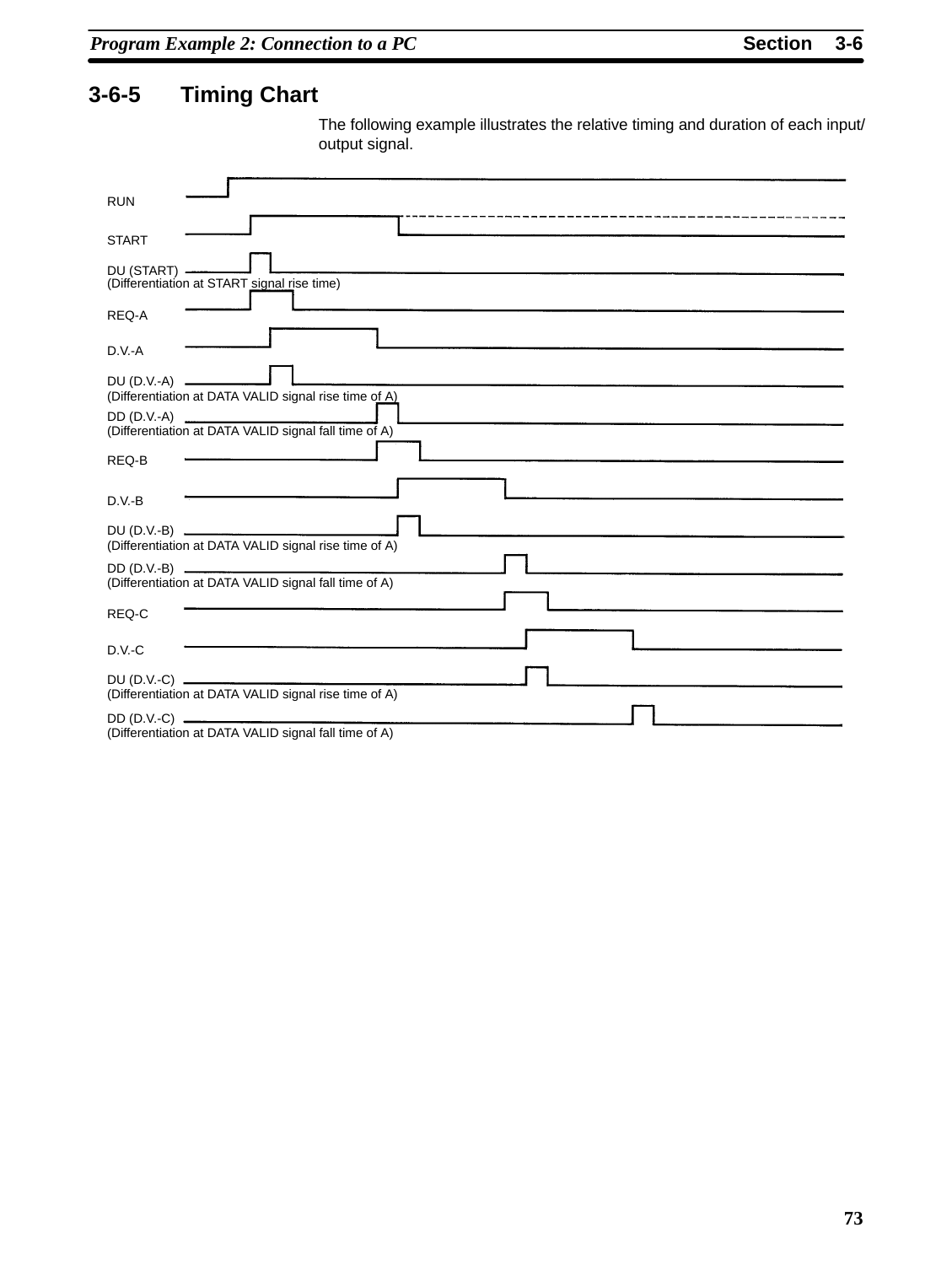## 3-6-5 Timing Chart

The following example illustrates the relative timing and duration of each input/output signal.

RUN

START

DU (START)
(Differentiation at START signal rise time)

REQ-A

D.V.-A

DU (D.V.-A)
(Differentiation at DATA VALID signal rise time of A)

DD (D.V.-A)
(Differentiation at DATA VALID signal fall time of A)

REQ-B

D.V.-B

DU (D.V.-B)
(Differentiation at DATA VALID signal rise time of A)

DD (D.V.-B)
(Differentiation at DATA VALID signal fall time of A)

REQ-C

D.V.-C

DU (D.V.-C)
(Differentiation at DATA VALID signal rise time of A)

DD (D.V.-C)
(Differentiation at DATA VALID signal fall time of A)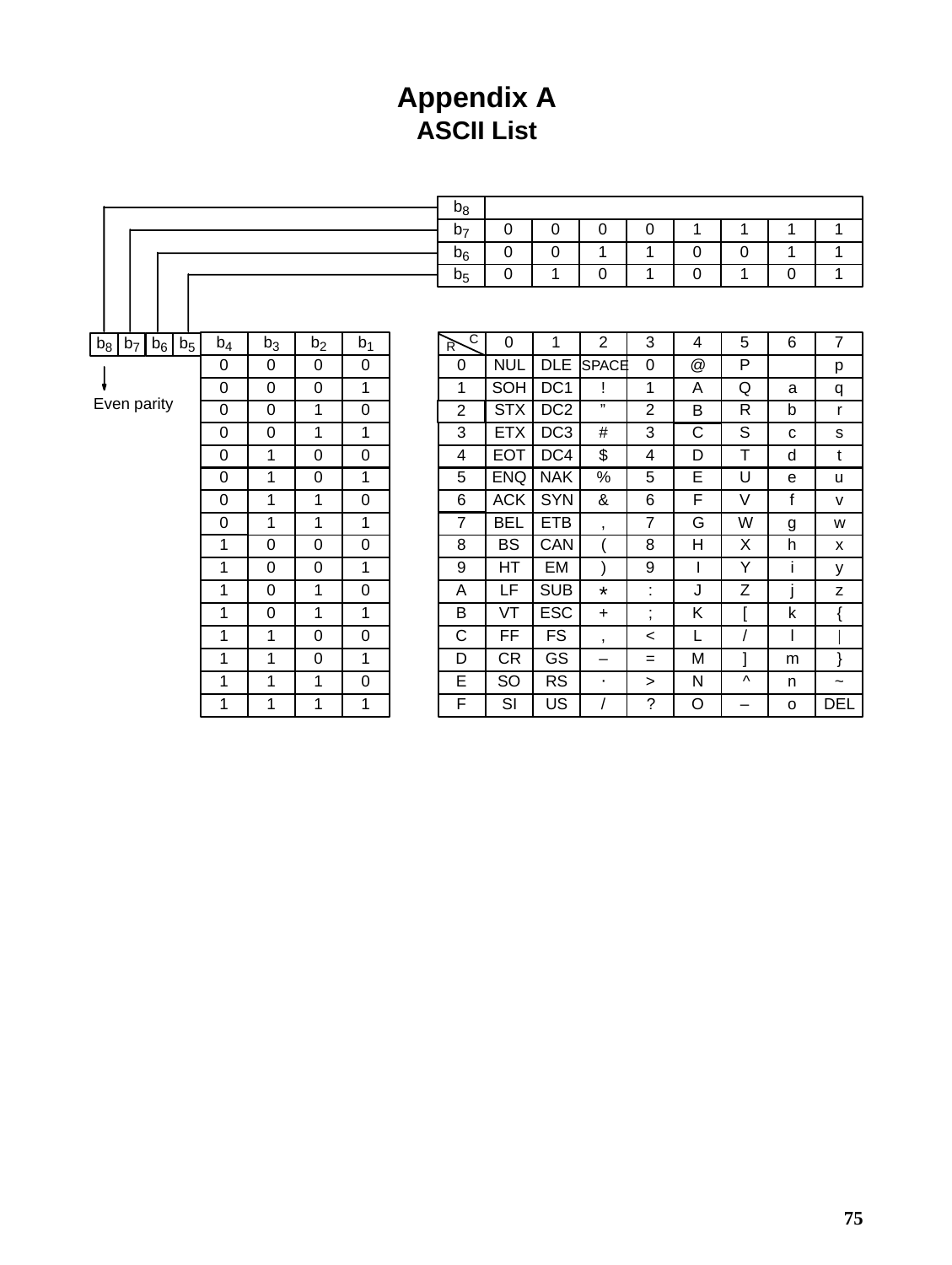# Appendix A

## ASCII List

| $b_8$ | | | | | | | | |
|---|---|---|---|---|---|---|---|---|
| $b_7$ | 0 | 0 | 0 | 0 | 1 | 1 | 1 | 1 |
| $b_6$ | 0 | 0 | 1 | 1 | 0 | 0 | 1 | 1 |
| $b_5$ | 0 | 1 | 0 | 1 | 0 | 1 | 0 | 1 |

$b_8$ $b_7$ $b_6$ $b_5$

$b_8$: Even parity

| $b_4$ | $b_3$ | $b_2$ | $b_1$ | R \ C | 0 | 1 | 2 | 3 | 4 | 5 | 6 | 7 |
|---|---|---|---|---|---|---|---|---|---|---|---|---|
| 0 | 0 | 0 | 0 | 0 | NUL | DLE | SPACE | 0 | @ | P | | p |
| 0 | 0 | 0 | 1 | 1 | SOH | DC1 | ! | 1 | A | Q | a | q |
| 0 | 0 | 1 | 0 | 2 | STX | DC2 | " | 2 | B | R | b | r |
| 0 | 0 | 1 | 1 | 3 | ETX | DC3 | # | 3 | C | S | c | s |
| 0 | 1 | 0 | 0 | 4 | EOT | DC4 | $ | 4 | D | T | d | t |
| 0 | 1 | 0 | 1 | 5 | ENQ | NAK | % | 5 | E | U | e | u |
| 0 | 1 | 1 | 0 | 6 | ACK | SYN | & | 6 | F | V | f | v |
| 0 | 1 | 1 | 1 | 7 | BEL | ETB | , | 7 | G | W | g | w |
| 1 | 0 | 0 | 0 | 8 | BS | CAN | ( | 8 | H | X | h | x |
| 1 | 0 | 0 | 1 | 9 | HT | EM | ) | 9 | I | Y | i | y |
| 1 | 0 | 1 | 0 | A | LF | SUB | * | : | J | Z | j | z |
| 1 | 0 | 1 | 1 | B | VT | ESC | + | ; | K | [ | k | { |
| 1 | 1 | 0 | 0 | C | FF | FS | , | < | L | / | l | \| |
| 1 | 1 | 0 | 1 | D | CR | GS | – | = | M | ] | m | } |
| 1 | 1 | 1 | 0 | E | SO | RS | · | > | N | ^ | n | ~ |
| 1 | 1 | 1 | 1 | F | SI | US | / | ? | O | – | o | DEL |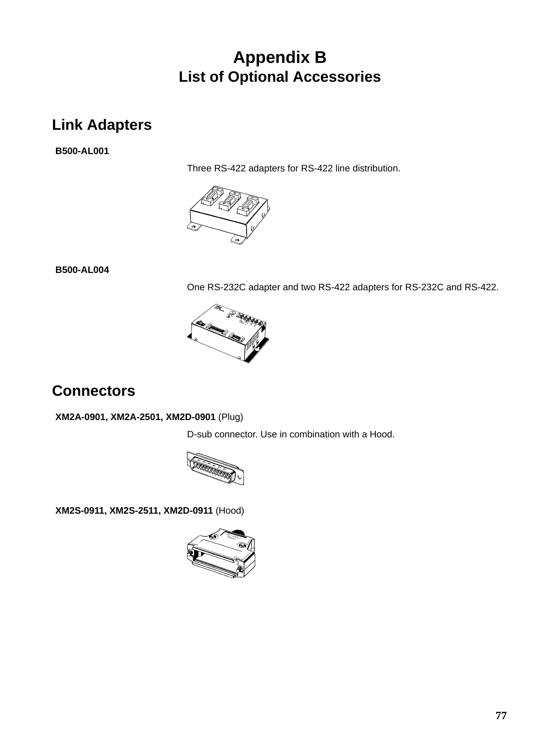# Appendix B
## List of Optional Accessories

## Link Adapters

**B500-AL001**

Three RS-422 adapters for RS-422 line distribution.

**B500-AL004**

One RS-232C adapter and two RS-422 adapters for RS-232C and RS-422.

## Connectors

**XM2A-0901, XM2A-2501, XM2D-0901** (Plug)

D-sub connector. Use in combination with a Hood.

**XM2S-0911, XM2S-2511, XM2D-0911** (Hood)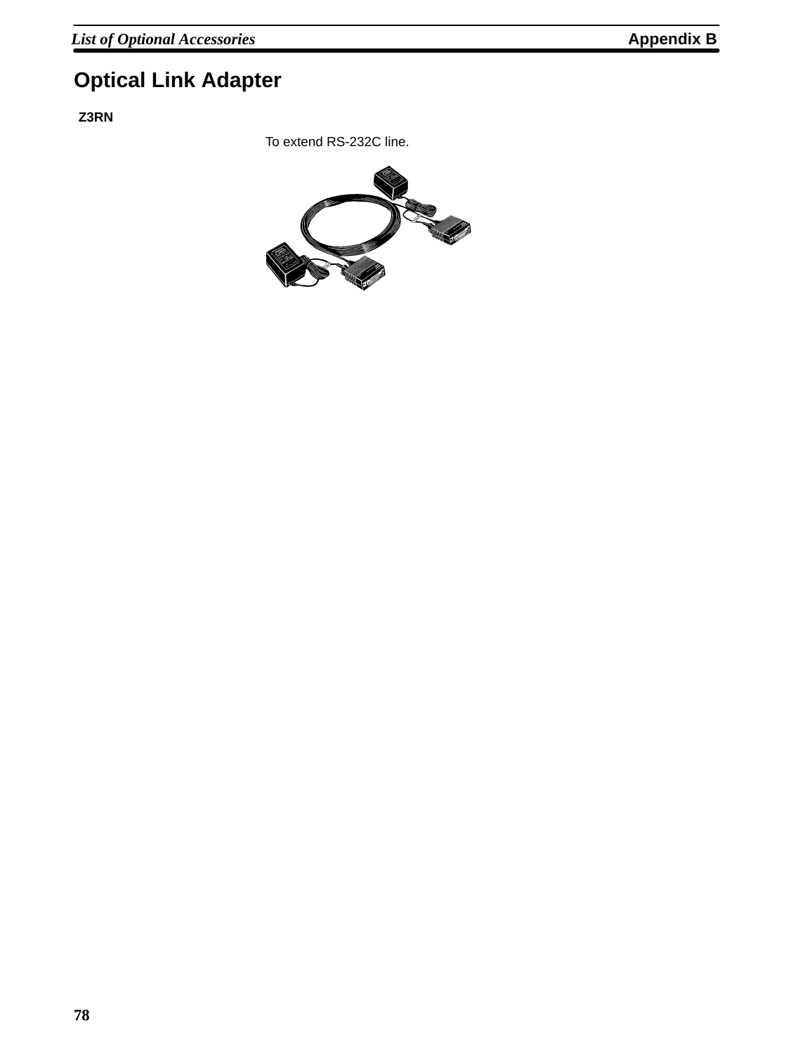# Optical Link Adapter

**Z3RN**

To extend RS-232C line.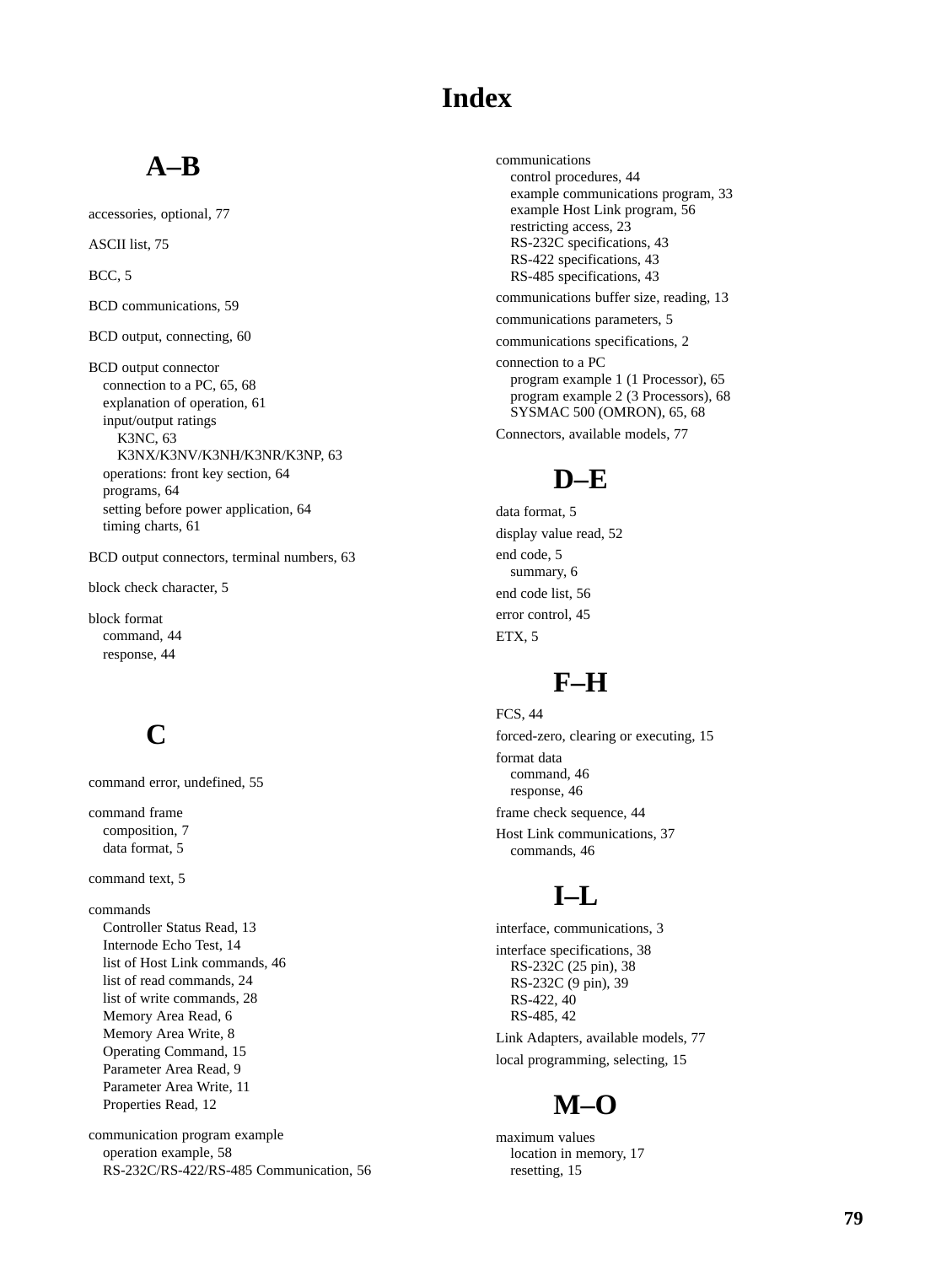# Index

## A–B

accessories, optional, 77

ASCII list, 75

BCC, 5

BCD communications, 59

BCD output, connecting, 60

BCD output connector
- connection to a PC, 65, 68
- explanation of operation, 61
- input/output ratings
  - K3NC, 63
  - K3NX/K3NV/K3NH/K3NR/K3NP, 63
- operations: front key section, 64
- programs, 64
- setting before power application, 64
- timing charts, 61

BCD output connectors, terminal numbers, 63

block check character, 5

block format
- command, 44
- response, 44

## C

command error, undefined, 55

command frame
- composition, 7
- data format, 5

command text, 5

commands
- Controller Status Read, 13
- Internode Echo Test, 14
- list of Host Link commands, 46
- list of read commands, 24
- list of write commands, 28
- Memory Area Read, 6
- Memory Area Write, 8
- Operating Command, 15
- Parameter Area Read, 9
- Parameter Area Write, 11
- Properties Read, 12

communication program example
- operation example, 58
- RS-232C/RS-422/RS-485 Communication, 56

communications
- control procedures, 44
- example communications program, 33
- example Host Link program, 56
- restricting access, 23
- RS-232C specifications, 43
- RS-422 specifications, 43
- RS-485 specifications, 43

communications buffer size, reading, 13

communications parameters, 5

communications specifications, 2

connection to a PC
- program example 1 (1 Processor), 65
- program example 2 (3 Processors), 68
- SYSMAC 500 (OMRON), 65, 68

Connectors, available models, 77

## D–E

data format, 5

display value read, 52

end code, 5
- summary, 6

end code list, 56

error control, 45

ETX, 5

## F–H

FCS, 44

forced-zero, clearing or executing, 15

format data
- command, 46
- response, 46

frame check sequence, 44

Host Link communications, 37
- commands, 46

## I–L

interface, communications, 3

interface specifications, 38
- RS-232C (25 pin), 38
- RS-232C (9 pin), 39
- RS-422, 40
- RS-485, 42

Link Adapters, available models, 77

local programming, selecting, 15

## M–O

maximum values
- location in memory, 17
- resetting, 15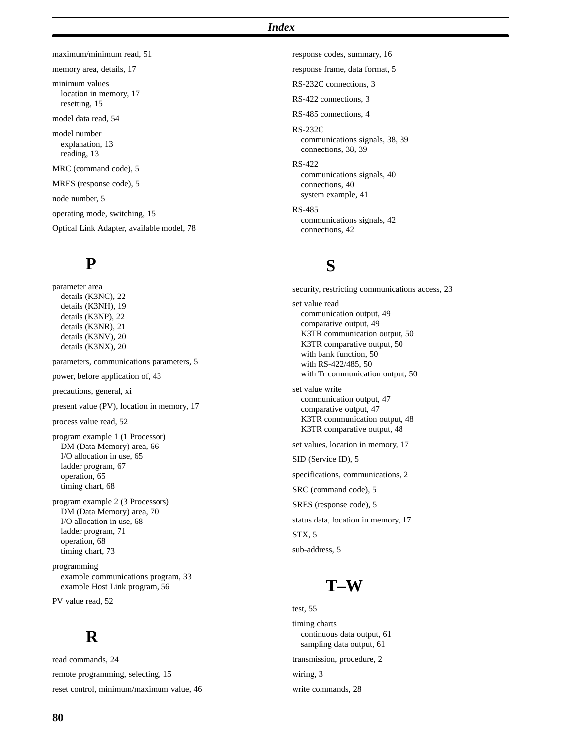maximum/minimum read, 51

memory area, details, 17

minimum values
- location in memory, 17
- resetting, 15

model data read, 54

model number
- explanation, 13
- reading, 13

MRC (command code), 5

MRES (response code), 5

node number, 5

operating mode, switching, 15

Optical Link Adapter, available model, 78

## P

parameter area
- details (K3NC), 22
- details (K3NH), 19
- details (K3NP), 22
- details (K3NR), 21
- details (K3NV), 20
- details (K3NX), 20

parameters, communications parameters, 5

power, before application of, 43

precautions, general, xi

present value (PV), location in memory, 17

process value read, 52

program example 1 (1 Processor)
- DM (Data Memory) area, 66
- I/O allocation in use, 65
- ladder program, 67
- operation, 65
- timing chart, 68

program example 2 (3 Processors)
- DM (Data Memory) area, 70
- I/O allocation in use, 68
- ladder program, 71
- operation, 68
- timing chart, 73

programming
- example communications program, 33
- example Host Link program, 56

PV value read, 52

## R

read commands, 24

remote programming, selecting, 15

reset control, minimum/maximum value, 46

response codes, summary, 16

response frame, data format, 5

RS-232C connections, 3

RS-422 connections, 3

RS-485 connections, 4

RS-232C
- communications signals, 38, 39
- connections, 38, 39

RS-422
- communications signals, 40
- connections, 40
- system example, 41

RS-485
- communications signals, 42
- connections, 42

## S

security, restricting communications access, 23

set value read
- communication output, 49
- comparative output, 49
- K3TR communication output, 50
- K3TR comparative output, 50
- with bank function, 50
- with RS-422/485, 50
- with Tr communication output, 50

set value write
- communication output, 47
- comparative output, 47
- K3TR communication output, 48
- K3TR comparative output, 48

set values, location in memory, 17

SID (Service ID), 5

specifications, communications, 2

SRC (command code), 5

SRES (response code), 5

status data, location in memory, 17

STX, 5

sub-address, 5

## T–W

test, 55

timing charts
- continuous data output, 61
- sampling data output, 61

transmission, procedure, 2

wiring, 3

write commands, 28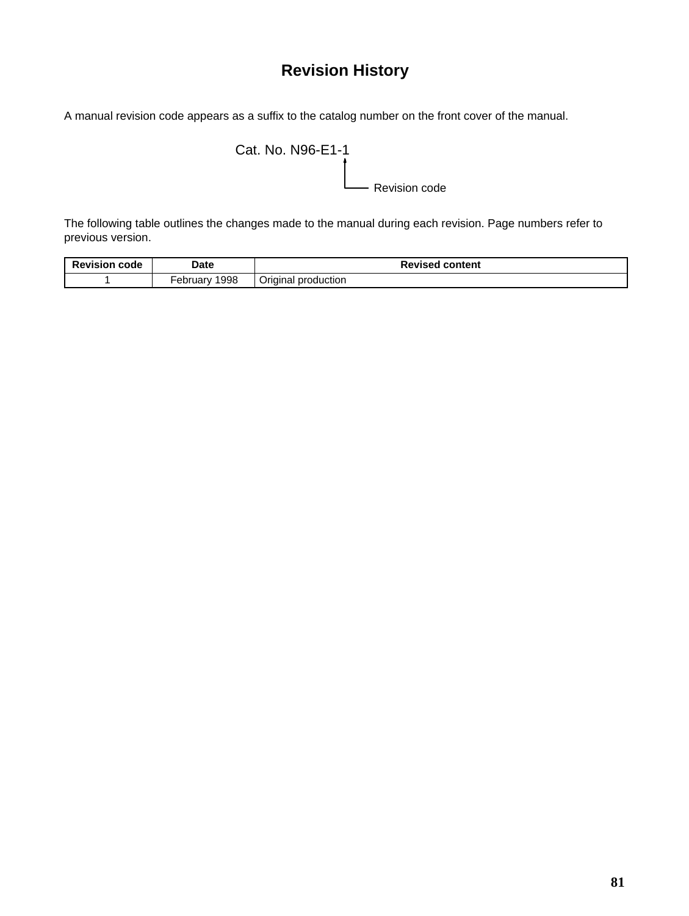# Revision History

A manual revision code appears as a suffix to the catalog number on the front cover of the manual.

Cat. No. N96-E1-1

Revision code

The following table outlines the changes made to the manual during each revision. Page numbers refer to previous version.

| Revision code | Date | Revised content |
|---|---|---|
| 1 | February 1998 | Original production |